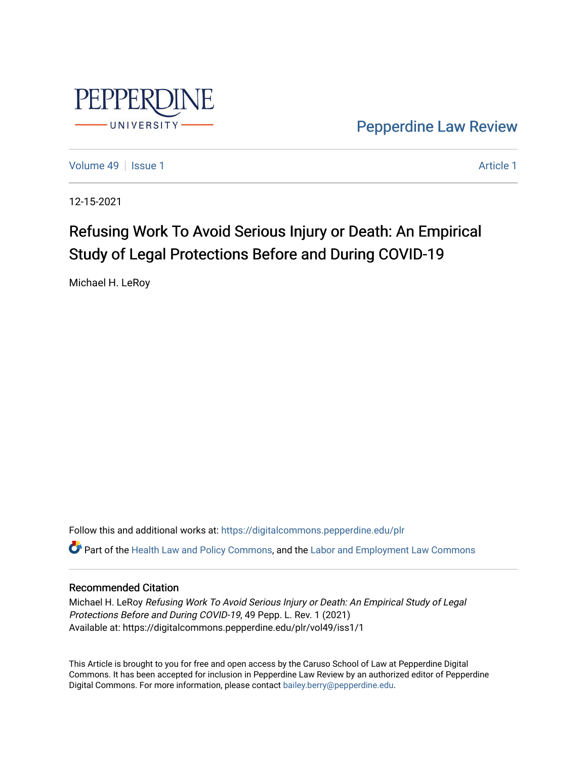Pepperdine Law Review

Volume 49 | Issue 1 | Article 1

12-15-2021

# Refusing Work To Avoid Serious Injury or Death: An Empirical Study of Legal Protections Before and During COVID-19

Michael H. LeRoy

Follow this and additional works at: https://digitalcommons.pepperdine.edu/plr

Part of the Health Law and Policy Commons, and the Labor and Employment Law Commons

## Recommended Citation

Michael H. LeRoy *Refusing Work To Avoid Serious Injury or Death: An Empirical Study of Legal Protections Before and During COVID-19*, 49 Pepp. L. Rev. 1 (2021)
Available at: https://digitalcommons.pepperdine.edu/plr/vol49/iss1/1

This Article is brought to you for free and open access by the Caruso School of Law at Pepperdine Digital Commons. It has been accepted for inclusion in Pepperdine Law Review by an authorized editor of Pepperdine Digital Commons. For more information, please contact bailey.berry@pepperdine.edu.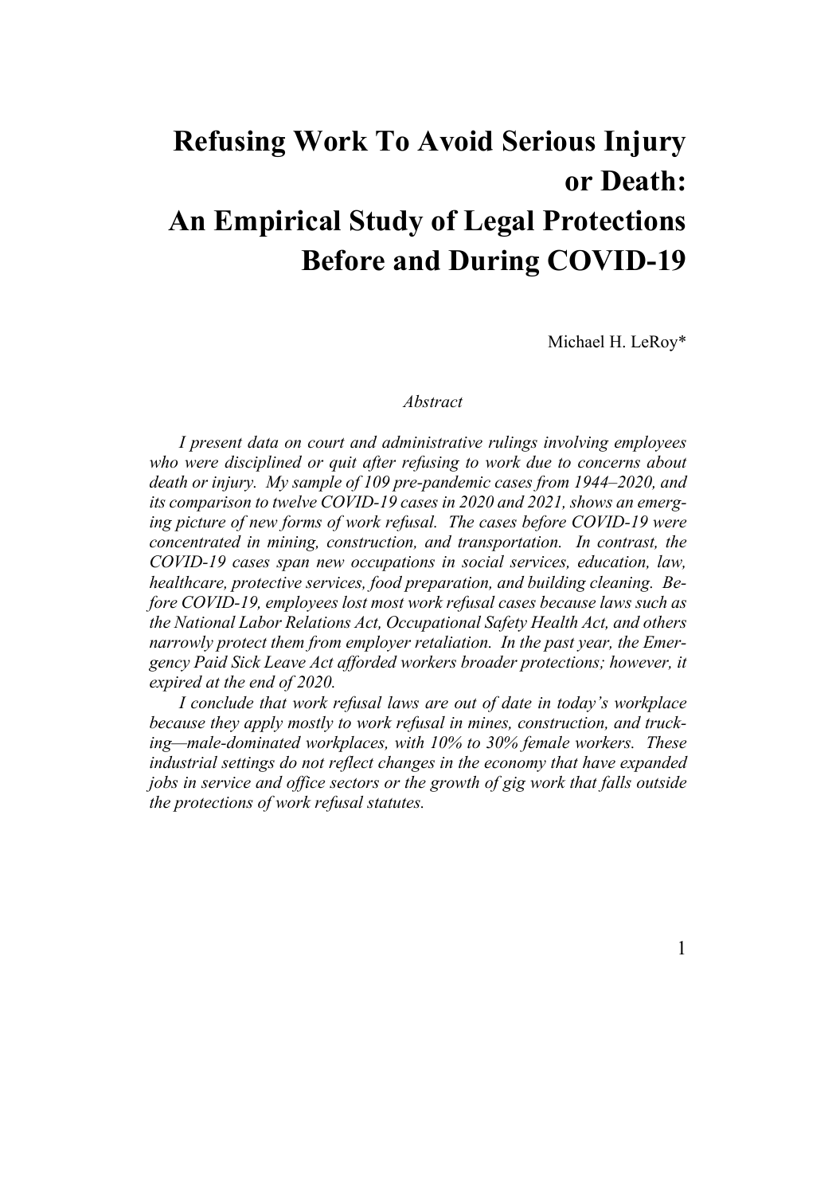# Refusing Work To Avoid Serious Injury or Death: An Empirical Study of Legal Protections Before and During COVID-19

Michael H. LeRoy*

*Abstract*

*I present data on court and administrative rulings involving employees who were disciplined or quit after refusing to work due to concerns about death or injury. My sample of 109 pre-pandemic cases from 1944–2020, and its comparison to twelve COVID-19 cases in 2020 and 2021, shows an emerging picture of new forms of work refusal. The cases before COVID-19 were concentrated in mining, construction, and transportation. In contrast, the COVID-19 cases span new occupations in social services, education, law, healthcare, protective services, food preparation, and building cleaning. Before COVID-19, employees lost most work refusal cases because laws such as the National Labor Relations Act, Occupational Safety Health Act, and others narrowly protect them from employer retaliation. In the past year, the Emergency Paid Sick Leave Act afforded workers broader protections; however, it expired at the end of 2020.*

*I conclude that work refusal laws are out of date in today's workplace because they apply mostly to work refusal in mines, construction, and trucking—male-dominated workplaces, with 10% to 30% female workers. These industrial settings do not reflect changes in the economy that have expanded jobs in service and office sectors or the growth of gig work that falls outside the protections of work refusal statutes.*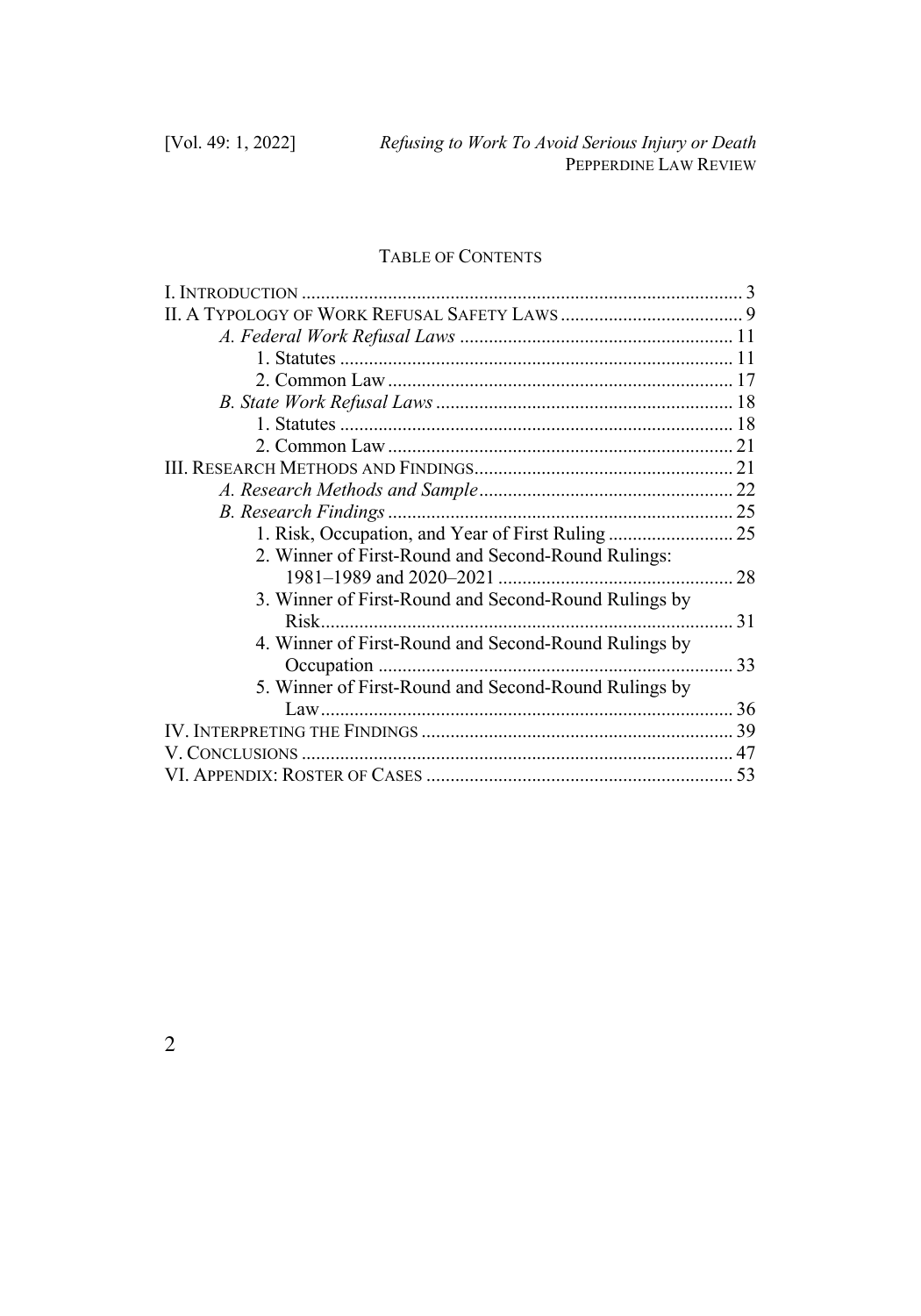## TABLE OF CONTENTS

I. INTRODUCTION ........................................................................................... 3
II. A TYPOLOGY OF WORK REFUSAL SAFETY LAWS ...................................... 9
  *A. Federal Work Refusal Laws* ......................................................... 11
    1. Statutes ................................................................................. 11
    2. Common Law ....................................................................... 17
  *B. State Work Refusal Laws* ............................................................. 18
    1. Statutes ................................................................................. 18
    2. Common Law ....................................................................... 21
III. RESEARCH METHODS AND FINDINGS...................................................... 21
  *A. Research Methods and Sample*..................................................... 22
  *B. Research Findings* ....................................................................... 25
    1. Risk, Occupation, and Year of First Ruling .......................... 25
    2. Winner of First-Round and Second-Round Rulings: 1981–1989 and 2020–2021 ................................................ 28
    3. Winner of First-Round and Second-Round Rulings by Risk...................................................................................... 31
    4. Winner of First-Round and Second-Round Rulings by Occupation ......................................................................... 33
    5. Winner of First-Round and Second-Round Rulings by Law...................................................................................... 36
IV. INTERPRETING THE FINDINGS ................................................................ 39
V. CONCLUSIONS .......................................................................................... 47
VI. APPENDIX: ROSTER OF CASES ............................................................... 53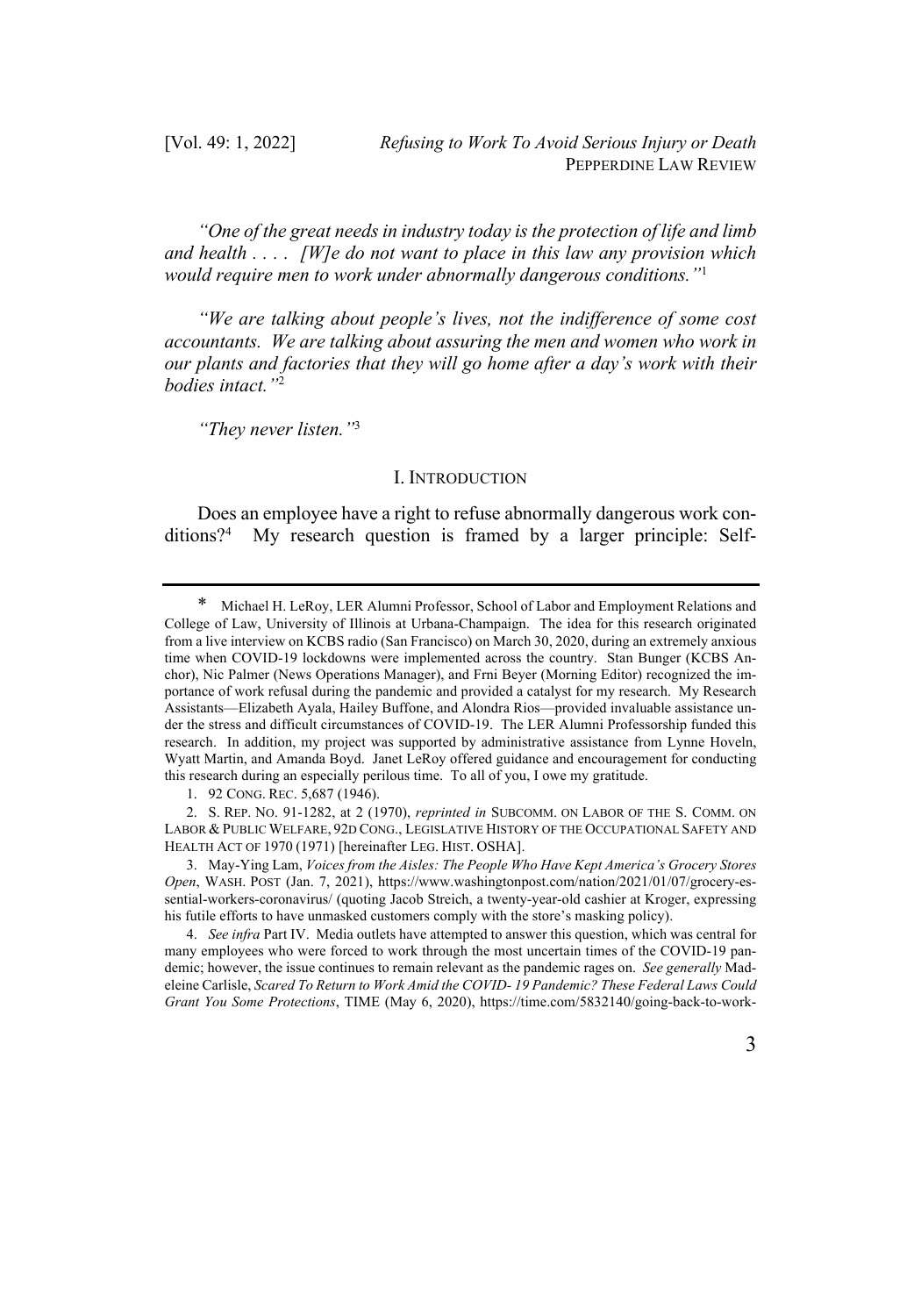*"One of the great needs in industry today is the protection of life and limb and health . . . . [W]e do not want to place in this law any provision which would require men to work under abnormally dangerous conditions."*[1]

*"We are talking about people's lives, not the indifference of some cost accountants. We are talking about assuring the men and women who work in our plants and factories that they will go home after a day's work with their bodies intact."*[2]

*"They never listen."*[3]

## I. INTRODUCTION

Does an employee have a right to refuse abnormally dangerous work conditions?[4] My research question is framed by a larger principle: Self-

---

\* Michael H. LeRoy, LER Alumni Professor, School of Labor and Employment Relations and College of Law, University of Illinois at Urbana-Champaign. The idea for this research originated from a live interview on KCBS radio (San Francisco) on March 30, 2020, during an extremely anxious time when COVID-19 lockdowns were implemented across the country. Stan Bunger (KCBS Anchor), Nic Palmer (News Operations Manager), and Frni Beyer (Morning Editor) recognized the importance of work refusal during the pandemic and provided a catalyst for my research. My Research Assistants—Elizabeth Ayala, Hailey Buffone, and Alondra Rios—provided invaluable assistance under the stress and difficult circumstances of COVID-19. The LER Alumni Professorship funded this research. In addition, my project was supported by administrative assistance from Lynne Hoveln, Wyatt Martin, and Amanda Boyd. Janet LeRoy offered guidance and encouragement for conducting this research during an especially perilous time. To all of you, I owe my gratitude.

1. 92 CONG. REC. 5,687 (1946).

2. S. REP. NO. 91-1282, at 2 (1970), *reprinted in* SUBCOMM. ON LABOR OF THE S. COMM. ON LABOR & PUBLIC WELFARE, 92D CONG., LEGISLATIVE HISTORY OF THE OCCUPATIONAL SAFETY AND HEALTH ACT OF 1970 (1971) [hereinafter LEG. HIST. OSHA].

3. May-Ying Lam, *Voices from the Aisles: The People Who Have Kept America's Grocery Stores Open*, WASH. POST (Jan. 7, 2021), https://www.washingtonpost.com/nation/2021/01/07/grocery-essential-workers-coronavirus/ (quoting Jacob Streich, a twenty-year-old cashier at Kroger, expressing his futile efforts to have unmasked customers comply with the store's masking policy).

4. *See infra* Part IV. Media outlets have attempted to answer this question, which was central for many employees who were forced to work through the most uncertain times of the COVID-19 pandemic; however, the issue continues to remain relevant as the pandemic rages on. *See generally* Madeleine Carlisle, *Scared To Return to Work Amid the COVID- 19 Pandemic? These Federal Laws Could Grant You Some Protections*, TIME (May 6, 2020), https://time.com/5832140/going-back-to-work-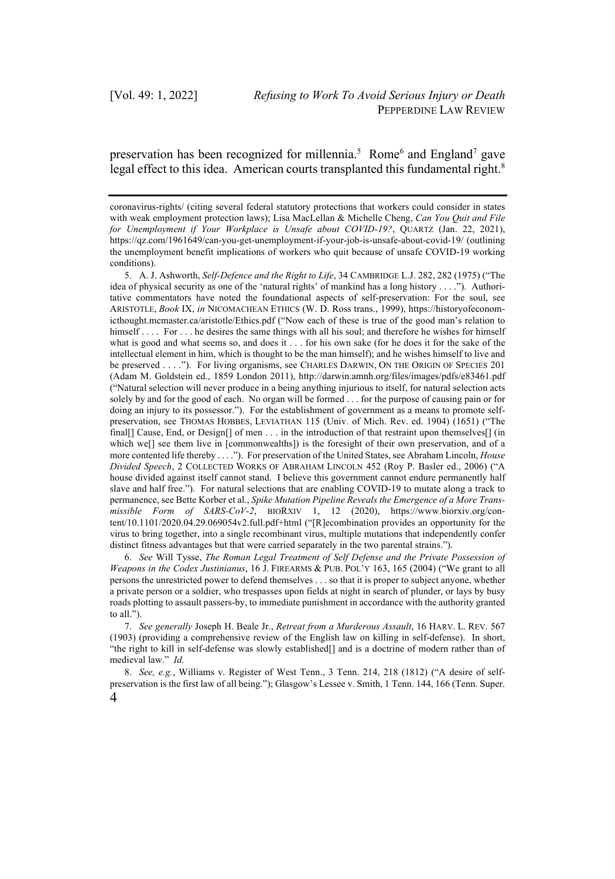preservation has been recognized for millennia.[5] Rome[6] and England[7] gave legal effect to this idea. American courts transplanted this fundamental right.[8]

---

coronavirus-rights/ (citing several federal statutory protections that workers could consider in states with weak employment protection laws); Lisa MacLellan & Michelle Cheng, *Can You Quit and File for Unemployment if Your Workplace is Unsafe about COVID-19?*, QUARTZ (Jan. 22, 2021), https://qz.com/1961649/can-you-get-unemployment-if-your-job-is-unsafe-about-covid-19/ (outlining the unemployment benefit implications of workers who quit because of unsafe COVID-19 working conditions).

5. A. J. Ashworth, *Self-Defence and the Right to Life*, 34 CAMBRIDGE L.J. 282, 282 (1975) ("The idea of physical security as one of the 'natural rights' of mankind has a long history . . . ."). Authoritative commentators have noted the foundational aspects of self-preservation: For the soul, see ARISTOTLE, *Book* IX, *in* NICOMACHEAN ETHICS (W. D. Ross trans., 1999), https://historyofeconomicthought.mcmaster.ca/aristotle/Ethics.pdf ("Now each of these is true of the good man's relation to himself . . . . For . . . he desires the same things with all his soul; and therefore he wishes for himself what is good and what seems so, and does it . . . for his own sake (for he does it for the sake of the intellectual element in him, which is thought to be the man himself); and he wishes himself to live and be preserved . . . ."). For living organisms, see CHARLES DARWIN, ON THE ORIGIN OF SPECIES 201 (Adam M. Goldstein ed., 1859 London 2011), http://darwin.amnh.org/files/images/pdfs/e83461.pdf ("Natural selection will never produce in a being anything injurious to itself, for natural selection acts solely by and for the good of each. No organ will be formed . . . for the purpose of causing pain or for doing an injury to its possessor."). For the establishment of government as a means to promote self-preservation, see THOMAS HOBBES, LEVIATHAN 115 (Univ. of Mich. Rev. ed. 1904) (1651) ("The final[] Cause, End, or Design[] of men . . . in the introduction of that restraint upon themselves[] (in which we[] see them live in [commonwealths]) is the foresight of their own preservation, and of a more contented life thereby . . . ."). For preservation of the United States, see Abraham Lincoln, *House Divided Speech*, 2 COLLECTED WORKS OF ABRAHAM LINCOLN 452 (Roy P. Basler ed., 2006) ("A house divided against itself cannot stand. I believe this government cannot endure permanently half slave and half free."). For natural selections that are enabling COVID-19 to mutate along a track to permanence, see Bette Korber et al., *Spike Mutation Pipeline Reveals the Emergence of a More Transmissible Form of SARS-CoV-2*, BIORXIV 1, 12 (2020), https://www.biorxiv.org/content/10.1101/2020.04.29.069054v2.full.pdf+html ("[R]ecombination provides an opportunity for the virus to bring together, into a single recombinant virus, multiple mutations that independently confer distinct fitness advantages but that were carried separately in the two parental strains.").

6. *See* Will Tysse, *The Roman Legal Treatment of Self Defense and the Private Possession of Weapons in the Codex Justinianus*, 16 J. FIREARMS & PUB. POL'Y 163, 165 (2004) ("We grant to all persons the unrestricted power to defend themselves . . . so that it is proper to subject anyone, whether a private person or a soldier, who trespasses upon fields at night in search of plunder, or lays by busy roads plotting to assault passers-by, to immediate punishment in accordance with the authority granted to all.").

7. *See generally* Joseph H. Beale Jr., *Retreat from a Murderous Assault*, 16 HARV. L. REV. 567 (1903) (providing a comprehensive review of the English law on killing in self-defense). In short, "the right to kill in self-defense was slowly established[] and is a doctrine of modern rather than of medieval law." *Id.*

8. *See, e.g.*, Williams v. Register of West Tenn., 3 Tenn. 214, 218 (1812) ("A desire of self-preservation is the first law of all being."); Glasgow's Lessee v. Smith, 1 Tenn. 144, 166 (Tenn. Super.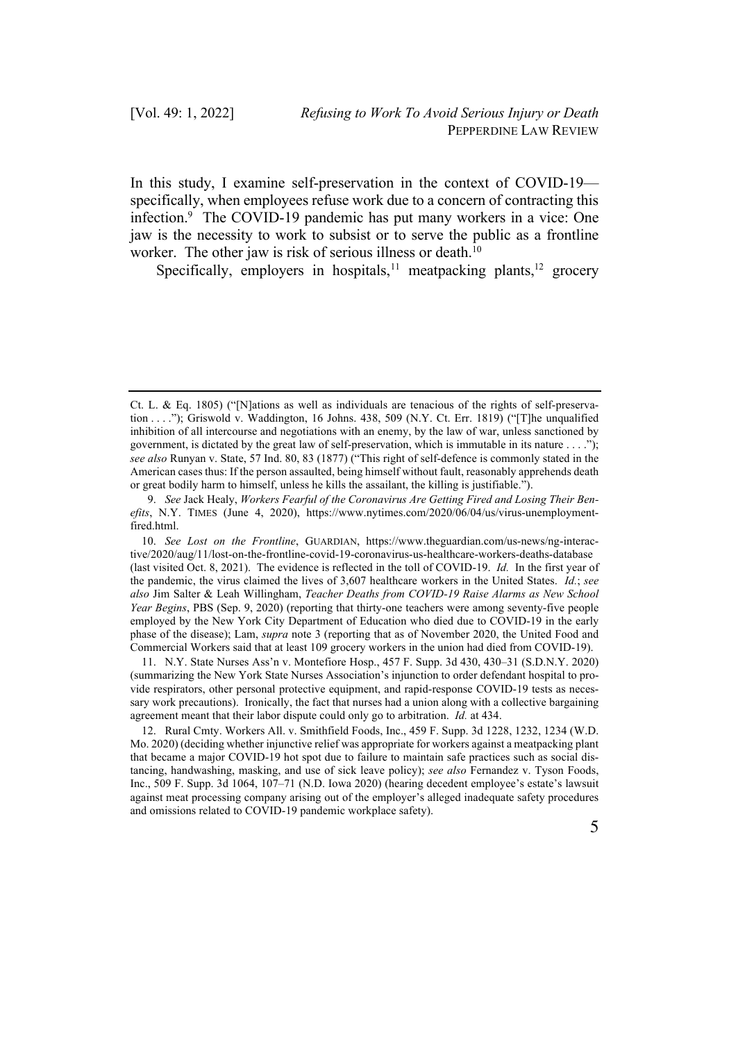In this study, I examine self-preservation in the context of COVID-19—specifically, when employees refuse work due to a concern of contracting this infection.[9] The COVID-19 pandemic has put many workers in a vice: One jaw is the necessity to work to subsist or to serve the public as a frontline worker. The other jaw is risk of serious illness or death.[10]

Specifically, employers in hospitals,[11] meatpacking plants,[12] grocery

---

Ct. L. & Eq. 1805) ("[N]ations as well as individuals are tenacious of the rights of self-preservation . . . ."); Griswold v. Waddington, 16 Johns. 438, 509 (N.Y. Ct. Err. 1819) ("[T]he unqualified inhibition of all intercourse and negotiations with an enemy, by the law of war, unless sanctioned by government, is dictated by the great law of self-preservation, which is immutable in its nature . . . ."); *see also* Runyan v. State, 57 Ind. 80, 83 (1877) ("This right of self-defence is commonly stated in the American cases thus: If the person assaulted, being himself without fault, reasonably apprehends death or great bodily harm to himself, unless he kills the assailant, the killing is justifiable.").

9. *See* Jack Healy, *Workers Fearful of the Coronavirus Are Getting Fired and Losing Their Benefits*, N.Y. TIMES (June 4, 2020), https://www.nytimes.com/2020/06/04/us/virus-unemployment-fired.html.

10. *See Lost on the Frontline*, GUARDIAN, https://www.theguardian.com/us-news/ng-interactive/2020/aug/11/lost-on-the-frontline-covid-19-coronavirus-us-healthcare-workers-deaths-database (last visited Oct. 8, 2021). The evidence is reflected in the toll of COVID-19. *Id.* In the first year of the pandemic, the virus claimed the lives of 3,607 healthcare workers in the United States. *Id.*; *see also* Jim Salter & Leah Willingham, *Teacher Deaths from COVID-19 Raise Alarms as New School Year Begins*, PBS (Sep. 9, 2020) (reporting that thirty-one teachers were among seventy-five people employed by the New York City Department of Education who died due to COVID-19 in the early phase of the disease); Lam, *supra* note 3 (reporting that as of November 2020, the United Food and Commercial Workers said that at least 109 grocery workers in the union had died from COVID-19).

11. N.Y. State Nurses Ass'n v. Montefiore Hosp., 457 F. Supp. 3d 430, 430–31 (S.D.N.Y. 2020) (summarizing the New York State Nurses Association's injunction to order defendant hospital to provide respirators, other personal protective equipment, and rapid-response COVID-19 tests as necessary work precautions). Ironically, the fact that nurses had a union along with a collective bargaining agreement meant that their labor dispute could only go to arbitration. *Id.* at 434.

12. Rural Cmty. Workers All. v. Smithfield Foods, Inc., 459 F. Supp. 3d 1228, 1232, 1234 (W.D. Mo. 2020) (deciding whether injunctive relief was appropriate for workers against a meatpacking plant that became a major COVID-19 hot spot due to failure to maintain safe practices such as social distancing, handwashing, masking, and use of sick leave policy); *see also* Fernandez v. Tyson Foods, Inc., 509 F. Supp. 3d 1064, 107–71 (N.D. Iowa 2020) (hearing decedent employee's estate's lawsuit against meat processing company arising out of the employer's alleged inadequate safety procedures and omissions related to COVID-19 pandemic workplace safety).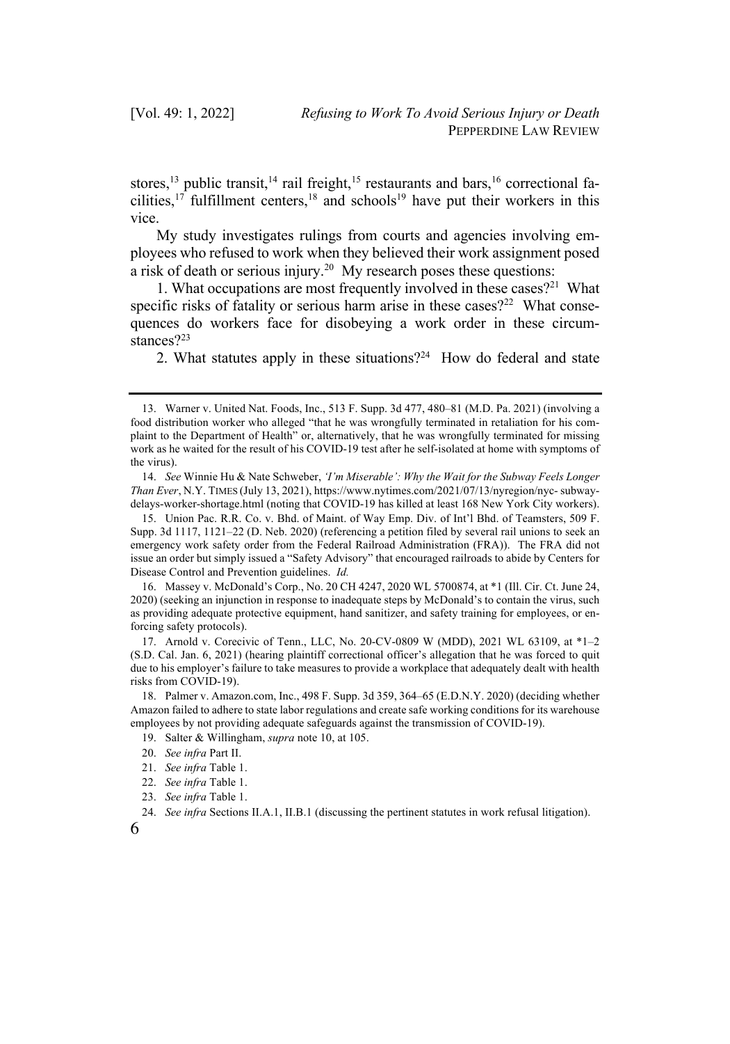stores,[13] public transit,[14] rail freight,[15] restaurants and bars,[16] correctional facilities,[17] fulfillment centers,[18] and schools[19] have put their workers in this vice.

My study investigates rulings from courts and agencies involving employees who refused to work when they believed their work assignment posed a risk of death or serious injury.[20] My research poses these questions:

1. What occupations are most frequently involved in these cases?[21] What specific risks of fatality or serious harm arise in these cases?[22] What consequences do workers face for disobeying a work order in these circumstances?[23]

2. What statutes apply in these situations?[24] How do federal and state

---

13. Warner v. United Nat. Foods, Inc., 513 F. Supp. 3d 477, 480–81 (M.D. Pa. 2021) (involving a food distribution worker who alleged "that he was wrongfully terminated in retaliation for his complaint to the Department of Health" or, alternatively, that he was wrongfully terminated for missing work as he waited for the result of his COVID-19 test after he self-isolated at home with symptoms of the virus).

14. *See* Winnie Hu & Nate Schweber, *'I'm Miserable': Why the Wait for the Subway Feels Longer Than Ever*, N.Y. TIMES (July 13, 2021), https://www.nytimes.com/2021/07/13/nyregion/nyc-subway-delays-worker-shortage.html (noting that COVID-19 has killed at least 168 New York City workers).

15. Union Pac. R.R. Co. v. Bhd. of Maint. of Way Emp. Div. of Int'l Bhd. of Teamsters, 509 F. Supp. 3d 1117, 1121–22 (D. Neb. 2020) (referencing a petition filed by several rail unions to seek an emergency work safety order from the Federal Railroad Administration (FRA)). The FRA did not issue an order but simply issued a "Safety Advisory" that encouraged railroads to abide by Centers for Disease Control and Prevention guidelines. *Id.*

16. Massey v. McDonald's Corp., No. 20 CH 4247, 2020 WL 5700874, at *1 (Ill. Cir. Ct. June 24, 2020) (seeking an injunction in response to inadequate steps by McDonald's to contain the virus, such as providing adequate protective equipment, hand sanitizer, and safety training for employees, or enforcing safety protocols).

17. Arnold v. Corecivic of Tenn., LLC, No. 20-CV-0809 W (MDD), 2021 WL 63109, at *1–2 (S.D. Cal. Jan. 6, 2021) (hearing plaintiff correctional officer's allegation that he was forced to quit due to his employer's failure to take measures to provide a workplace that adequately dealt with health risks from COVID-19).

18. Palmer v. Amazon.com, Inc., 498 F. Supp. 3d 359, 364–65 (E.D.N.Y. 2020) (deciding whether Amazon failed to adhere to state labor regulations and create safe working conditions for its warehouse employees by not providing adequate safeguards against the transmission of COVID-19).

19. Salter & Willingham, *supra* note 10, at 105.

20. *See infra* Part II.

21. *See infra* Table 1.

22. *See infra* Table 1.

23. *See infra* Table 1.

24. *See infra* Sections II.A.1, II.B.1 (discussing the pertinent statutes in work refusal litigation).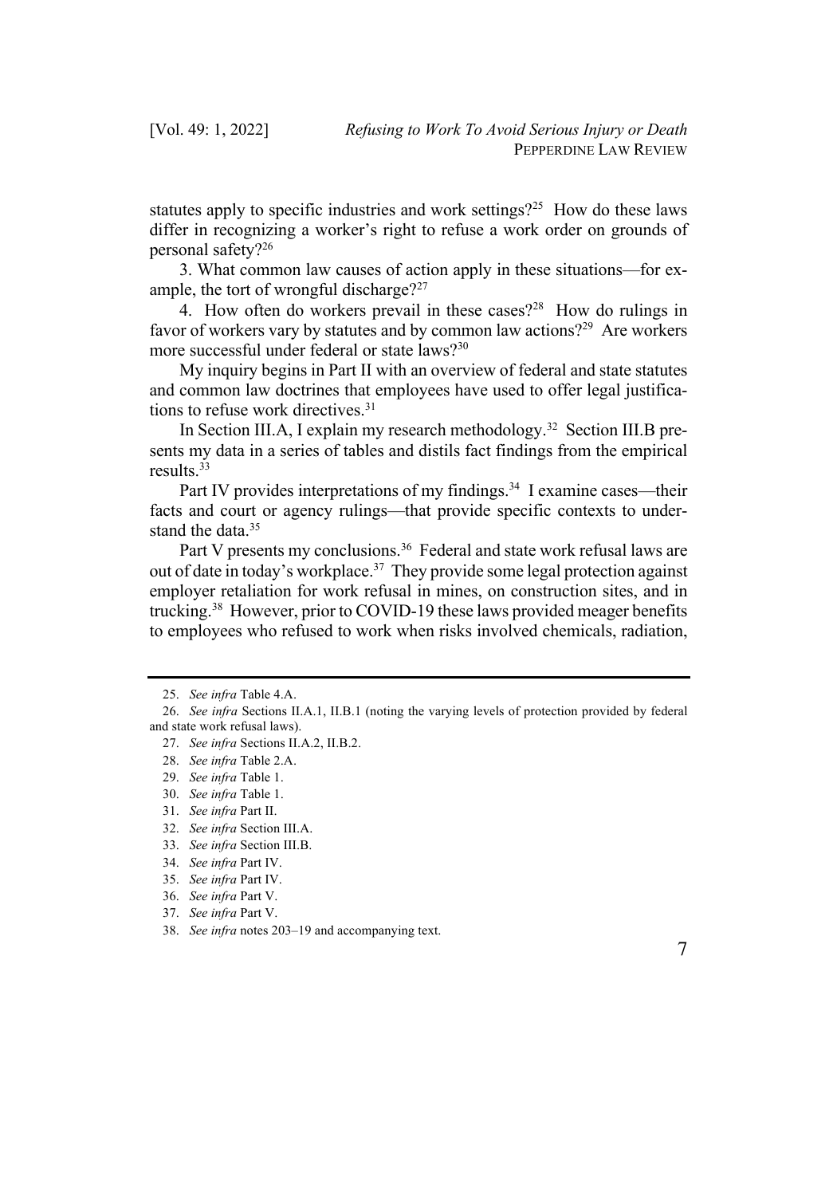statutes apply to specific industries and work settings?[25] How do these laws differ in recognizing a worker's right to refuse a work order on grounds of personal safety?[26]

3. What common law causes of action apply in these situations—for example, the tort of wrongful discharge?[27]

4. How often do workers prevail in these cases?[28] How do rulings in favor of workers vary by statutes and by common law actions?[29] Are workers more successful under federal or state laws?[30]

My inquiry begins in Part II with an overview of federal and state statutes and common law doctrines that employees have used to offer legal justifications to refuse work directives.[31]

In Section III.A, I explain my research methodology.[32] Section III.B presents my data in a series of tables and distils fact findings from the empirical results.[33]

Part IV provides interpretations of my findings.[34] I examine cases—their facts and court or agency rulings—that provide specific contexts to understand the data.[35]

Part V presents my conclusions.[36] Federal and state work refusal laws are out of date in today's workplace.[37] They provide some legal protection against employer retaliation for work refusal in mines, on construction sites, and in trucking.[38] However, prior to COVID-19 these laws provided meager benefits to employees who refused to work when risks involved chemicals, radiation,

---

25. *See infra* Table 4.A.

26. *See infra* Sections II.A.1, II.B.1 (noting the varying levels of protection provided by federal and state work refusal laws).

27. *See infra* Sections II.A.2, II.B.2.

28. *See infra* Table 2.A.

29. *See infra* Table 1.

30. *See infra* Table 1.

31. *See infra* Part II.

32. *See infra* Section III.A.

33. *See infra* Section III.B.

34. *See infra* Part IV.

35. *See infra* Part IV.

36. *See infra* Part V.

37. *See infra* Part V.

38. *See infra* notes 203–19 and accompanying text.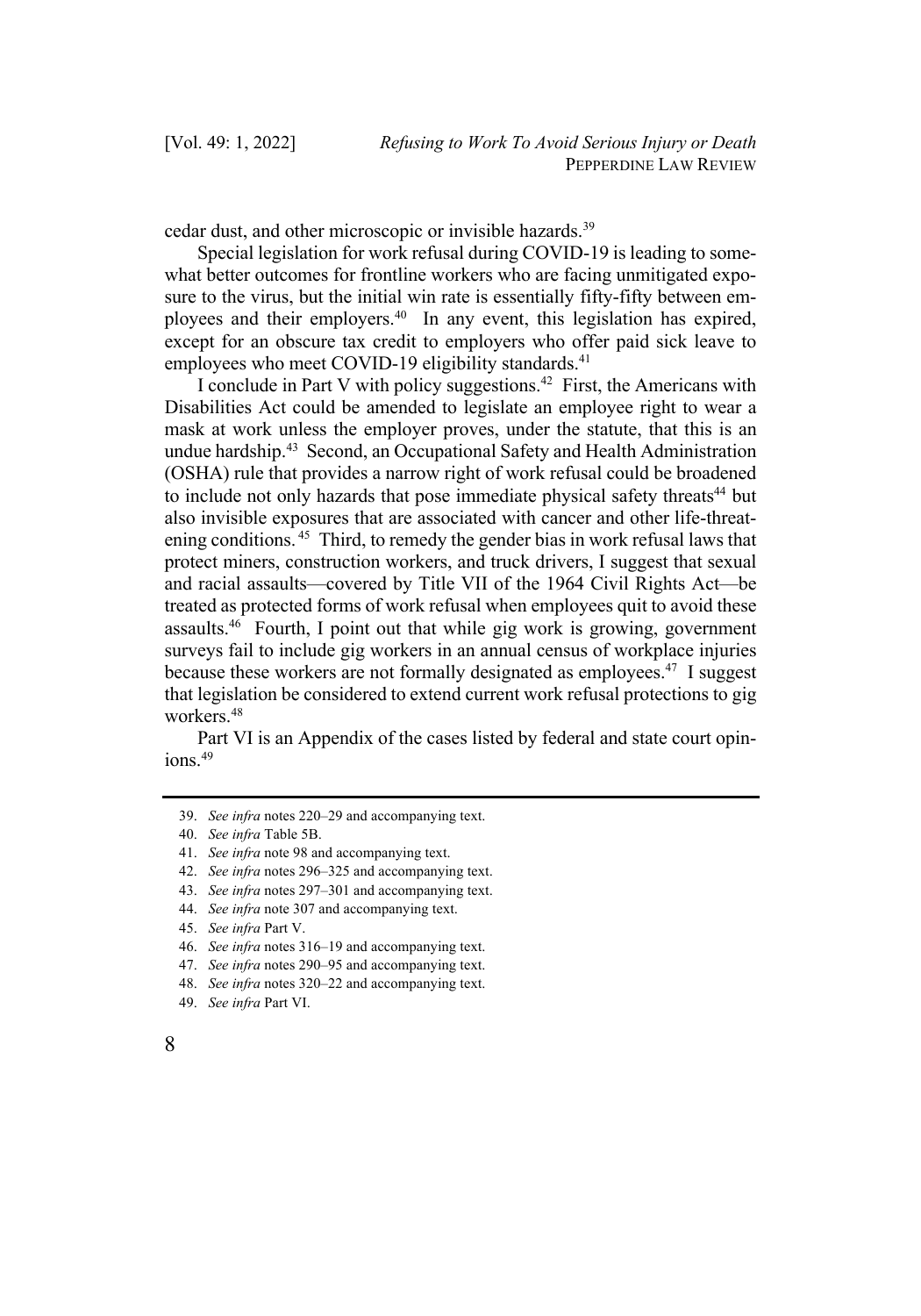cedar dust, and other microscopic or invisible hazards.[39]

Special legislation for work refusal during COVID-19 is leading to somewhat better outcomes for frontline workers who are facing unmitigated exposure to the virus, but the initial win rate is essentially fifty-fifty between employees and their employers.[40] In any event, this legislation has expired, except for an obscure tax credit to employers who offer paid sick leave to employees who meet COVID-19 eligibility standards.[41]

I conclude in Part V with policy suggestions.[42] First, the Americans with Disabilities Act could be amended to legislate an employee right to wear a mask at work unless the employer proves, under the statute, that this is an undue hardship.[43] Second, an Occupational Safety and Health Administration (OSHA) rule that provides a narrow right of work refusal could be broadened to include not only hazards that pose immediate physical safety threats[44] but also invisible exposures that are associated with cancer and other life-threatening conditions.[45] Third, to remedy the gender bias in work refusal laws that protect miners, construction workers, and truck drivers, I suggest that sexual and racial assaults—covered by Title VII of the 1964 Civil Rights Act—be treated as protected forms of work refusal when employees quit to avoid these assaults.[46] Fourth, I point out that while gig work is growing, government surveys fail to include gig workers in an annual census of workplace injuries because these workers are not formally designated as employees.[47] I suggest that legislation be considered to extend current work refusal protections to gig workers.[48]

Part VI is an Appendix of the cases listed by federal and state court opinions.[49]

---

39. *See infra* notes 220–29 and accompanying text.
40. *See infra* Table 5B.
41. *See infra* note 98 and accompanying text.
42. *See infra* notes 296–325 and accompanying text.
43. *See infra* notes 297–301 and accompanying text.
44. *See infra* note 307 and accompanying text.
45. *See infra* Part V.
46. *See infra* notes 316–19 and accompanying text.
47. *See infra* notes 290–95 and accompanying text.
48. *See infra* notes 320–22 and accompanying text.
49. *See infra* Part VI.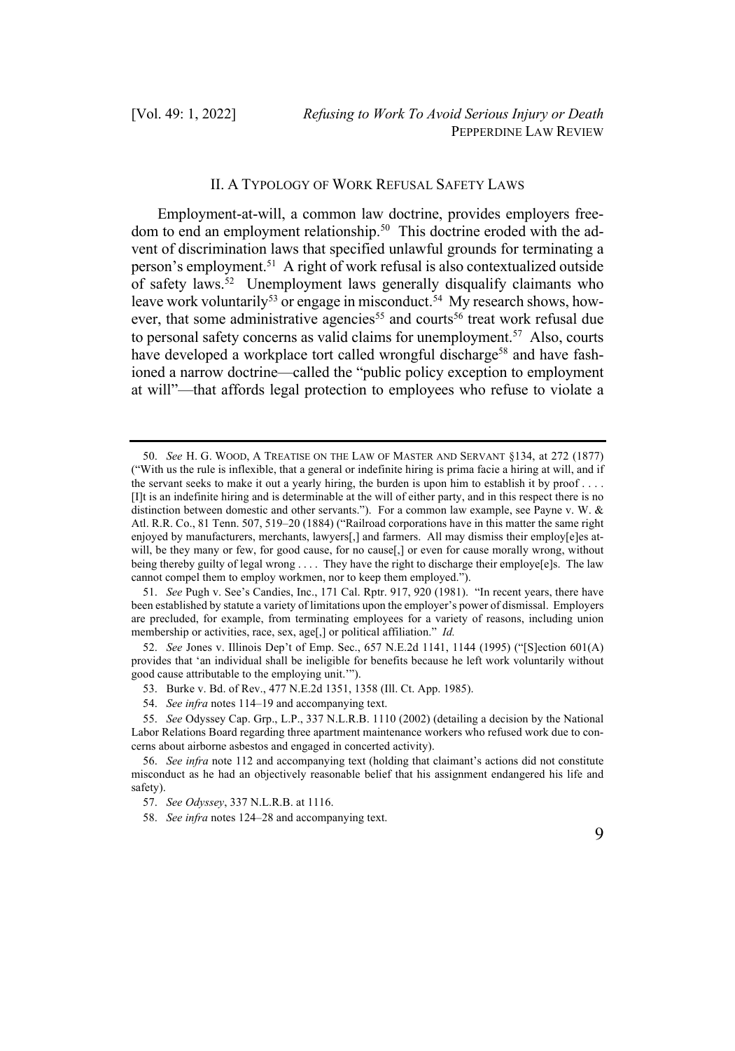## II. A Typology of Work Refusal Safety Laws

Employment-at-will, a common law doctrine, provides employers freedom to end an employment relationship.[50] This doctrine eroded with the advent of discrimination laws that specified unlawful grounds for terminating a person's employment.[51] A right of work refusal is also contextualized outside of safety laws.[52] Unemployment laws generally disqualify claimants who leave work voluntarily[53] or engage in misconduct.[54] My research shows, however, that some administrative agencies[55] and courts[56] treat work refusal due to personal safety concerns as valid claims for unemployment.[57] Also, courts have developed a workplace tort called wrongful discharge[58] and have fashioned a narrow doctrine—called the "public policy exception to employment at will"—that affords legal protection to employees who refuse to violate a

---

50. *See* H. G. Wood, A Treatise on the Law of Master and Servant §134, at 272 (1877) ("With us the rule is inflexible, that a general or indefinite hiring is prima facie a hiring at will, and if the servant seeks to make it out a yearly hiring, the burden is upon him to establish it by proof . . . . [I]t is an indefinite hiring and is determinable at the will of either party, and in this respect there is no distinction between domestic and other servants."). For a common law example, see Payne v. W. & Atl. R.R. Co., 81 Tenn. 507, 519–20 (1884) ("Railroad corporations have in this matter the same right enjoyed by manufacturers, merchants, lawyers[,] and farmers. All may dismiss their employ[e]es at-will, be they many or few, for good cause, for no cause[,] or even for cause morally wrong, without being thereby guilty of legal wrong . . . . They have the right to discharge their employe[e]s. The law cannot compel them to employ workmen, nor to keep them employed.").

51. *See* Pugh v. See's Candies, Inc., 171 Cal. Rptr. 917, 920 (1981). "In recent years, there have been established by statute a variety of limitations upon the employer's power of dismissal. Employers are precluded, for example, from terminating employees for a variety of reasons, including union membership or activities, race, sex, age[,] or political affiliation." *Id.*

52. *See* Jones v. Illinois Dep't of Emp. Sec., 657 N.E.2d 1141, 1144 (1995) ("[S]ection 601(A) provides that 'an individual shall be ineligible for benefits because he left work voluntarily without good cause attributable to the employing unit.'").

53. Burke v. Bd. of Rev., 477 N.E.2d 1351, 1358 (Ill. Ct. App. 1985).

54. *See infra* notes 114–19 and accompanying text.

55. *See* Odyssey Cap. Grp., L.P., 337 N.L.R.B. 1110 (2002) (detailing a decision by the National Labor Relations Board regarding three apartment maintenance workers who refused work due to concerns about airborne asbestos and engaged in concerted activity).

56. *See infra* note 112 and accompanying text (holding that claimant's actions did not constitute misconduct as he had an objectively reasonable belief that his assignment endangered his life and safety).

57. *See Odyssey*, 337 N.L.R.B. at 1116.

58. *See infra* notes 124–28 and accompanying text.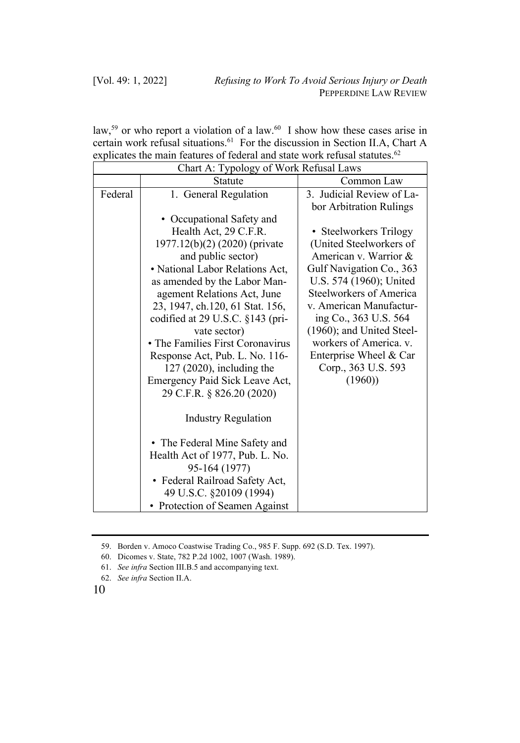law,[59] or who report a violation of a law.[60] I show how these cases arise in certain work refusal situations.[61] For the discussion in Section II.A, Chart A explicates the main features of federal and state work refusal statutes.[62]

| Chart A: Typology of Work Refusal Laws | | |
|---|---|---|
| | Statute | Common Law |
| Federal | 1. General Regulation<br><br>• Occupational Safety and Health Act, 29 C.F.R. 1977.12(b)(2) (2020) (private and public sector)<br>• National Labor Relations Act, as amended by the Labor Management Relations Act, June 23, 1947, ch.120, 61 Stat. 156, codified at 29 U.S.C. §143 (private sector)<br>• The Families First Coronavirus Response Act, Pub. L. No. 116-127 (2020), including the Emergency Paid Sick Leave Act, 29 C.F.R. § 826.20 (2020)<br><br>Industry Regulation<br><br>• The Federal Mine Safety and Health Act of 1977, Pub. L. No. 95-164 (1977)<br>• Federal Railroad Safety Act, 49 U.S.C. §20109 (1994)<br>• Protection of Seamen Against | 3. Judicial Review of Labor Arbitration Rulings<br><br>• Steelworkers Trilogy (United Steelworkers of American v. Warrior & Gulf Navigation Co., 363 U.S. 574 (1960); United Steelworkers of America v. American Manufacturing Co., 363 U.S. 564 (1960); and United Steelworkers of America. v. Enterprise Wheel & Car Corp., 363 U.S. 593 (1960)) |

59. Borden v. Amoco Coastwise Trading Co., 985 F. Supp. 692 (S.D. Tex. 1997).

60. Dicomes v. State, 782 P.2d 1002, 1007 (Wash. 1989).

61. *See infra* Section III.B.5 and accompanying text.

62. *See infra* Section II.A.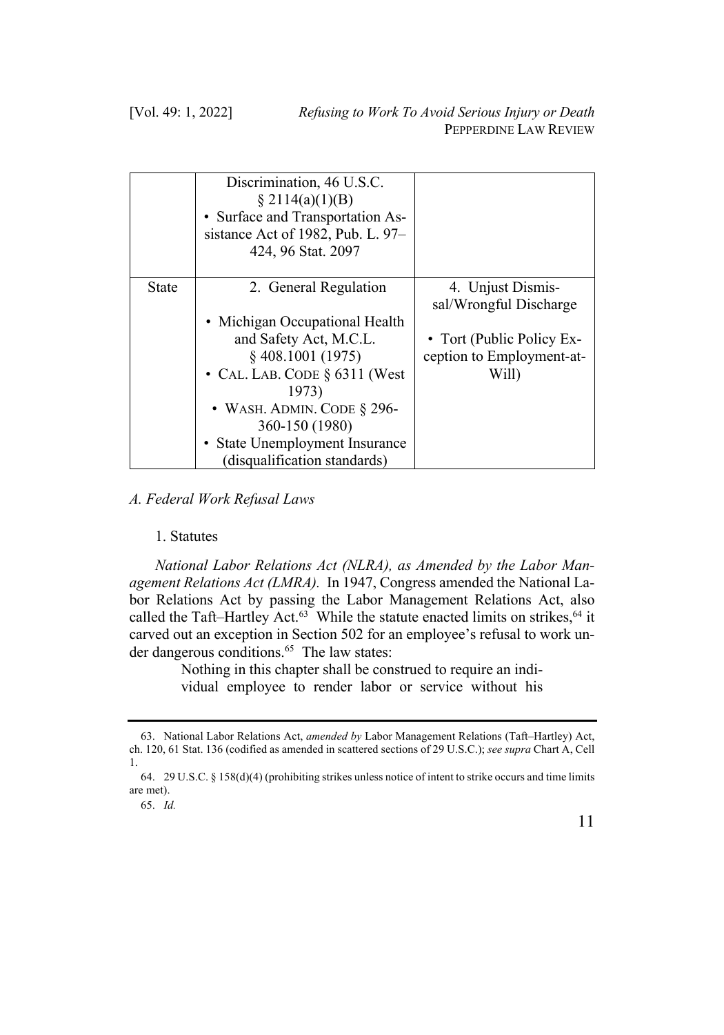| | | |
|---|---|---|
| | Discrimination, 46 U.S.C. § 2114(a)(1)(B) • Surface and Transportation Assistance Act of 1982, Pub. L. 97–424, 96 Stat. 2097 | |
| State | 2. General Regulation • Michigan Occupational Health and Safety Act, M.C.L. § 408.1001 (1975) • CAL. LAB. CODE § 6311 (West 1973) • WASH. ADMIN. CODE § 296-360-150 (1980) • State Unemployment Insurance (disqualification standards) | 4. Unjust Dismissal/Wrongful Discharge • Tort (Public Policy Exception to Employment-at-Will) |

### *A. Federal Work Refusal Laws*

#### 1. Statutes

*National Labor Relations Act (NLRA), as Amended by the Labor Management Relations Act (LMRA).* In 1947, Congress amended the National Labor Relations Act by passing the Labor Management Relations Act, also called the Taft–Hartley Act.[63] While the statute enacted limits on strikes,[64] it carved out an exception in Section 502 for an employee's refusal to work under dangerous conditions.[65] The law states:

> Nothing in this chapter shall be construed to require an individual employee to render labor or service without his

---

63. National Labor Relations Act, *amended by* Labor Management Relations (Taft–Hartley) Act, ch. 120, 61 Stat. 136 (codified as amended in scattered sections of 29 U.S.C.); *see supra* Chart A, Cell 1.

64. 29 U.S.C. § 158(d)(4) (prohibiting strikes unless notice of intent to strike occurs and time limits are met).

65. *Id.*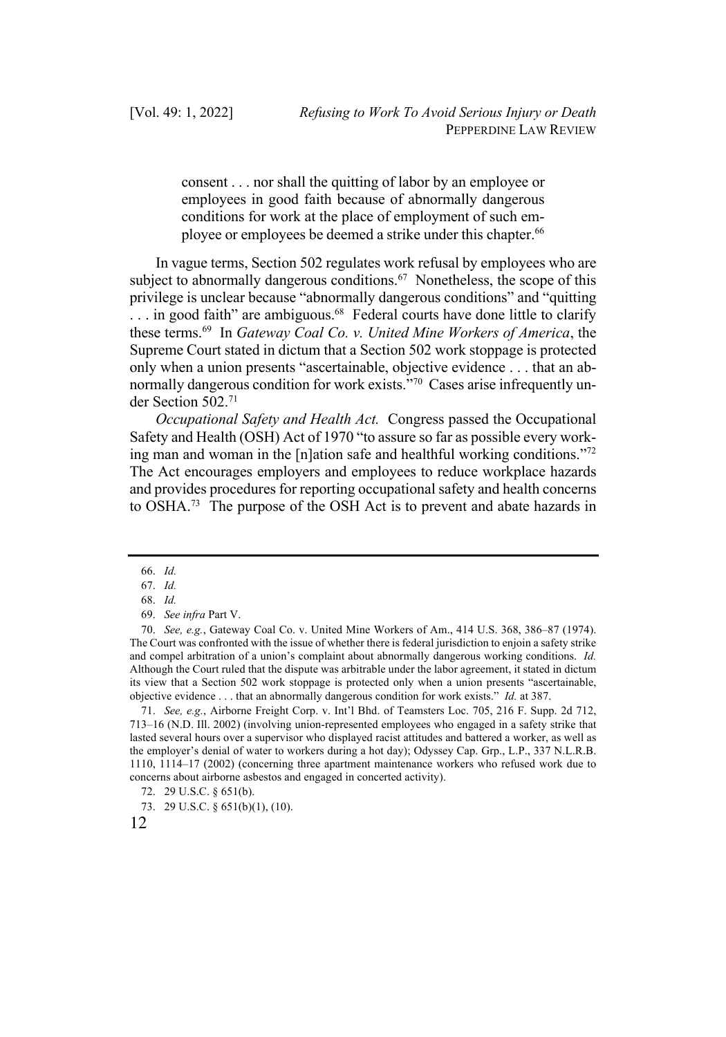> consent . . . nor shall the quitting of labor by an employee or employees in good faith because of abnormally dangerous conditions for work at the place of employment of such employee or employees be deemed a strike under this chapter.[66]

In vague terms, Section 502 regulates work refusal by employees who are subject to abnormally dangerous conditions.[67] Nonetheless, the scope of this privilege is unclear because "abnormally dangerous conditions" and "quitting . . . in good faith" are ambiguous.[68] Federal courts have done little to clarify these terms.[69] In *Gateway Coal Co. v. United Mine Workers of America*, the Supreme Court stated in dictum that a Section 502 work stoppage is protected only when a union presents "ascertainable, objective evidence . . . that an abnormally dangerous condition for work exists."[70] Cases arise infrequently under Section 502.[71]

*Occupational Safety and Health Act.* Congress passed the Occupational Safety and Health (OSH) Act of 1970 "to assure so far as possible every working man and woman in the [n]ation safe and healthful working conditions."[72] The Act encourages employers and employees to reduce workplace hazards and provides procedures for reporting occupational safety and health concerns to OSHA.[73] The purpose of the OSH Act is to prevent and abate hazards in

---

66. *Id.*

67. *Id.*

68. *Id.*

69. *See infra* Part V.

70. *See, e.g.*, Gateway Coal Co. v. United Mine Workers of Am., 414 U.S. 368, 386–87 (1974). The Court was confronted with the issue of whether there is federal jurisdiction to enjoin a safety strike and compel arbitration of a union's complaint about abnormally dangerous working conditions. *Id.* Although the Court ruled that the dispute was arbitrable under the labor agreement, it stated in dictum its view that a Section 502 work stoppage is protected only when a union presents "ascertainable, objective evidence . . . that an abnormally dangerous condition for work exists." *Id.* at 387.

71. *See, e.g.*, Airborne Freight Corp. v. Int'l Bhd. of Teamsters Loc. 705, 216 F. Supp. 2d 712, 713–16 (N.D. Ill. 2002) (involving union-represented employees who engaged in a safety strike that lasted several hours over a supervisor who displayed racist attitudes and battered a worker, as well as the employer's denial of water to workers during a hot day); Odyssey Cap. Grp., L.P., 337 N.L.R.B. 1110, 1114–17 (2002) (concerning three apartment maintenance workers who refused work due to concerns about airborne asbestos and engaged in concerted activity).

72. 29 U.S.C. § 651(b).

73. 29 U.S.C. § 651(b)(1), (10).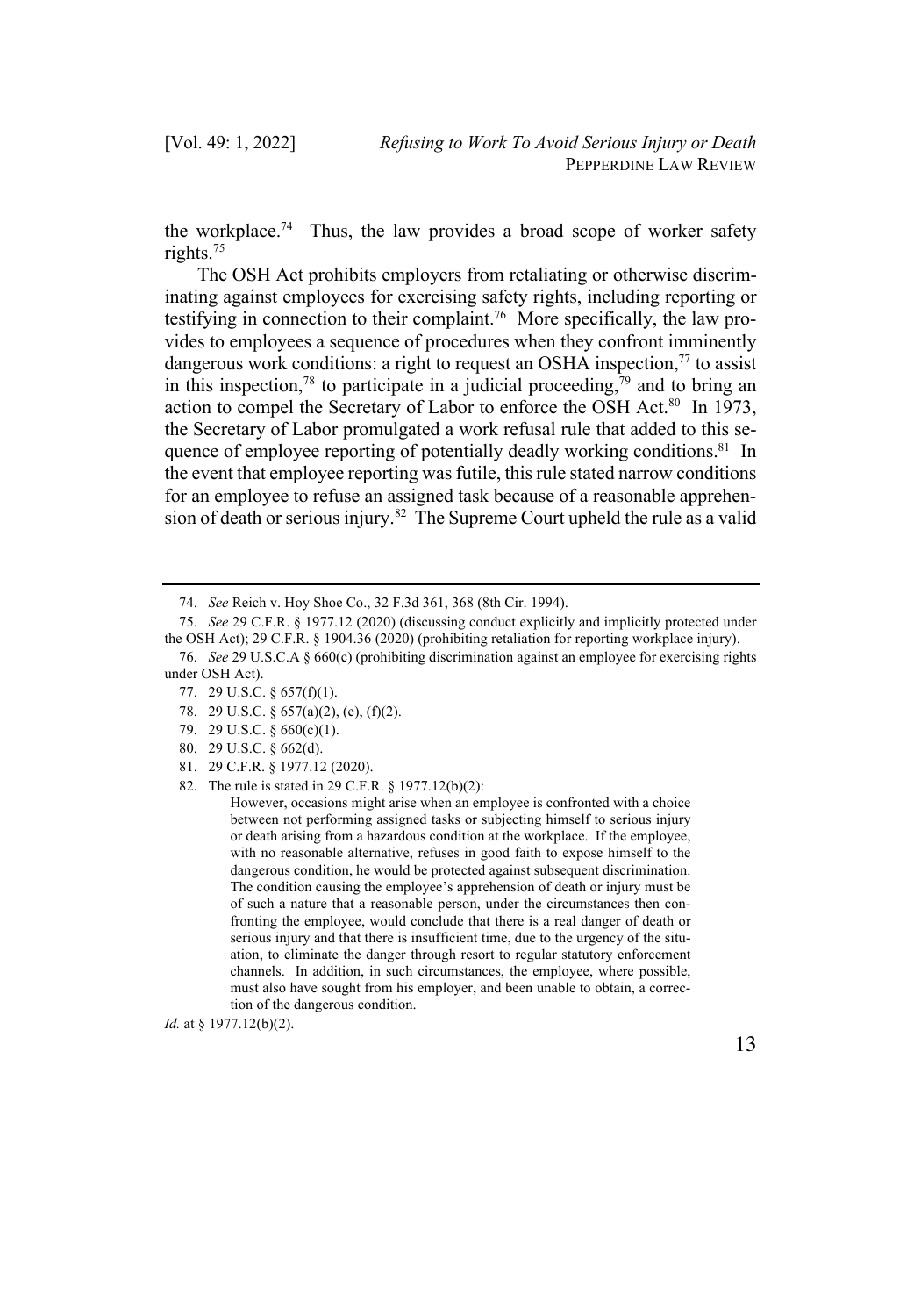the workplace.[74] Thus, the law provides a broad scope of worker safety rights.[75]

The OSH Act prohibits employers from retaliating or otherwise discriminating against employees for exercising safety rights, including reporting or testifying in connection to their complaint.[76] More specifically, the law provides to employees a sequence of procedures when they confront imminently dangerous work conditions: a right to request an OSHA inspection,[77] to assist in this inspection,[78] to participate in a judicial proceeding,[79] and to bring an action to compel the Secretary of Labor to enforce the OSH Act.[80] In 1973, the Secretary of Labor promulgated a work refusal rule that added to this sequence of employee reporting of potentially deadly working conditions.[81] In the event that employee reporting was futile, this rule stated narrow conditions for an employee to refuse an assigned task because of a reasonable apprehension of death or serious injury.[82] The Supreme Court upheld the rule as a valid

---

74. *See* Reich v. Hoy Shoe Co., 32 F.3d 361, 368 (8th Cir. 1994).

75. *See* 29 C.F.R. § 1977.12 (2020) (discussing conduct explicitly and implicitly protected under the OSH Act); 29 C.F.R. § 1904.36 (2020) (prohibiting retaliation for reporting workplace injury).

76. *See* 29 U.S.C.A § 660(c) (prohibiting discrimination against an employee for exercising rights under OSH Act).

77. 29 U.S.C. § 657(f)(1).

78. 29 U.S.C. § 657(a)(2), (e), (f)(2).

79. 29 U.S.C. § 660(c)(1).

80. 29 U.S.C. § 662(d).

81. 29 C.F.R. § 1977.12 (2020).

82. The rule is stated in 29 C.F.R. § 1977.12(b)(2):

> However, occasions might arise when an employee is confronted with a choice between not performing assigned tasks or subjecting himself to serious injury or death arising from a hazardous condition at the workplace. If the employee, with no reasonable alternative, refuses in good faith to expose himself to the dangerous condition, he would be protected against subsequent discrimination. The condition causing the employee's apprehension of death or injury must be of such a nature that a reasonable person, under the circumstances then confronting the employee, would conclude that there is a real danger of death or serious injury and that there is insufficient time, due to the urgency of the situation, to eliminate the danger through resort to regular statutory enforcement channels. In addition, in such circumstances, the employee, where possible, must also have sought from his employer, and been unable to obtain, a correction of the dangerous condition.

*Id.* at § 1977.12(b)(2).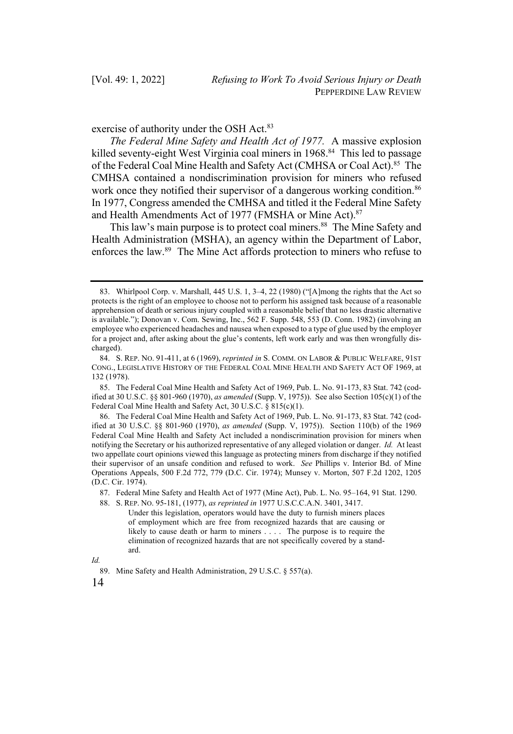exercise of authority under the OSH Act.[83]

*The Federal Mine Safety and Health Act of 1977.* A massive explosion killed seventy-eight West Virginia coal miners in 1968.[84] This led to passage of the Federal Coal Mine Health and Safety Act (CMHSA or Coal Act).[85] The CMHSA contained a nondiscrimination provision for miners who refused work once they notified their supervisor of a dangerous working condition.[86] In 1977, Congress amended the CMHSA and titled it the Federal Mine Safety and Health Amendments Act of 1977 (FMSHA or Mine Act).[87]

This law's main purpose is to protect coal miners.[88] The Mine Safety and Health Administration (MSHA), an agency within the Department of Labor, enforces the law.[89] The Mine Act affords protection to miners who refuse to

---

83. Whirlpool Corp. v. Marshall, 445 U.S. 1, 3–4, 22 (1980) ("[A]mong the rights that the Act so protects is the right of an employee to choose not to perform his assigned task because of a reasonable apprehension of death or serious injury coupled with a reasonable belief that no less drastic alternative is available."); Donovan v. Com. Sewing, Inc., 562 F. Supp. 548, 553 (D. Conn. 1982) (involving an employee who experienced headaches and nausea when exposed to a type of glue used by the employer for a project and, after asking about the glue's contents, left work early and was then wrongfully discharged).

84. S. REP. NO. 91-411, at 6 (1969), *reprinted in* S. COMM. ON LABOR & PUBLIC WELFARE, 91ST CONG., LEGISLATIVE HISTORY OF THE FEDERAL COAL MINE HEALTH AND SAFETY ACT OF 1969, at 132 (1978).

85. The Federal Coal Mine Health and Safety Act of 1969, Pub. L. No. 91-173, 83 Stat. 742 (codified at 30 U.S.C. §§ 801-960 (1970), *as amended* (Supp. V, 1975)). See also Section 105(c)(1) of the Federal Coal Mine Health and Safety Act, 30 U.S.C. § 815(c)(1).

86. The Federal Coal Mine Health and Safety Act of 1969, Pub. L. No. 91-173, 83 Stat. 742 (codified at 30 U.S.C. §§ 801-960 (1970), *as amended* (Supp. V, 1975)). Section 110(b) of the 1969 Federal Coal Mine Health and Safety Act included a nondiscrimination provision for miners when notifying the Secretary or his authorized representative of any alleged violation or danger. *Id.* At least two appellate court opinions viewed this language as protecting miners from discharge if they notified their supervisor of an unsafe condition and refused to work. *See* Phillips v. Interior Bd. of Mine Operations Appeals, 500 F.2d 772, 779 (D.C. Cir. 1974); Munsey v. Morton, 507 F.2d 1202, 1205 (D.C. Cir. 1974).

87. Federal Mine Safety and Health Act of 1977 (Mine Act), Pub. L. No. 95–164, 91 Stat. 1290.

88. S. REP. NO. 95-181, (1977), *as reprinted in* 1977 U.S.C.C.A.N. 3401, 3417.

> Under this legislation, operators would have the duty to furnish miners places of employment which are free from recognized hazards that are causing or likely to cause death or harm to miners . . . . The purpose is to require the elimination of recognized hazards that are not specifically covered by a standard.

*Id.*

89. Mine Safety and Health Administration, 29 U.S.C. § 557(a).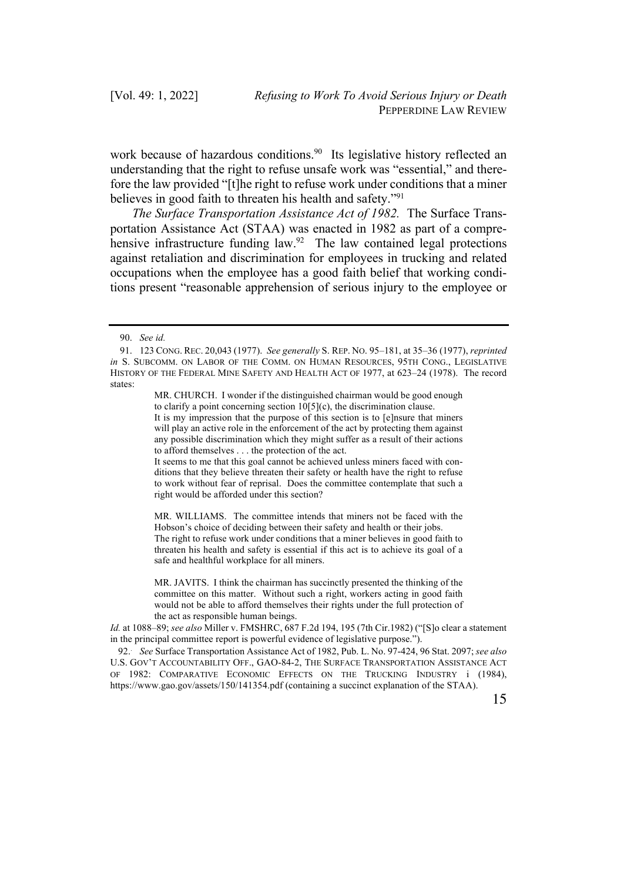work because of hazardous conditions.[90] Its legislative history reflected an understanding that the right to refuse unsafe work was "essential," and therefore the law provided "[t]he right to refuse work under conditions that a miner believes in good faith to threaten his health and safety."[91]

*The Surface Transportation Assistance Act of 1982.* The Surface Transportation Assistance Act (STAA) was enacted in 1982 as part of a comprehensive infrastructure funding law.[92] The law contained legal protections against retaliation and discrimination for employees in trucking and related occupations when the employee has a good faith belief that working conditions present "reasonable apprehension of serious injury to the employee or

---

90. *See id.*

91. 123 CONG. REC. 20,043 (1977). *See generally* S. REP. NO. 95–181, at 35–36 (1977), *reprinted in* S. SUBCOMM. ON LABOR OF THE COMM. ON HUMAN RESOURCES, 95TH CONG., LEGISLATIVE HISTORY OF THE FEDERAL MINE SAFETY AND HEALTH ACT OF 1977, at 623–24 (1978). The record states:

> MR. CHURCH. I wonder if the distinguished chairman would be good enough to clarify a point concerning section 10[5](c), the discrimination clause.
> It is my impression that the purpose of this section is to [e]nsure that miners will play an active role in the enforcement of the act by protecting them against any possible discrimination which they might suffer as a result of their actions to afford themselves . . . the protection of the act.
> It seems to me that this goal cannot be achieved unless miners faced with conditions that they believe threaten their safety or health have the right to refuse to work without fear of reprisal. Does the committee contemplate that such a right would be afforded under this section?
>
> MR. WILLIAMS. The committee intends that miners not be faced with the Hobson's choice of deciding between their safety and health or their jobs.
> The right to refuse work under conditions that a miner believes in good faith to threaten his health and safety is essential if this act is to achieve its goal of a safe and healthful workplace for all miners.
>
> MR. JAVITS. I think the chairman has succinctly presented the thinking of the committee on this matter. Without such a right, workers acting in good faith would not be able to afford themselves their rights under the full protection of the act as responsible human beings.

*Id.* at 1088–89; *see also* Miller v. FMSHRC, 687 F.2d 194, 195 (7th Cir.1982) ("[S]o clear a statement in the principal committee report is powerful evidence of legislative purpose.").

92. *See* Surface Transportation Assistance Act of 1982, Pub. L. No. 97-424, 96 Stat. 2097; *see also* U.S. GOV'T ACCOUNTABILITY OFF., GAO-84-2, THE SURFACE TRANSPORTATION ASSISTANCE ACT OF 1982: COMPARATIVE ECONOMIC EFFECTS ON THE TRUCKING INDUSTRY i (1984), https://www.gao.gov/assets/150/141354.pdf (containing a succinct explanation of the STAA).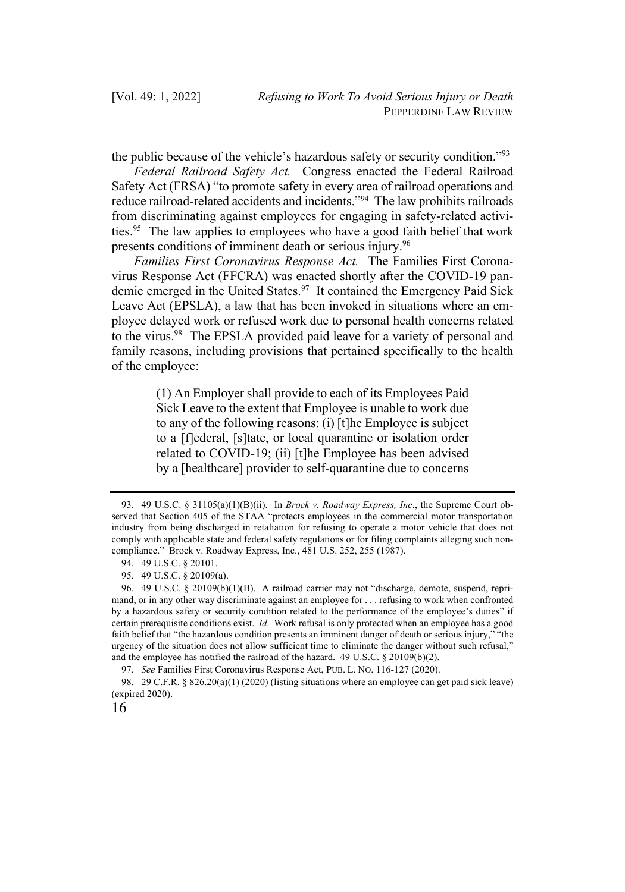the public because of the vehicle's hazardous safety or security condition."[93]

*Federal Railroad Safety Act.* Congress enacted the Federal Railroad Safety Act (FRSA) "to promote safety in every area of railroad operations and reduce railroad-related accidents and incidents."[94] The law prohibits railroads from discriminating against employees for engaging in safety-related activities.[95] The law applies to employees who have a good faith belief that work presents conditions of imminent death or serious injury.[96]

*Families First Coronavirus Response Act.* The Families First Coronavirus Response Act (FFCRA) was enacted shortly after the COVID-19 pandemic emerged in the United States.[97] It contained the Emergency Paid Sick Leave Act (EPSLA), a law that has been invoked in situations where an employee delayed work or refused work due to personal health concerns related to the virus.[98] The EPSLA provided paid leave for a variety of personal and family reasons, including provisions that pertained specifically to the health of the employee:

> (1) An Employer shall provide to each of its Employees Paid Sick Leave to the extent that Employee is unable to work due to any of the following reasons: (i) [t]he Employee is subject to a [f]ederal, [s]tate, or local quarantine or isolation order related to COVID-19; (ii) [t]he Employee has been advised by a [healthcare] provider to self-quarantine due to concerns

---

93. 49 U.S.C. § 31105(a)(1)(B)(ii). In *Brock v. Roadway Express, Inc*., the Supreme Court observed that Section 405 of the STAA "protects employees in the commercial motor transportation industry from being discharged in retaliation for refusing to operate a motor vehicle that does not comply with applicable state and federal safety regulations or for filing complaints alleging such noncompliance." Brock v. Roadway Express, Inc., 481 U.S. 252, 255 (1987).

94. 49 U.S.C. § 20101.

95. 49 U.S.C. § 20109(a).

96. 49 U.S.C. § 20109(b)(1)(B). A railroad carrier may not "discharge, demote, suspend, reprimand, or in any other way discriminate against an employee for . . . refusing to work when confronted by a hazardous safety or security condition related to the performance of the employee's duties" if certain prerequisite conditions exist. *Id.* Work refusal is only protected when an employee has a good faith belief that "the hazardous condition presents an imminent danger of death or serious injury," "the urgency of the situation does not allow sufficient time to eliminate the danger without such refusal," and the employee has notified the railroad of the hazard. 49 U.S.C. § 20109(b)(2).

97. *See* Families First Coronavirus Response Act, PUB. L. NO. 116-127 (2020).

98. 29 C.F.R. § 826.20(a)(1) (2020) (listing situations where an employee can get paid sick leave) (expired 2020).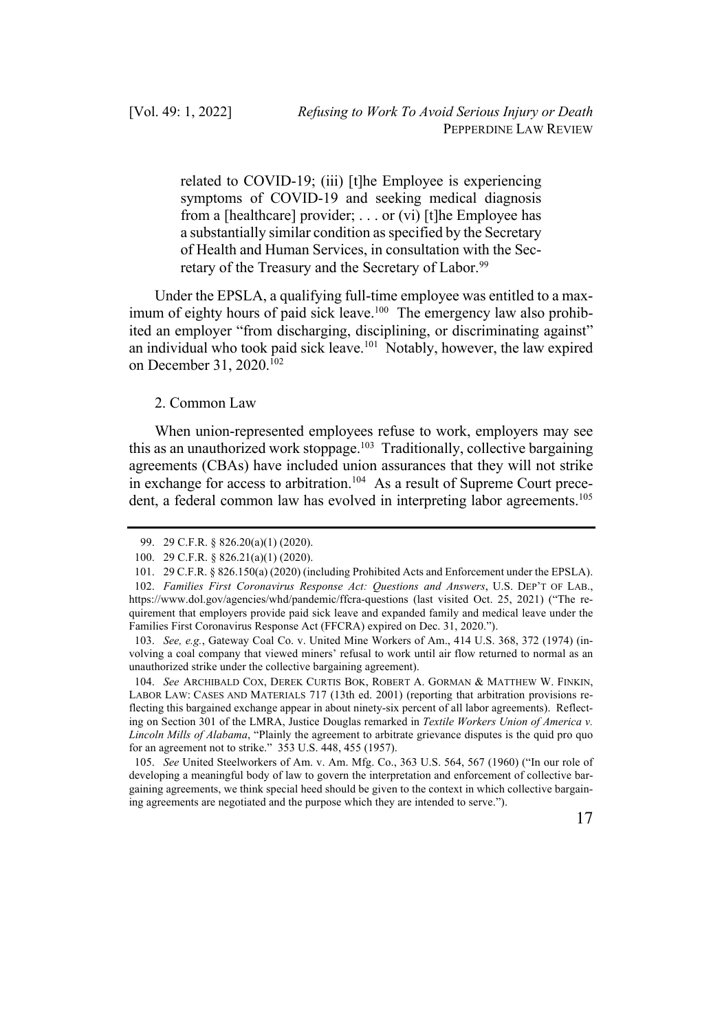> related to COVID-19; (iii) [t]he Employee is experiencing symptoms of COVID-19 and seeking medical diagnosis from a [healthcare] provider; . . . or (vi) [t]he Employee has a substantially similar condition as specified by the Secretary of Health and Human Services, in consultation with the Secretary of the Treasury and the Secretary of Labor.[99]

Under the EPSLA, a qualifying full-time employee was entitled to a maximum of eighty hours of paid sick leave.[100] The emergency law also prohibited an employer "from discharging, disciplining, or discriminating against" an individual who took paid sick leave.[101] Notably, however, the law expired on December 31, 2020.[102]

2. Common Law

When union-represented employees refuse to work, employers may see this as an unauthorized work stoppage.[103] Traditionally, collective bargaining agreements (CBAs) have included union assurances that they will not strike in exchange for access to arbitration.[104] As a result of Supreme Court precedent, a federal common law has evolved in interpreting labor agreements.[105]

---

99. 29 C.F.R. § 826.20(a)(1) (2020).

100. 29 C.F.R. § 826.21(a)(1) (2020).

101. 29 C.F.R. § 826.150(a) (2020) (including Prohibited Acts and Enforcement under the EPSLA).

102. *Families First Coronavirus Response Act: Questions and Answers*, U.S. DEP'T OF LAB., https://www.dol.gov/agencies/whd/pandemic/ffcra-questions (last visited Oct. 25, 2021) ("The requirement that employers provide paid sick leave and expanded family and medical leave under the Families First Coronavirus Response Act (FFCRA) expired on Dec. 31, 2020.").

103. *See, e.g.*, Gateway Coal Co. v. United Mine Workers of Am., 414 U.S. 368, 372 (1974) (involving a coal company that viewed miners' refusal to work until air flow returned to normal as an unauthorized strike under the collective bargaining agreement).

104. *See* ARCHIBALD COX, DEREK CURTIS BOK, ROBERT A. GORMAN & MATTHEW W. FINKIN, LABOR LAW: CASES AND MATERIALS 717 (13th ed. 2001) (reporting that arbitration provisions reflecting this bargained exchange appear in about ninety-six percent of all labor agreements). Reflecting on Section 301 of the LMRA, Justice Douglas remarked in *Textile Workers Union of America v. Lincoln Mills of Alabama*, "Plainly the agreement to arbitrate grievance disputes is the quid pro quo for an agreement not to strike." 353 U.S. 448, 455 (1957).

105. *See* United Steelworkers of Am. v. Am. Mfg. Co., 363 U.S. 564, 567 (1960) ("In our role of developing a meaningful body of law to govern the interpretation and enforcement of collective bargaining agreements, we think special heed should be given to the context in which collective bargaining agreements are negotiated and the purpose which they are intended to serve.").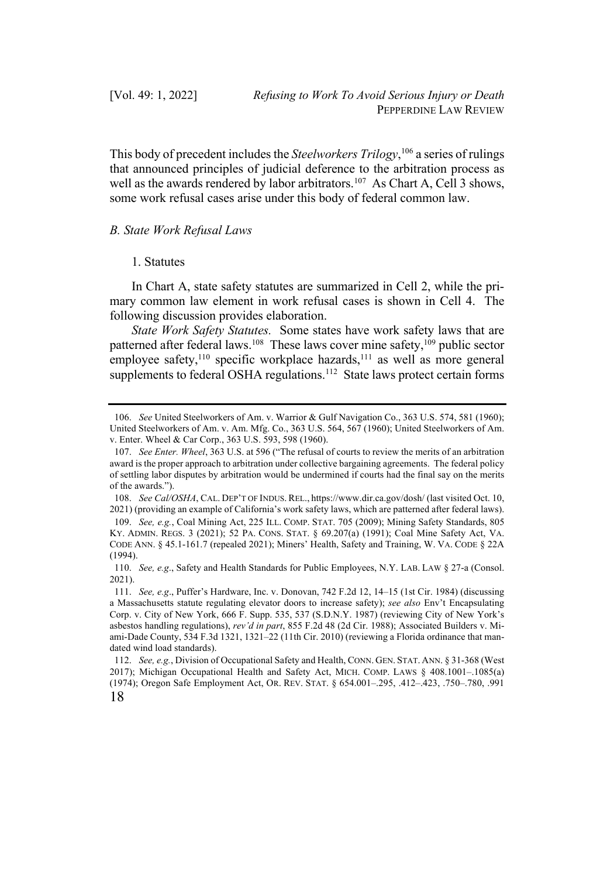This body of precedent includes the *Steelworkers Trilogy*,[106] a series of rulings that announced principles of judicial deference to the arbitration process as well as the awards rendered by labor arbitrators.[107] As Chart A, Cell 3 shows, some work refusal cases arise under this body of federal common law.

### *B. State Work Refusal Laws*

#### 1. Statutes

In Chart A, state safety statutes are summarized in Cell 2, while the primary common law element in work refusal cases is shown in Cell 4. The following discussion provides elaboration.

*State Work Safety Statutes.* Some states have work safety laws that are patterned after federal laws.[108] These laws cover mine safety,[109] public sector employee safety,[110] specific workplace hazards,[111] as well as more general supplements to federal OSHA regulations.[112] State laws protect certain forms

---

106. *See* United Steelworkers of Am. v. Warrior & Gulf Navigation Co., 363 U.S. 574, 581 (1960); United Steelworkers of Am. v. Am. Mfg. Co., 363 U.S. 564, 567 (1960); United Steelworkers of Am. v. Enter. Wheel & Car Corp., 363 U.S. 593, 598 (1960).

107. *See Enter. Wheel*, 363 U.S. at 596 ("The refusal of courts to review the merits of an arbitration award is the proper approach to arbitration under collective bargaining agreements. The federal policy of settling labor disputes by arbitration would be undermined if courts had the final say on the merits of the awards.").

108. *See Cal/OSHA*, CAL. DEP'T OF INDUS. REL., https://www.dir.ca.gov/dosh/ (last visited Oct. 10, 2021) (providing an example of California's work safety laws, which are patterned after federal laws).

109. *See, e.g.*, Coal Mining Act, 225 ILL. COMP. STAT. 705 (2009); Mining Safety Standards, 805 KY. ADMIN. REGS. 3 (2021); 52 PA. CONS. STAT. § 69.207(a) (1991); Coal Mine Safety Act, VA. CODE ANN. § 45.1-161.7 (repealed 2021); Miners' Health, Safety and Training, W. VA. CODE § 22A (1994).

110. *See, e.g.*, Safety and Health Standards for Public Employees, N.Y. LAB. LAW § 27-a (Consol. 2021).

111. *See, e.g.*, Puffer's Hardware, Inc. v. Donovan, 742 F.2d 12, 14–15 (1st Cir. 1984) (discussing a Massachusetts statute regulating elevator doors to increase safety); *see also* Env't Encapsulating Corp. v. City of New York, 666 F. Supp. 535, 537 (S.D.N.Y. 1987) (reviewing City of New York's asbestos handling regulations), *rev'd in part*, 855 F.2d 48 (2d Cir. 1988); Associated Builders v. Miami-Dade County, 534 F.3d 1321, 1321–22 (11th Cir. 2010) (reviewing a Florida ordinance that mandated wind load standards).

112. *See, e.g.*, Division of Occupational Safety and Health, CONN. GEN. STAT. ANN. § 31-368 (West 2017); Michigan Occupational Health and Safety Act, MICH. COMP. LAWS § 408.1001–.1085(a) (1974); Oregon Safe Employment Act, OR. REV. STAT. § 654.001–.295, .412–.423, .750–.780, .991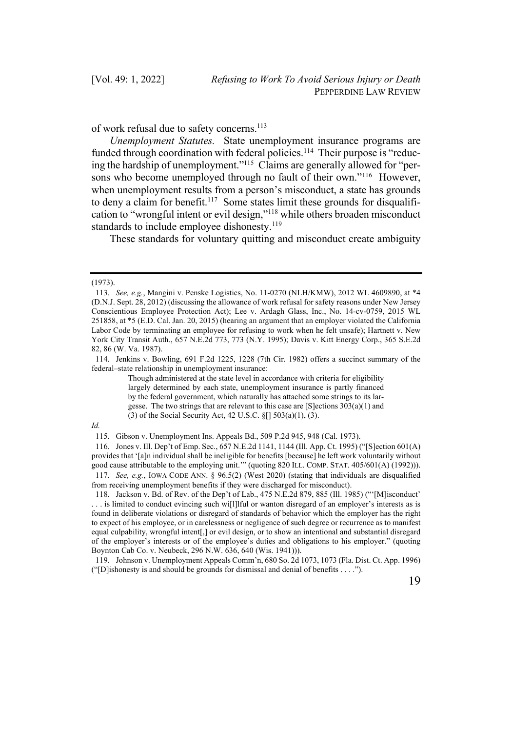of work refusal due to safety concerns.[113]

*Unemployment Statutes.* State unemployment insurance programs are funded through coordination with federal policies.[114] Their purpose is "reducing the hardship of unemployment."[115] Claims are generally allowed for "persons who become unemployed through no fault of their own."[116] However, when unemployment results from a person's misconduct, a state has grounds to deny a claim for benefit.[117] Some states limit these grounds for disqualification to "wrongful intent or evil design,"[118] while others broaden misconduct standards to include employee dishonesty.[119]

These standards for voluntary quitting and misconduct create ambiguity

---

(1973).

113. *See, e.g.*, Mangini v. Penske Logistics, No. 11-0270 (NLH/KMW), 2012 WL 4609890, at *4 (D.N.J. Sept. 28, 2012) (discussing the allowance of work refusal for safety reasons under New Jersey Conscientious Employee Protection Act); Lee v. Ardagh Glass, Inc., No. 14-cv-0759, 2015 WL 251858, at *5 (E.D. Cal. Jan. 20, 2015) (hearing an argument that an employer violated the California Labor Code by terminating an employee for refusing to work when he felt unsafe); Hartnett v. New York City Transit Auth., 657 N.E.2d 773, 773 (N.Y. 1995); Davis v. Kitt Energy Corp., 365 S.E.2d 82, 86 (W. Va. 1987).

114. Jenkins v. Bowling, 691 F.2d 1225, 1228 (7th Cir. 1982) offers a succinct summary of the federal–state relationship in unemployment insurance:

> Though administered at the state level in accordance with criteria for eligibility largely determined by each state, unemployment insurance is partly financed by the federal government, which naturally has attached some strings to its largesse. The two strings that are relevant to this case are [S]ections 303(a)(1) and (3) of the Social Security Act, 42 U.S.C. §[] 503(a)(1), (3).

*Id.*

115. Gibson v. Unemployment Ins. Appeals Bd., 509 P.2d 945, 948 (Cal. 1973).

116. Jones v. Ill. Dep't of Emp. Sec., 657 N.E.2d 1141, 1144 (Ill. App. Ct. 1995) ("[S]ection 601(A) provides that '[a]n individual shall be ineligible for benefits [because] he left work voluntarily without good cause attributable to the employing unit.'" (quoting 820 ILL. COMP. STAT. 405/601(A) (1992))).

117. *See, e.g.*, IOWA CODE ANN. § 96.5(2) (West 2020) (stating that individuals are disqualified from receiving unemployment benefits if they were discharged for misconduct).

118. Jackson v. Bd. of Rev. of the Dep't of Lab., 475 N.E.2d 879, 885 (Ill. 1985) ("'[M]isconduct' . . . is limited to conduct evincing such wi[l]lful or wanton disregard of an employer's interests as is found in deliberate violations or disregard of standards of behavior which the employer has the right to expect of his employee, or in carelessness or negligence of such degree or recurrence as to manifest equal culpability, wrongful intent[,] or evil design, or to show an intentional and substantial disregard of the employer's interests or of the employee's duties and obligations to his employer." (quoting Boynton Cab Co. v. Neubeck, 296 N.W. 636, 640 (Wis. 1941))).

119. Johnson v. Unemployment Appeals Comm'n, 680 So. 2d 1073, 1073 (Fla. Dist. Ct. App. 1996) ("[D]ishonesty is and should be grounds for dismissal and denial of benefits . . . .").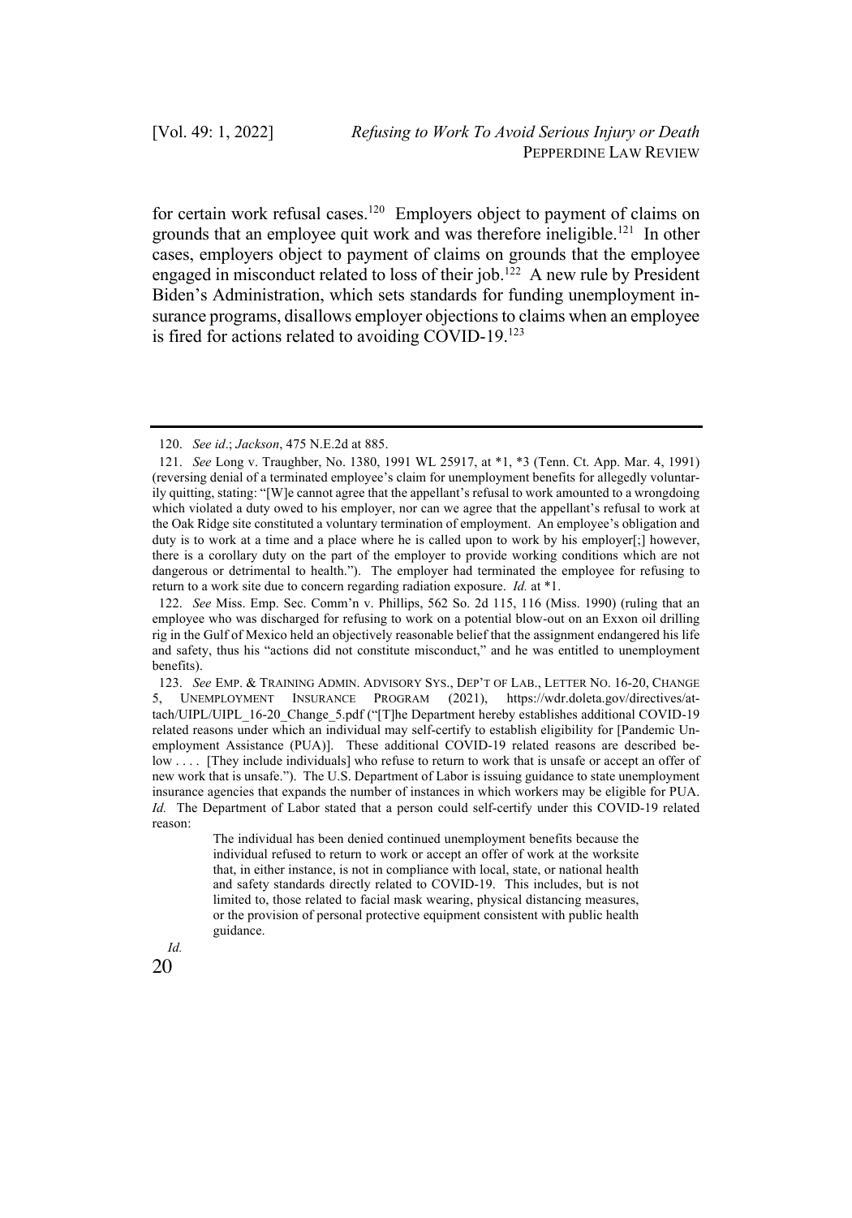for certain work refusal cases.[120] Employers object to payment of claims on grounds that an employee quit work and was therefore ineligible.[121] In other cases, employers object to payment of claims on grounds that the employee engaged in misconduct related to loss of their job.[122] A new rule by President Biden's Administration, which sets standards for funding unemployment insurance programs, disallows employer objections to claims when an employee is fired for actions related to avoiding COVID-19.[123]

---

120. *See id*.; *Jackson*, 475 N.E.2d at 885.

121. *See* Long v. Traughber, No. 1380, 1991 WL 25917, at *1, *3 (Tenn. Ct. App. Mar. 4, 1991) (reversing denial of a terminated employee's claim for unemployment benefits for allegedly voluntarily quitting, stating: "[W]e cannot agree that the appellant's refusal to work amounted to a wrongdoing which violated a duty owed to his employer, nor can we agree that the appellant's refusal to work at the Oak Ridge site constituted a voluntary termination of employment. An employee's obligation and duty is to work at a time and a place where he is called upon to work by his employer[;] however, there is a corollary duty on the part of the employer to provide working conditions which are not dangerous or detrimental to health."). The employer had terminated the employee for refusing to return to a work site due to concern regarding radiation exposure. *Id.* at *1.

122. *See* Miss. Emp. Sec. Comm'n v. Phillips, 562 So. 2d 115, 116 (Miss. 1990) (ruling that an employee who was discharged for refusing to work on a potential blow-out on an Exxon oil drilling rig in the Gulf of Mexico held an objectively reasonable belief that the assignment endangered his life and safety, thus his "actions did not constitute misconduct," and he was entitled to unemployment benefits).

123. *See* EMP. & TRAINING ADMIN. ADVISORY SYS., DEP'T OF LAB., LETTER NO. 16-20, CHANGE 5, UNEMPLOYMENT INSURANCE PROGRAM (2021), https://wdr.doleta.gov/directives/attach/UIPL/UIPL_16-20_Change_5.pdf ("[T]he Department hereby establishes additional COVID-19 related reasons under which an individual may self-certify to establish eligibility for [Pandemic Unemployment Assistance (PUA)]. These additional COVID-19 related reasons are described below . . . . [They include individuals] who refuse to return to work that is unsafe or accept an offer of new work that is unsafe."). The U.S. Department of Labor is issuing guidance to state unemployment insurance agencies that expands the number of instances in which workers may be eligible for PUA. *Id.* The Department of Labor stated that a person could self-certify under this COVID-19 related reason:

> The individual has been denied continued unemployment benefits because the individual refused to return to work or accept an offer of work at the worksite that, in either instance, is not in compliance with local, state, or national health and safety standards directly related to COVID-19. This includes, but is not limited to, those related to facial mask wearing, physical distancing measures, or the provision of personal protective equipment consistent with public health guidance.

*Id.*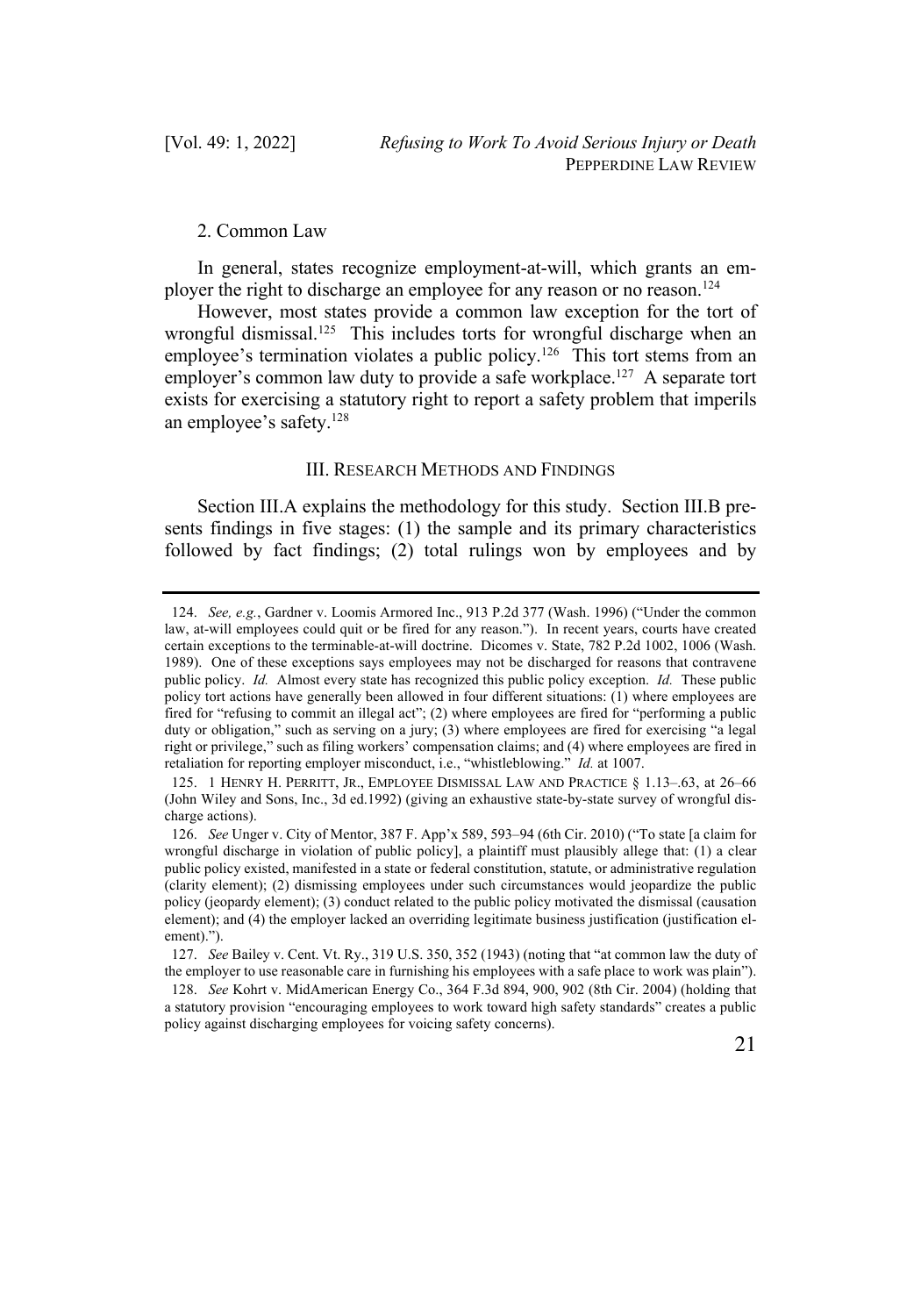### 2. Common Law

In general, states recognize employment-at-will, which grants an employer the right to discharge an employee for any reason or no reason.[124]

However, most states provide a common law exception for the tort of wrongful dismissal.[125] This includes torts for wrongful discharge when an employee's termination violates a public policy.[126] This tort stems from an employer's common law duty to provide a safe workplace.[127] A separate tort exists for exercising a statutory right to report a safety problem that imperils an employee's safety.[128]

## III. RESEARCH METHODS AND FINDINGS

Section III.A explains the methodology for this study. Section III.B presents findings in five stages: (1) the sample and its primary characteristics followed by fact findings; (2) total rulings won by employees and by

---

124. *See, e.g.*, Gardner v. Loomis Armored Inc., 913 P.2d 377 (Wash. 1996) ("Under the common law, at-will employees could quit or be fired for any reason."). In recent years, courts have created certain exceptions to the terminable-at-will doctrine. Dicomes v. State, 782 P.2d 1002, 1006 (Wash. 1989). One of these exceptions says employees may not be discharged for reasons that contravene public policy. *Id.* Almost every state has recognized this public policy exception. *Id.* These public policy tort actions have generally been allowed in four different situations: (1) where employees are fired for "refusing to commit an illegal act"; (2) where employees are fired for "performing a public duty or obligation," such as serving on a jury; (3) where employees are fired for exercising "a legal right or privilege," such as filing workers' compensation claims; and (4) where employees are fired in retaliation for reporting employer misconduct, i.e., "whistleblowing." *Id.* at 1007.

125. 1 HENRY H. PERRITT, JR., EMPLOYEE DISMISSAL LAW AND PRACTICE § 1.13–.63, at 26–66 (John Wiley and Sons, Inc., 3d ed.1992) (giving an exhaustive state-by-state survey of wrongful discharge actions).

126. *See* Unger v. City of Mentor, 387 F. App'x 589, 593–94 (6th Cir. 2010) ("To state [a claim for wrongful discharge in violation of public policy], a plaintiff must plausibly allege that: (1) a clear public policy existed, manifested in a state or federal constitution, statute, or administrative regulation (clarity element); (2) dismissing employees under such circumstances would jeopardize the public policy (jeopardy element); (3) conduct related to the public policy motivated the dismissal (causation element); and (4) the employer lacked an overriding legitimate business justification (justification element).").

127. *See* Bailey v. Cent. Vt. Ry., 319 U.S. 350, 352 (1943) (noting that "at common law the duty of the employer to use reasonable care in furnishing his employees with a safe place to work was plain").

128. *See* Kohrt v. MidAmerican Energy Co., 364 F.3d 894, 900, 902 (8th Cir. 2004) (holding that a statutory provision "encouraging employees to work toward high safety standards" creates a public policy against discharging employees for voicing safety concerns).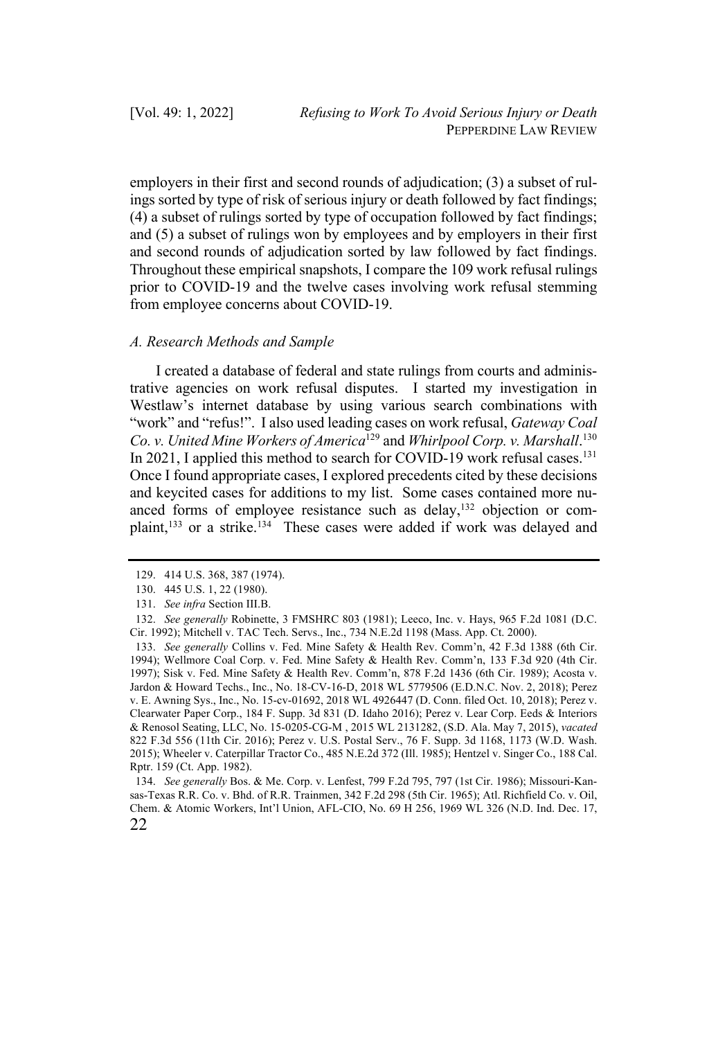employers in their first and second rounds of adjudication; (3) a subset of rulings sorted by type of risk of serious injury or death followed by fact findings; (4) a subset of rulings sorted by type of occupation followed by fact findings; and (5) a subset of rulings won by employees and by employers in their first and second rounds of adjudication sorted by law followed by fact findings. Throughout these empirical snapshots, I compare the 109 work refusal rulings prior to COVID-19 and the twelve cases involving work refusal stemming from employee concerns about COVID-19.

### *A. Research Methods and Sample*

I created a database of federal and state rulings from courts and administrative agencies on work refusal disputes. I started my investigation in Westlaw's internet database by using various search combinations with "work" and "refus!". I also used leading cases on work refusal, *Gateway Coal Co. v. United Mine Workers of America*[129] and *Whirlpool Corp. v. Marshall*.[130] In 2021, I applied this method to search for COVID-19 work refusal cases.[131] Once I found appropriate cases, I explored precedents cited by these decisions and keycited cases for additions to my list. Some cases contained more nuanced forms of employee resistance such as delay,[132] objection or complaint,[133] or a strike.[134] These cases were added if work was delayed and

---

129. 414 U.S. 368, 387 (1974).

130. 445 U.S. 1, 22 (1980).

131. *See infra* Section III.B.

132. *See generally* Robinette, 3 FMSHRC 803 (1981); Leeco, Inc. v. Hays, 965 F.2d 1081 (D.C. Cir. 1992); Mitchell v. TAC Tech. Servs., Inc., 734 N.E.2d 1198 (Mass. App. Ct. 2000).

133. *See generally* Collins v. Fed. Mine Safety & Health Rev. Comm'n, 42 F.3d 1388 (6th Cir. 1994); Wellmore Coal Corp. v. Fed. Mine Safety & Health Rev. Comm'n, 133 F.3d 920 (4th Cir. 1997); Sisk v. Fed. Mine Safety & Health Rev. Comm'n, 878 F.2d 1436 (6th Cir. 1989); Acosta v. Jardon & Howard Techs., Inc., No. 18-CV-16-D, 2018 WL 5779506 (E.D.N.C. Nov. 2, 2018); Perez v. E. Awning Sys., Inc., No. 15-cv-01692, 2018 WL 4926447 (D. Conn. filed Oct. 10, 2018); Perez v. Clearwater Paper Corp., 184 F. Supp. 3d 831 (D. Idaho 2016); Perez v. Lear Corp. Eeds & Interiors & Renosol Seating, LLC, No. 15-0205-CG-M , 2015 WL 2131282, (S.D. Ala. May 7, 2015), *vacated* 822 F.3d 556 (11th Cir. 2016); Perez v. U.S. Postal Serv., 76 F. Supp. 3d 1168, 1173 (W.D. Wash. 2015); Wheeler v. Caterpillar Tractor Co., 485 N.E.2d 372 (Ill. 1985); Hentzel v. Singer Co., 188 Cal. Rptr. 159 (Ct. App. 1982).

134. *See generally* Bos. & Me. Corp. v. Lenfest, 799 F.2d 795, 797 (1st Cir. 1986); Missouri-Kansas-Texas R.R. Co. v. Bhd. of R.R. Trainmen, 342 F.2d 298 (5th Cir. 1965); Atl. Richfield Co. v. Oil, Chem. & Atomic Workers, Int'l Union, AFL-CIO, No. 69 H 256, 1969 WL 326 (N.D. Ind. Dec. 17,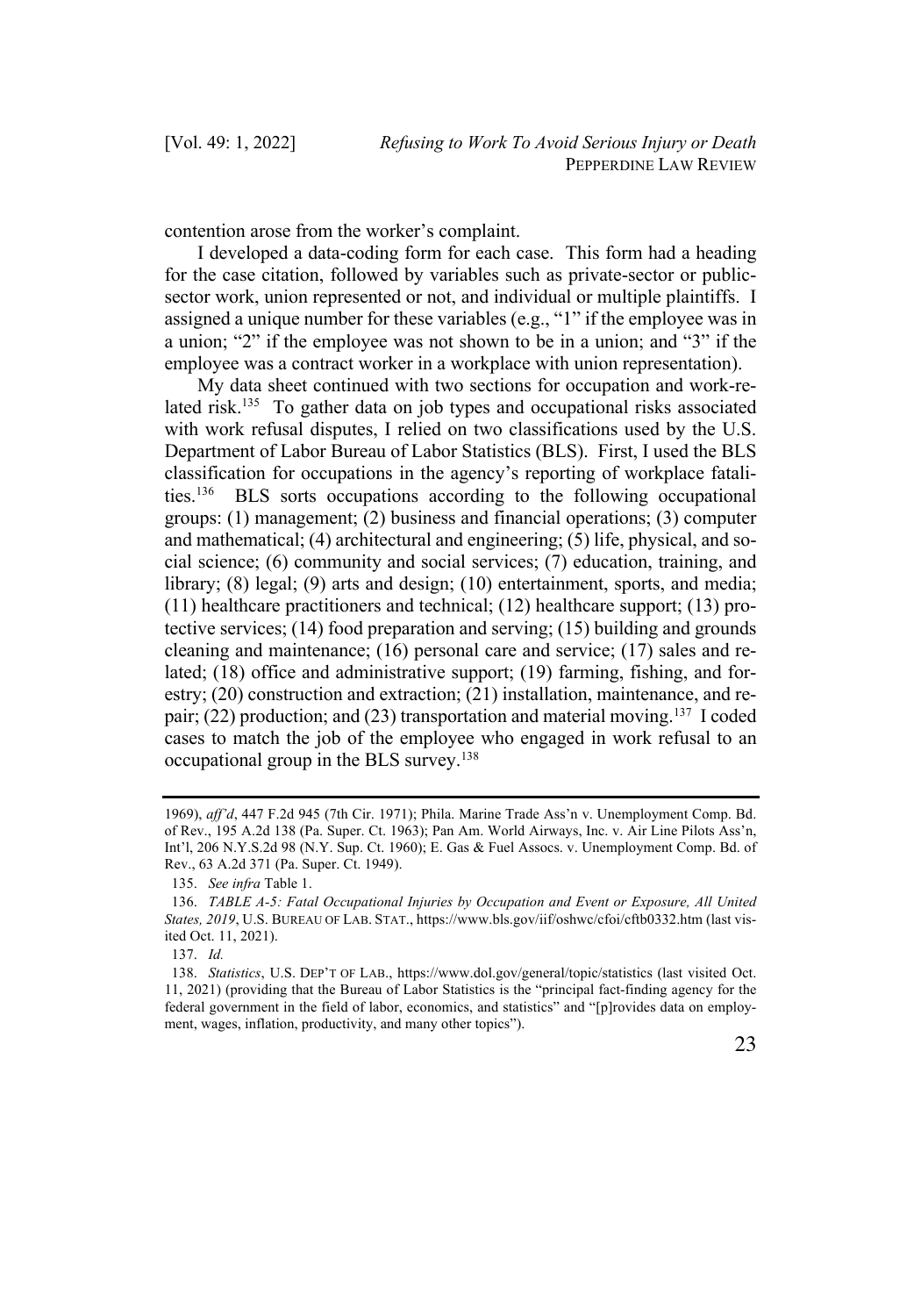contention arose from the worker's complaint.

I developed a data-coding form for each case. This form had a heading for the case citation, followed by variables such as private-sector or public-sector work, union represented or not, and individual or multiple plaintiffs. I assigned a unique number for these variables (e.g., "1" if the employee was in a union; "2" if the employee was not shown to be in a union; and "3" if the employee was a contract worker in a workplace with union representation).

My data sheet continued with two sections for occupation and work-related risk.[135] To gather data on job types and occupational risks associated with work refusal disputes, I relied on two classifications used by the U.S. Department of Labor Bureau of Labor Statistics (BLS). First, I used the BLS classification for occupations in the agency's reporting of workplace fatalities.[136] BLS sorts occupations according to the following occupational groups: (1) management; (2) business and financial operations; (3) computer and mathematical; (4) architectural and engineering; (5) life, physical, and social science; (6) community and social services; (7) education, training, and library; (8) legal; (9) arts and design; (10) entertainment, sports, and media; (11) healthcare practitioners and technical; (12) healthcare support; (13) protective services; (14) food preparation and serving; (15) building and grounds cleaning and maintenance; (16) personal care and service; (17) sales and related; (18) office and administrative support; (19) farming, fishing, and forestry; (20) construction and extraction; (21) installation, maintenance, and repair; (22) production; and (23) transportation and material moving.[137] I coded cases to match the job of the employee who engaged in work refusal to an occupational group in the BLS survey.[138]

---

1969), *aff'd*, 447 F.2d 945 (7th Cir. 1971); Phila. Marine Trade Ass'n v. Unemployment Comp. Bd. of Rev., 195 A.2d 138 (Pa. Super. Ct. 1963); Pan Am. World Airways, Inc. v. Air Line Pilots Ass'n, Int'l, 206 N.Y.S.2d 98 (N.Y. Sup. Ct. 1960); E. Gas & Fuel Assocs. v. Unemployment Comp. Bd. of Rev., 63 A.2d 371 (Pa. Super. Ct. 1949).

135. *See infra* Table 1.

136. *TABLE A-5: Fatal Occupational Injuries by Occupation and Event or Exposure, All United States, 2019*, U.S. BUREAU OF LAB. STAT., https://www.bls.gov/iif/oshwc/cfoi/cftb0332.htm (last visited Oct. 11, 2021).

137. *Id.*

138. *Statistics*, U.S. DEP'T OF LAB., https://www.dol.gov/general/topic/statistics (last visited Oct. 11, 2021) (providing that the Bureau of Labor Statistics is the "principal fact-finding agency for the federal government in the field of labor, economics, and statistics" and "[p]rovides data on employment, wages, inflation, productivity, and many other topics").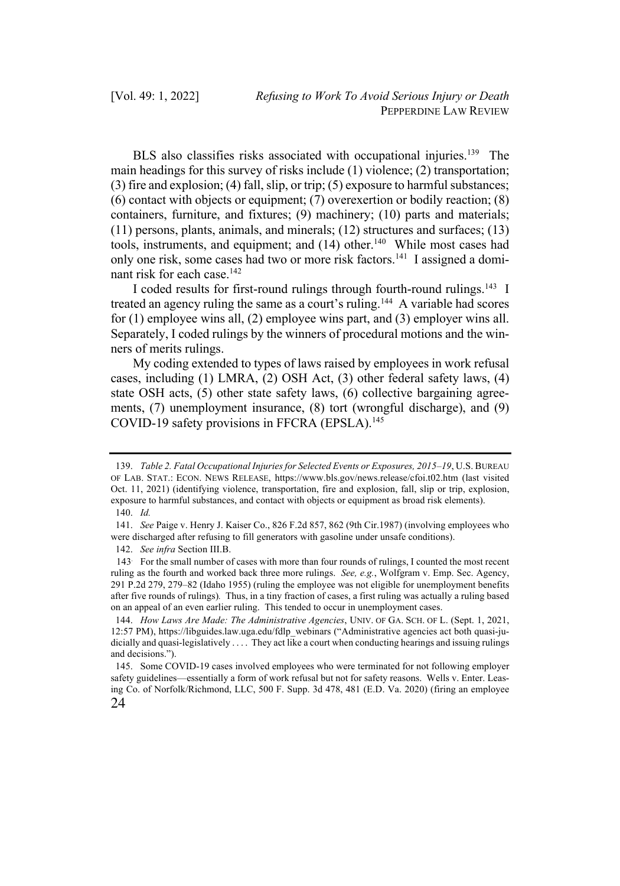BLS also classifies risks associated with occupational injuries.[139] The main headings for this survey of risks include (1) violence; (2) transportation; (3) fire and explosion; (4) fall, slip, or trip; (5) exposure to harmful substances; (6) contact with objects or equipment; (7) overexertion or bodily reaction; (8) containers, furniture, and fixtures; (9) machinery; (10) parts and materials; (11) persons, plants, animals, and minerals; (12) structures and surfaces; (13) tools, instruments, and equipment; and (14) other.[140] While most cases had only one risk, some cases had two or more risk factors.[141] I assigned a dominant risk for each case.[142]

I coded results for first-round rulings through fourth-round rulings.[143] I treated an agency ruling the same as a court's ruling.[144] A variable had scores for (1) employee wins all, (2) employee wins part, and (3) employer wins all. Separately, I coded rulings by the winners of procedural motions and the winners of merits rulings.

My coding extended to types of laws raised by employees in work refusal cases, including (1) LMRA, (2) OSH Act, (3) other federal safety laws, (4) state OSH acts, (5) other state safety laws, (6) collective bargaining agreements, (7) unemployment insurance, (8) tort (wrongful discharge), and (9) COVID-19 safety provisions in FFCRA (EPSLA).[145]

---

139. *Table 2. Fatal Occupational Injuries for Selected Events or Exposures, 2015–19*, U.S. BUREAU OF LAB. STAT.: ECON. NEWS RELEASE, https://www.bls.gov/news.release/cfoi.t02.htm (last visited Oct. 11, 2021) (identifying violence, transportation, fire and explosion, fall, slip or trip, explosion, exposure to harmful substances, and contact with objects or equipment as broad risk elements).

140. *Id.*

141. *See* Paige v. Henry J. Kaiser Co., 826 F.2d 857, 862 (9th Cir.1987) (involving employees who were discharged after refusing to fill generators with gasoline under unsafe conditions).

142. *See infra* Section III.B.

143. For the small number of cases with more than four rounds of rulings, I counted the most recent ruling as the fourth and worked back three more rulings. *See, e.g.*, Wolfgram v. Emp. Sec. Agency, 291 P.2d 279, 279–82 (Idaho 1955) (ruling the employee was not eligible for unemployment benefits after five rounds of rulings). Thus, in a tiny fraction of cases, a first ruling was actually a ruling based on an appeal of an even earlier ruling. This tended to occur in unemployment cases.

144. *How Laws Are Made: The Administrative Agencies*, UNIV. OF GA. SCH. OF L. (Sept. 1, 2021, 12:57 PM), https://libguides.law.uga.edu/fdlp_webinars ("Administrative agencies act both quasi-judicially and quasi-legislatively . . . . They act like a court when conducting hearings and issuing rulings and decisions.").

145. Some COVID-19 cases involved employees who were terminated for not following employer safety guidelines—essentially a form of work refusal but not for safety reasons. Wells v. Enter. Leasing Co. of Norfolk/Richmond, LLC, 500 F. Supp. 3d 478, 481 (E.D. Va. 2020) (firing an employee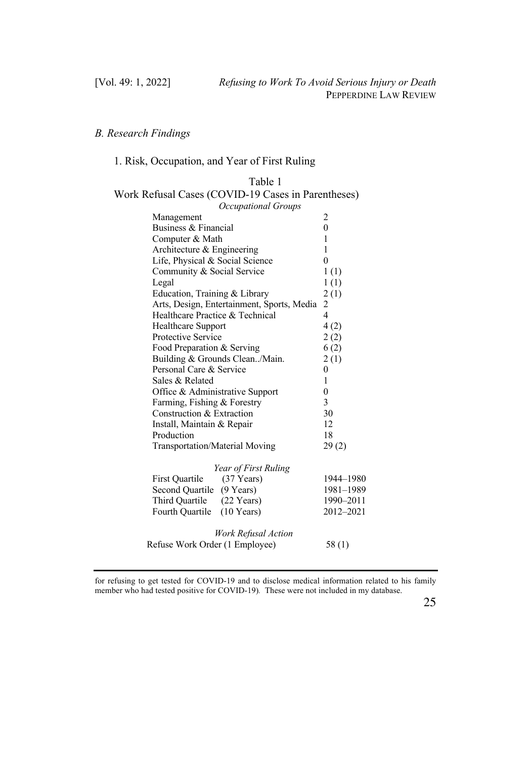### B. Research Findings

#### 1. Risk, Occupation, and Year of First Ruling

Table 1

Work Refusal Cases (COVID-19 Cases in Parentheses)

| *Occupational Groups* | |
|---|---|
| Management | 2 |
| Business & Financial | 0 |
| Computer & Math | 1 |
| Architecture & Engineering | 1 |
| Life, Physical & Social Science | 0 |
| Community & Social Service | 1 (1) |
| Legal | 1 (1) |
| Education, Training & Library | 2 (1) |
| Arts, Design, Entertainment, Sports, Media | 2 |
| Healthcare Practice & Technical | 4 |
| Healthcare Support | 4 (2) |
| Protective Service | 2 (2) |
| Food Preparation & Serving | 6 (2) |
| Building & Grounds Clean../Main. | 2 (1) |
| Personal Care & Service | 0 |
| Sales & Related | 1 |
| Office & Administrative Support | 0 |
| Farming, Fishing & Forestry | 3 |
| Construction & Extraction | 30 |
| Install, Maintain & Repair | 12 |
| Production | 18 |
| Transportation/Material Moving | 29 (2) |
| *Year of First Ruling* | |
| First Quartile (37 Years) | 1944–1980 |
| Second Quartile (9 Years) | 1981–1989 |
| Third Quartile (22 Years) | 1990–2011 |
| Fourth Quartile (10 Years) | 2012–2021 |
| *Work Refusal Action* | |
| Refuse Work Order (1 Employee) | 58 (1) |

---

for refusing to get tested for COVID-19 and to disclose medical information related to his family member who had tested positive for COVID-19). These were not included in my database.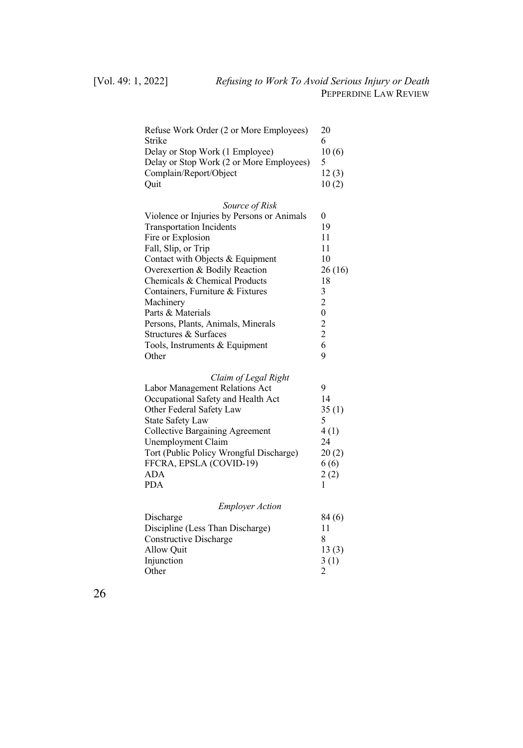| | |
|---|---|
| Refuse Work Order (2 or More Employees) | 20 |
| Strike | 6 |
| Delay or Stop Work (1 Employee) | 10 (6) |
| Delay or Stop Work (2 or More Employees) | 5 |
| Complain/Report/Object | 12 (3) |
| Quit | 10 (2) |
| *Source of Risk* | |
| Violence or Injuries by Persons or Animals | 0 |
| Transportation Incidents | 19 |
| Fire or Explosion | 11 |
| Fall, Slip, or Trip | 11 |
| Contact with Objects & Equipment | 10 |
| Overexertion & Bodily Reaction | 26 (16) |
| Chemicals & Chemical Products | 18 |
| Containers, Furniture & Fixtures | 3 |
| Machinery | 2 |
| Parts & Materials | 0 |
| Persons, Plants, Animals, Minerals | 2 |
| Structures & Surfaces | 2 |
| Tools, Instruments & Equipment | 6 |
| Other | 9 |
| *Claim of Legal Right* | |
| Labor Management Relations Act | 9 |
| Occupational Safety and Health Act | 14 |
| Other Federal Safety Law | 35 (1) |
| State Safety Law | 5 |
| Collective Bargaining Agreement | 4 (1) |
| Unemployment Claim | 24 |
| Tort (Public Policy Wrongful Discharge) | 20 (2) |
| FFCRA, EPSLA (COVID-19) | 6 (6) |
| ADA | 2 (2) |
| PDA | 1 |
| *Employer Action* | |
| Discharge | 84 (6) |
| Discipline (Less Than Discharge) | 11 |
| Constructive Discharge | 8 |
| Allow Quit | 13 (3) |
| Injunction | 3 (1) |
| Other | 2 |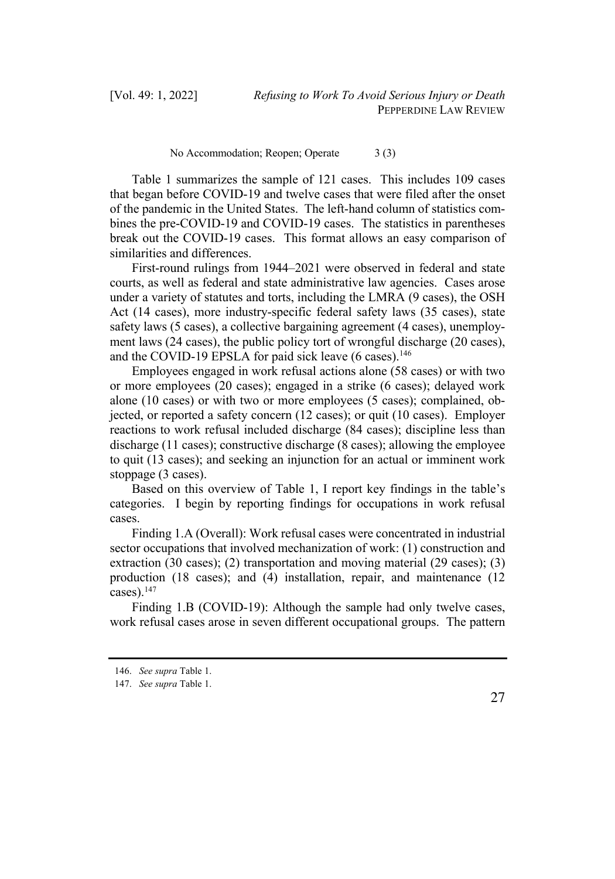| No Accommodation; Reopen; Operate | 3 (3) |
|---|---|

Table 1 summarizes the sample of 121 cases. This includes 109 cases that began before COVID-19 and twelve cases that were filed after the onset of the pandemic in the United States. The left-hand column of statistics combines the pre-COVID-19 and COVID-19 cases. The statistics in parentheses break out the COVID-19 cases. This format allows an easy comparison of similarities and differences.

First-round rulings from 1944–2021 were observed in federal and state courts, as well as federal and state administrative law agencies. Cases arose under a variety of statutes and torts, including the LMRA (9 cases), the OSH Act (14 cases), more industry-specific federal safety laws (35 cases), state safety laws (5 cases), a collective bargaining agreement (4 cases), unemployment laws (24 cases), the public policy tort of wrongful discharge (20 cases), and the COVID-19 EPSLA for paid sick leave (6 cases).[146]

Employees engaged in work refusal actions alone (58 cases) or with two or more employees (20 cases); engaged in a strike (6 cases); delayed work alone (10 cases) or with two or more employees (5 cases); complained, objected, or reported a safety concern (12 cases); or quit (10 cases). Employer reactions to work refusal included discharge (84 cases); discipline less than discharge (11 cases); constructive discharge (8 cases); allowing the employee to quit (13 cases); and seeking an injunction for an actual or imminent work stoppage (3 cases).

Based on this overview of Table 1, I report key findings in the table's categories. I begin by reporting findings for occupations in work refusal cases.

Finding 1.A (Overall): Work refusal cases were concentrated in industrial sector occupations that involved mechanization of work: (1) construction and extraction (30 cases); (2) transportation and moving material (29 cases); (3) production (18 cases); and (4) installation, repair, and maintenance (12 cases).[147]

Finding 1.B (COVID-19): Although the sample had only twelve cases, work refusal cases arose in seven different occupational groups. The pattern

146. *See supra* Table 1.

147. *See supra* Table 1.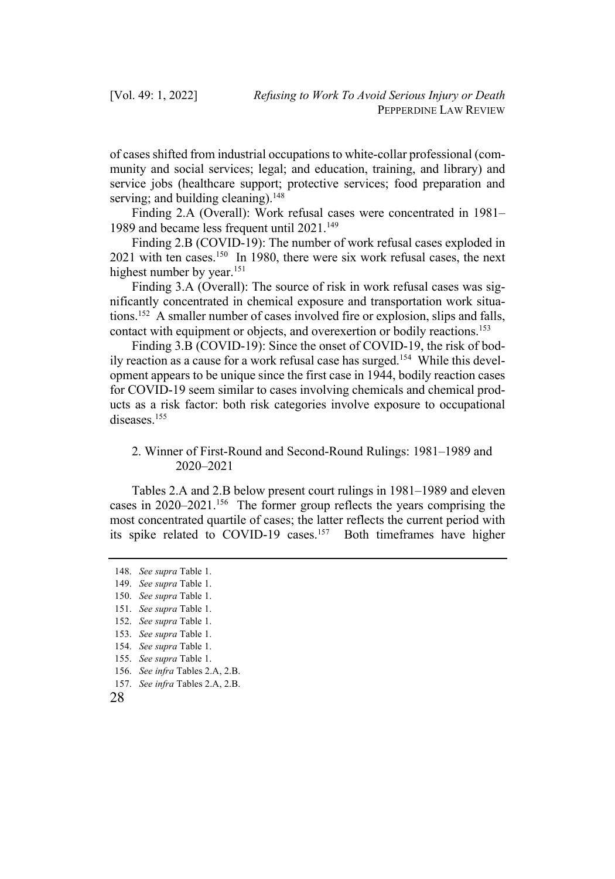of cases shifted from industrial occupations to white-collar professional (community and social services; legal; and education, training, and library) and service jobs (healthcare support; protective services; food preparation and serving; and building cleaning).[148]

Finding 2.A (Overall): Work refusal cases were concentrated in 1981–1989 and became less frequent until 2021.[149]

Finding 2.B (COVID-19): The number of work refusal cases exploded in 2021 with ten cases.[150] In 1980, there were six work refusal cases, the next highest number by year.[151]

Finding 3.A (Overall): The source of risk in work refusal cases was significantly concentrated in chemical exposure and transportation work situations.[152] A smaller number of cases involved fire or explosion, slips and falls, contact with equipment or objects, and overexertion or bodily reactions.[153]

Finding 3.B (COVID-19): Since the onset of COVID-19, the risk of bodily reaction as a cause for a work refusal case has surged.[154] While this development appears to be unique since the first case in 1944, bodily reaction cases for COVID-19 seem similar to cases involving chemicals and chemical products as a risk factor: both risk categories involve exposure to occupational diseases.[155]

### 2. Winner of First-Round and Second-Round Rulings: 1981–1989 and 2020–2021

Tables 2.A and 2.B below present court rulings in 1981–1989 and eleven cases in 2020–2021.[156] The former group reflects the years comprising the most concentrated quartile of cases; the latter reflects the current period with its spike related to COVID-19 cases.[157] Both timeframes have higher

---

148. *See supra* Table 1.
149. *See supra* Table 1.
150. *See supra* Table 1.
151. *See supra* Table 1.
152. *See supra* Table 1.
153. *See supra* Table 1.
154. *See supra* Table 1.
155. *See supra* Table 1.
156. *See infra* Tables 2.A, 2.B.
157. *See infra* Tables 2.A, 2.B.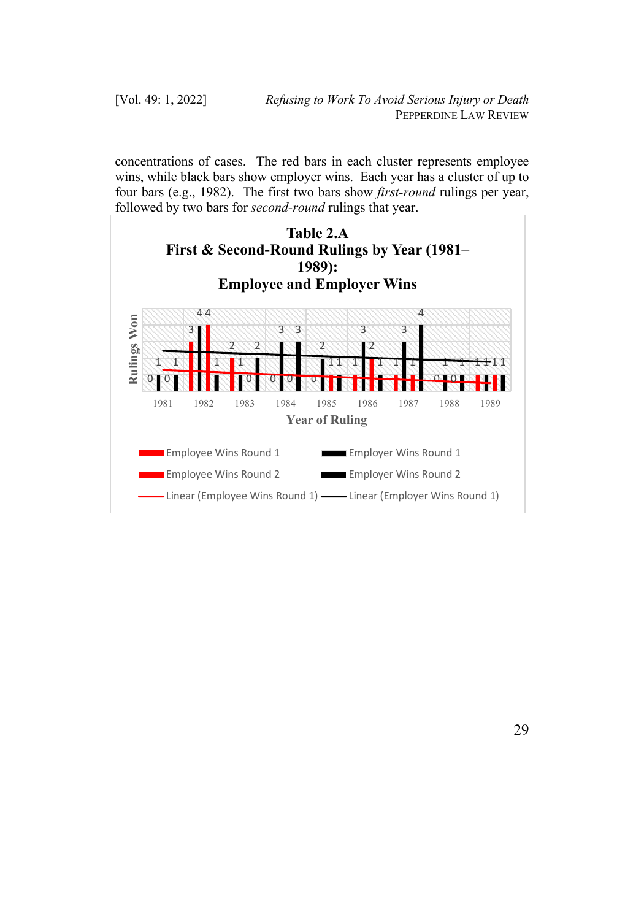concentrations of cases. The red bars in each cluster represents employee wins, while black bars show employer wins. Each year has a cluster of up to four bars (e.g., 1982). The first two bars show *first-round* rulings per year, followed by two bars for *second-round* rulings that year.

**Table 2.A**
**First & Second-Round Rulings by Year (1981–1989):**
**Employee and Employer Wins**

Rulings Won

1981 1982 1983 1984 1985 1986 1987 1988 1989

Year of Ruling

Employee Wins Round 1 — Employer Wins Round 1
Employee Wins Round 2 — Employer Wins Round 2
Linear (Employee Wins Round 1) — Linear (Employer Wins Round 1)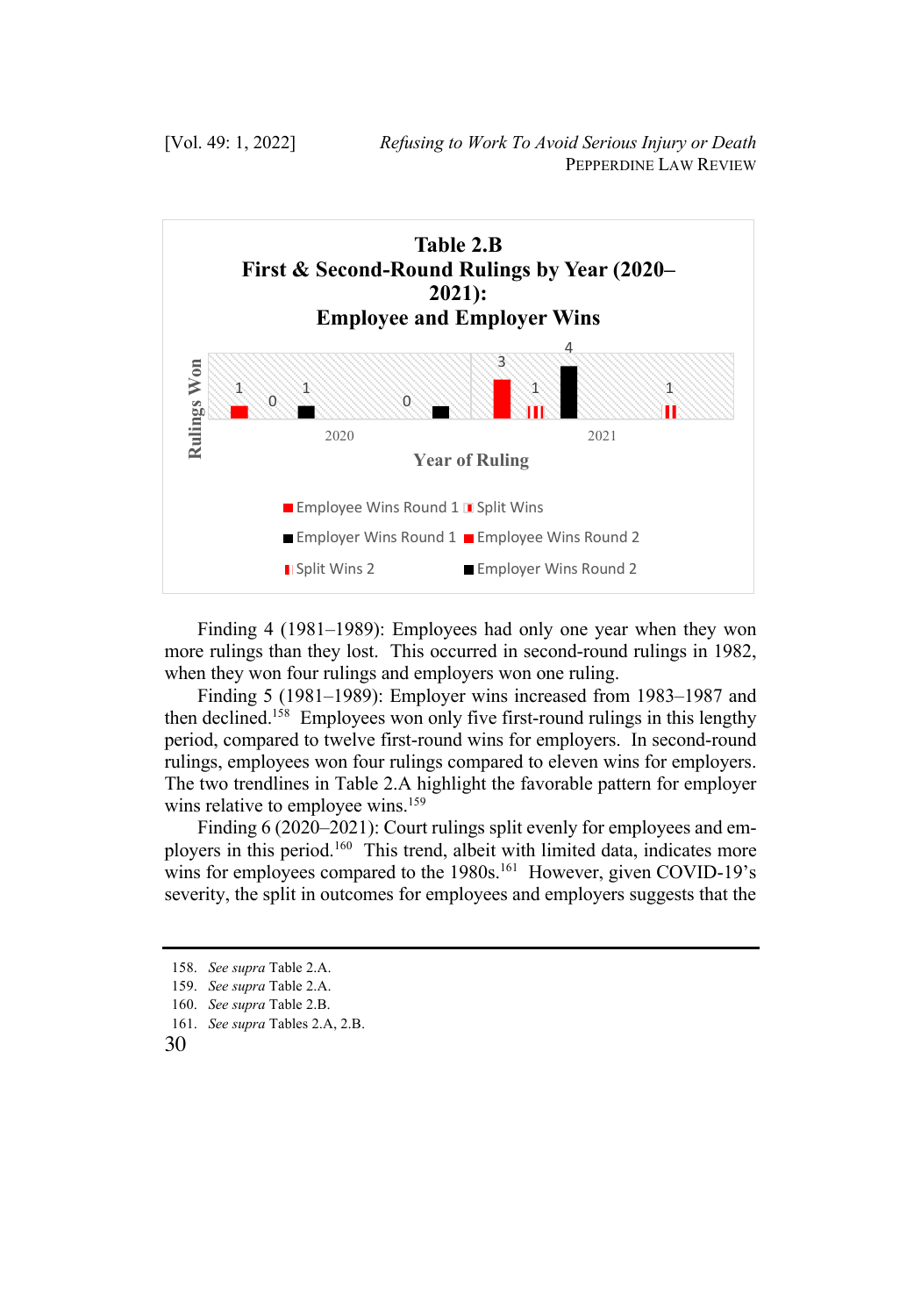**Table 2.B**
**First & Second-Round Rulings by Year (2020–2021):**
**Employee and Employer Wins**

| Year of Ruling | Employee Wins Round 1 | Split Wins | Employer Wins Round 1 | Employee Wins Round 2 | Split Wins 2 | Employer Wins Round 2 |
|---|---|---|---|---|---|---|
| 2020 | 1 | 0 | 1 |  | 0 |  |
| 2021 | 3 | 1 | 4 |  | 1 |  |

Finding 4 (1981–1989): Employees had only one year when they won more rulings than they lost. This occurred in second-round rulings in 1982, when they won four rulings and employers won one ruling.

Finding 5 (1981–1989): Employer wins increased from 1983–1987 and then declined.[158] Employees won only five first-round rulings in this lengthy period, compared to twelve first-round wins for employers. In second-round rulings, employees won four rulings compared to eleven wins for employers. The two trendlines in Table 2.A highlight the favorable pattern for employer wins relative to employee wins.[159]

Finding 6 (2020–2021): Court rulings split evenly for employees and employers in this period.[160] This trend, albeit with limited data, indicates more wins for employees compared to the 1980s.[161] However, given COVID-19's severity, the split in outcomes for employees and employers suggests that the

---

158. *See supra* Table 2.A.
159. *See supra* Table 2.A.
160. *See supra* Table 2.B.
161. *See supra* Tables 2.A, 2.B.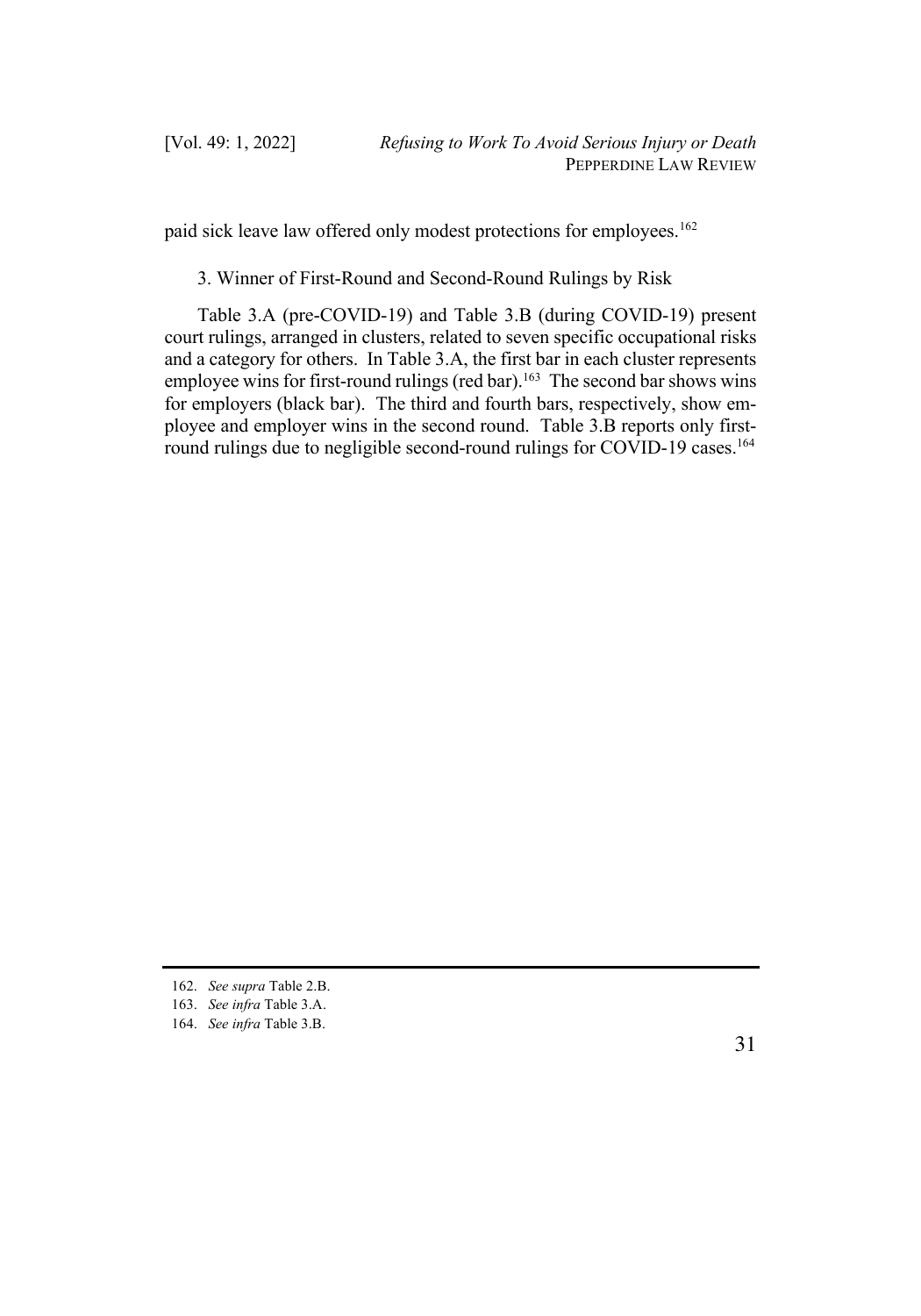paid sick leave law offered only modest protections for employees.[162]

### 3. Winner of First-Round and Second-Round Rulings by Risk

Table 3.A (pre-COVID-19) and Table 3.B (during COVID-19) present court rulings, arranged in clusters, related to seven specific occupational risks and a category for others. In Table 3.A, the first bar in each cluster represents employee wins for first-round rulings (red bar).[163] The second bar shows wins for employers (black bar). The third and fourth bars, respectively, show employee and employer wins in the second round. Table 3.B reports only first-round rulings due to negligible second-round rulings for COVID-19 cases.[164]

---

162. *See supra* Table 2.B.

163. *See infra* Table 3.A.

164. *See infra* Table 3.B.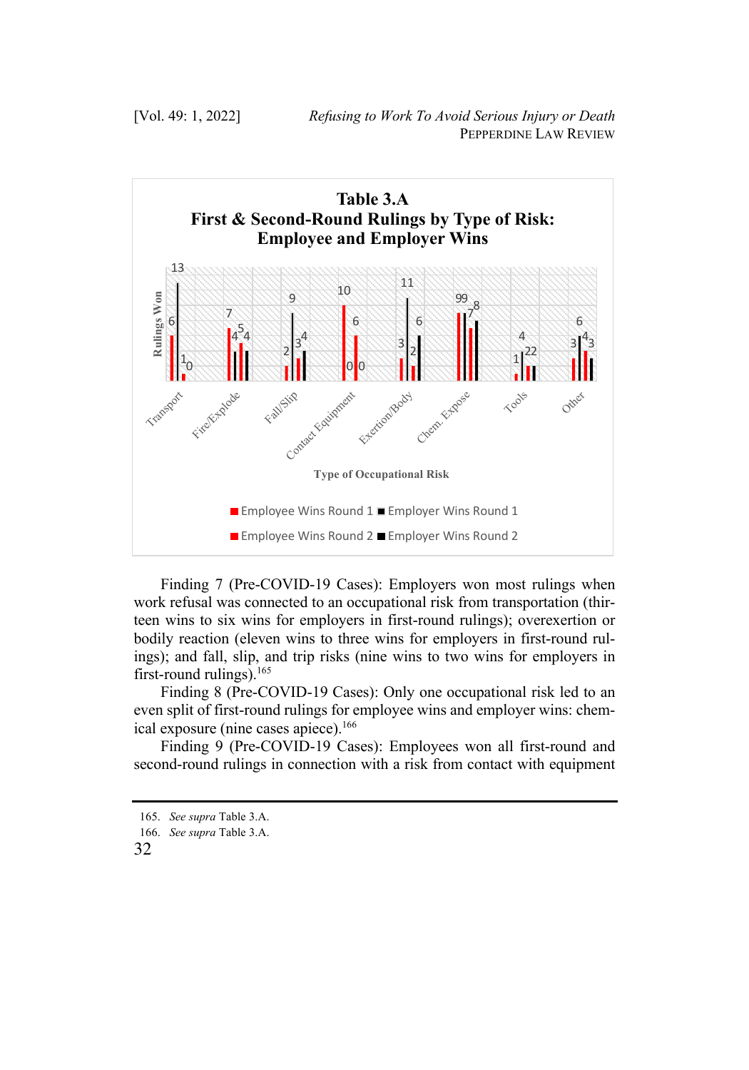**Table 3.A**
**First & Second-Round Rulings by Type of Risk: Employee and Employer Wins**

| Type of Occupational Risk | Employee Wins Round 1 | Employer Wins Round 1 | Employee Wins Round 2 | Employer Wins Round 2 |
|---|---|---|---|---|
| Transport | 6 | 13 | 1 | 0 |
| Fire/Explode | 7 | 4 | 5 | 4 |
| Fall/Slip | 2 | 9 | 3 | 4 |
| Contact Equipment | 10 | 0 | 6 | 0 |
| Exertion/Body | 3 | 11 | 2 | 6 |
| Chem. Expose | 9 | 9 | 7 | 8 |
| Tools | 1 | 4 | 2 | 2 |
| Other | 3 | 6 | 4 | 3 |

Finding 7 (Pre-COVID-19 Cases): Employers won most rulings when work refusal was connected to an occupational risk from transportation (thirteen wins to six wins for employers in first-round rulings); overexertion or bodily reaction (eleven wins to three wins for employers in first-round rulings); and fall, slip, and trip risks (nine wins to two wins for employers in first-round rulings).[165]

Finding 8 (Pre-COVID-19 Cases): Only one occupational risk led to an even split of first-round rulings for employee wins and employer wins: chemical exposure (nine cases apiece).[166]

Finding 9 (Pre-COVID-19 Cases): Employees won all first-round and second-round rulings in connection with a risk from contact with equipment

---

165. *See supra* Table 3.A.

166. *See supra* Table 3.A.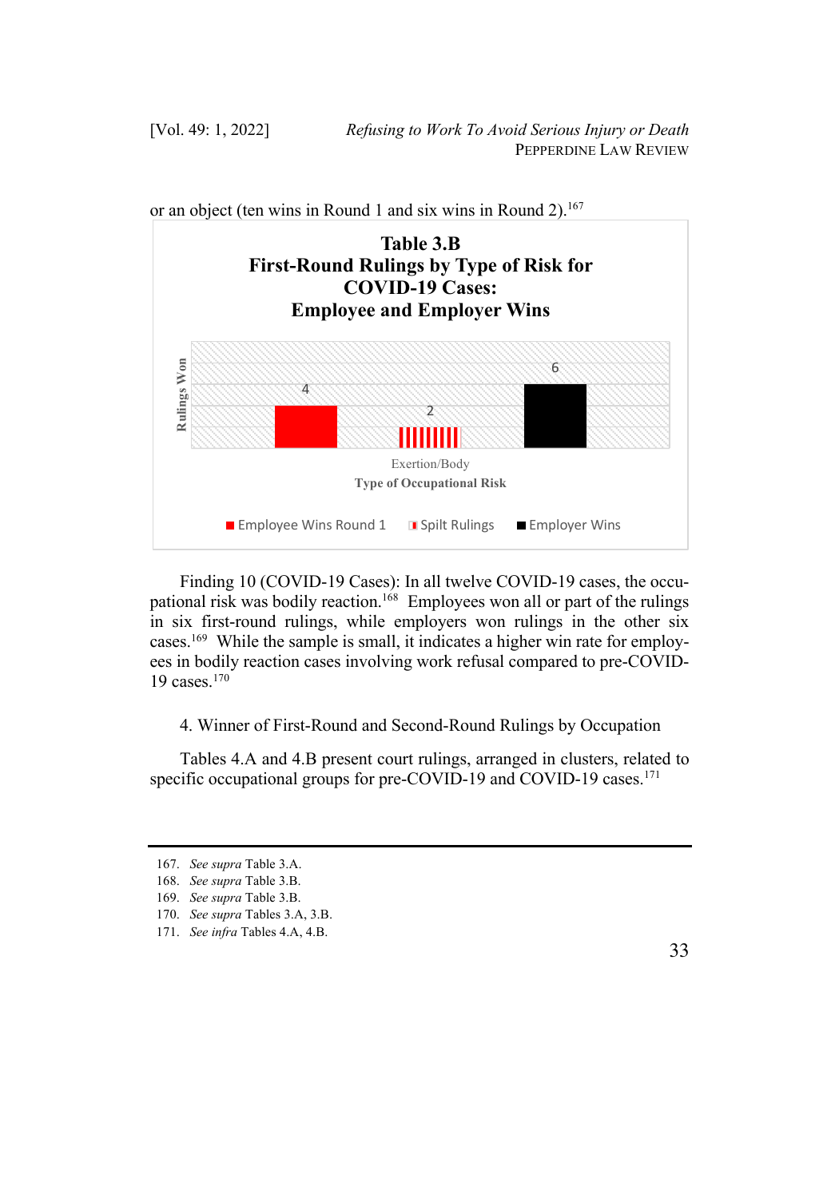or an object (ten wins in Round 1 and six wins in Round 2).[167]

**Table 3.B**
**First-Round Rulings by Type of Risk for COVID-19 Cases: Employee and Employer Wins**

| Type of Occupational Risk | Employee Wins Round 1 | Spilt Rulings | Employer Wins |
|---|---|---|---|
| Exertion/Body | 4 | 2 | 6 |

Finding 10 (COVID-19 Cases): In all twelve COVID-19 cases, the occupational risk was bodily reaction.[168] Employees won all or part of the rulings in six first-round rulings, while employers won rulings in the other six cases.[169] While the sample is small, it indicates a higher win rate for employees in bodily reaction cases involving work refusal compared to pre-COVID-19 cases.[170]

4. Winner of First-Round and Second-Round Rulings by Occupation

Tables 4.A and 4.B present court rulings, arranged in clusters, related to specific occupational groups for pre-COVID-19 and COVID-19 cases.[171]

---

167. *See supra* Table 3.A.
168. *See supra* Table 3.B.
169. *See supra* Table 3.B.
170. *See supra* Tables 3.A, 3.B.
171. *See infra* Tables 4.A, 4.B.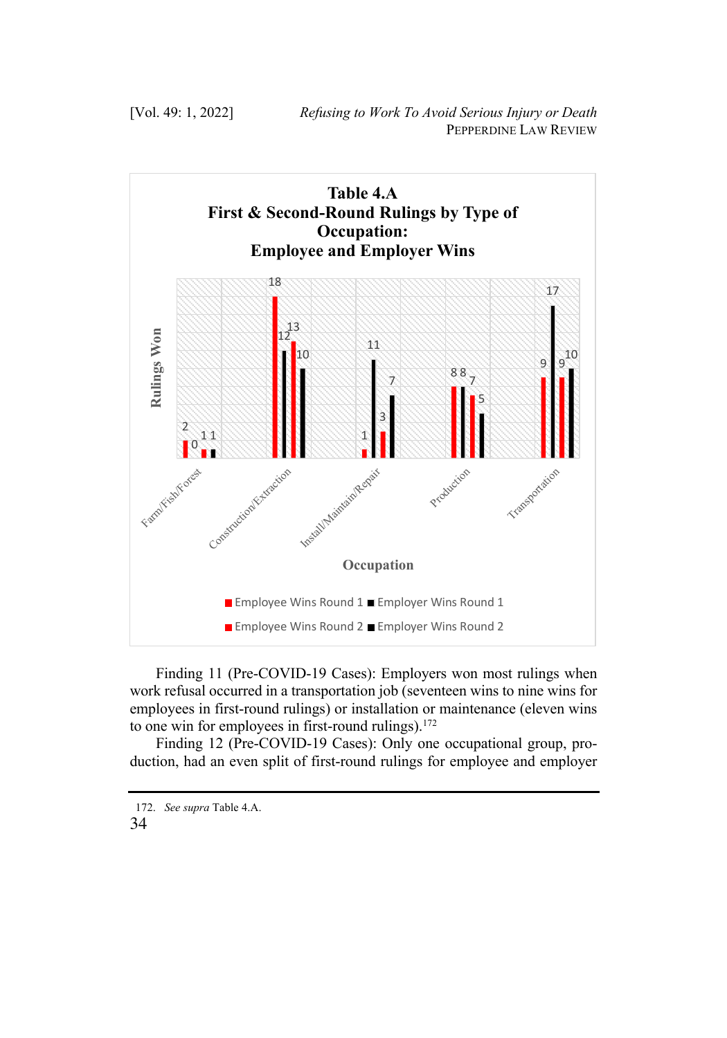**Table 4.A**
**First & Second-Round Rulings by Type of Occupation:**
**Employee and Employer Wins**

| Occupation | Employee Wins Round 1 | Employer Wins Round 1 | Employee Wins Round 2 | Employer Wins Round 2 |
| --- | --- | --- | --- | --- |
| Farm/Fish/Forest | 2 | 0 | 1 | 1 |
| Construction/Extraction | 18 | 12 | 13 | 10 |
| Install/Maintain/Repair | 1 | 11 | 3 | 7 |
| Production | 8 | 8 | 7 | 5 |
| Transportation | 9 | 17 | 9 | 10 |

Finding 11 (Pre-COVID-19 Cases): Employers won most rulings when work refusal occurred in a transportation job (seventeen wins to nine wins for employees in first-round rulings) or installation or maintenance (eleven wins to one win for employees in first-round rulings).[172]

Finding 12 (Pre-COVID-19 Cases): Only one occupational group, production, had an even split of first-round rulings for employee and employer

172. *See supra* Table 4.A.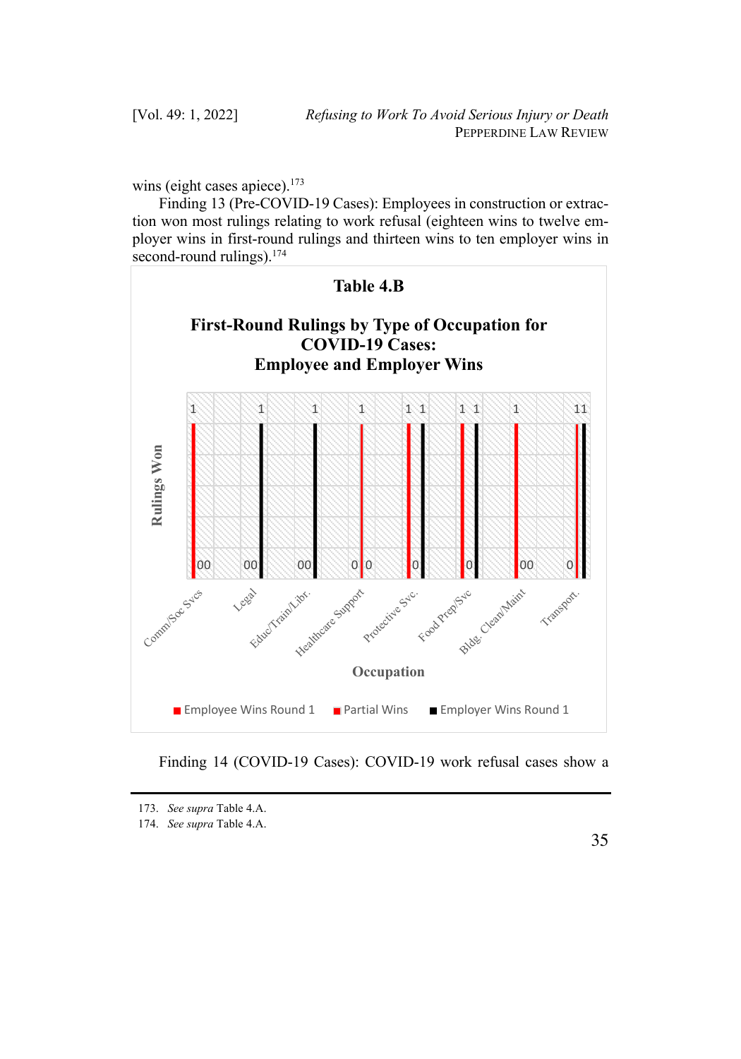wins (eight cases apiece).[173]

Finding 13 (Pre-COVID-19 Cases): Employees in construction or extraction won most rulings relating to work refusal (eighteen wins to twelve employer wins in first-round rulings and thirteen wins to ten employer wins in second-round rulings).[174]

**Table 4.B**

**First-Round Rulings by Type of Occupation for COVID-19 Cases: Employee and Employer Wins**

| Occupation | Employee Wins Round 1 | Partial Wins | Employer Wins Round 1 |
|---|---|---|---|
| Comm/Soc Svcs | 1 | 0 | 0 |
| Legal | 0 | 0 | 1 |
| Educ/Train/Libr. | 0 | 0 | 1 |
| Healthcare Support | 0 | 1 | 0 |
| Protective Svc. | 1 | 0 | 1 |
| Food Prep/Svc | 1 | 0 | 1 |
| Bldg. Clean/Maint | 1 | 0 | 0 |
| Transport. | 1 | 0 | 1 |

Ruling Won

Occupation

Finding 14 (COVID-19 Cases): COVID-19 work refusal cases show a

173. *See supra* Table 4.A.

174. *See supra* Table 4.A.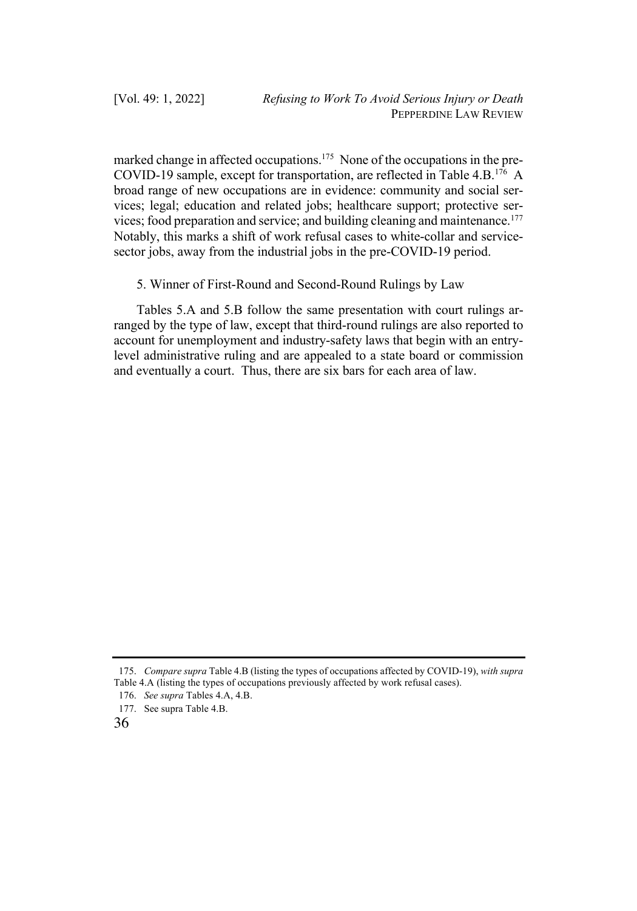marked change in affected occupations.[175] None of the occupations in the pre-COVID-19 sample, except for transportation, are reflected in Table 4.B.[176] A broad range of new occupations are in evidence: community and social services; legal; education and related jobs; healthcare support; protective services; food preparation and service; and building cleaning and maintenance.[177] Notably, this marks a shift of work refusal cases to white-collar and service-sector jobs, away from the industrial jobs in the pre-COVID-19 period.

5. Winner of First-Round and Second-Round Rulings by Law

Tables 5.A and 5.B follow the same presentation with court rulings arranged by the type of law, except that third-round rulings are also reported to account for unemployment and industry-safety laws that begin with an entry-level administrative ruling and are appealed to a state board or commission and eventually a court. Thus, there are six bars for each area of law.

---

175. *Compare supra* Table 4.B (listing the types of occupations affected by COVID-19), *with supra* Table 4.A (listing the types of occupations previously affected by work refusal cases).

176. *See supra* Tables 4.A, 4.B.

177. See supra Table 4.B.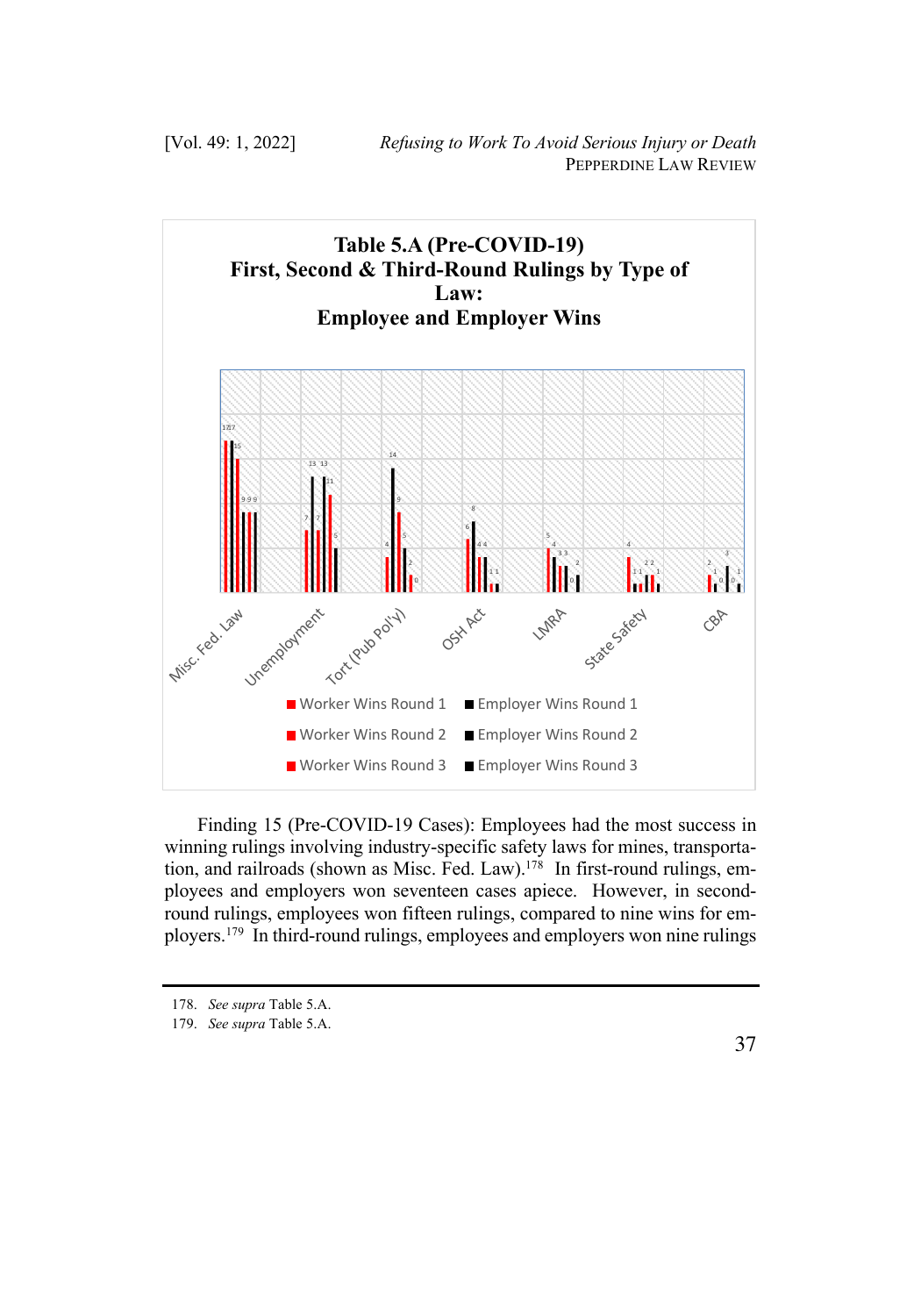**Table 5.A (Pre-COVID-19)**
**First, Second & Third-Round Rulings by Type of Law:**
**Employee and Employer Wins**

| Type of Law | Worker Wins Round 1 | Employer Wins Round 1 | Worker Wins Round 2 | Employer Wins Round 2 | Worker Wins Round 3 | Employer Wins Round 3 |
|---|---|---|---|---|---|---|
| Misc. Fed. Law | 17 | 17 | 15 | 9 | 9 | 9 |
| Unemployment | 7 | 13 | 7 | 13 | 11 | 5 |
| Tort (Pub Pol'y) | 4 | 14 | 9 | 5 | 2 | 0 |
| OSH Act | 6 | 8 | 4 | 4 | 1 | 1 |
| LMRA | 5 | 4 | 3 | 3 | 0 | 2 |
| State Safety | 4 | 1 | 1 | 2 | 2 | 1 |
| CBA | 2 | 1 | 0 | 3 | 0 | 1 |

Finding 15 (Pre-COVID-19 Cases): Employees had the most success in winning rulings involving industry-specific safety laws for mines, transportation, and railroads (shown as Misc. Fed. Law).[178] In first-round rulings, employees and employers won seventeen cases apiece. However, in second-round rulings, employees won fifteen rulings, compared to nine wins for employers.[179] In third-round rulings, employees and employers won nine rulings

178. *See supra* Table 5.A.

179. *See supra* Table 5.A.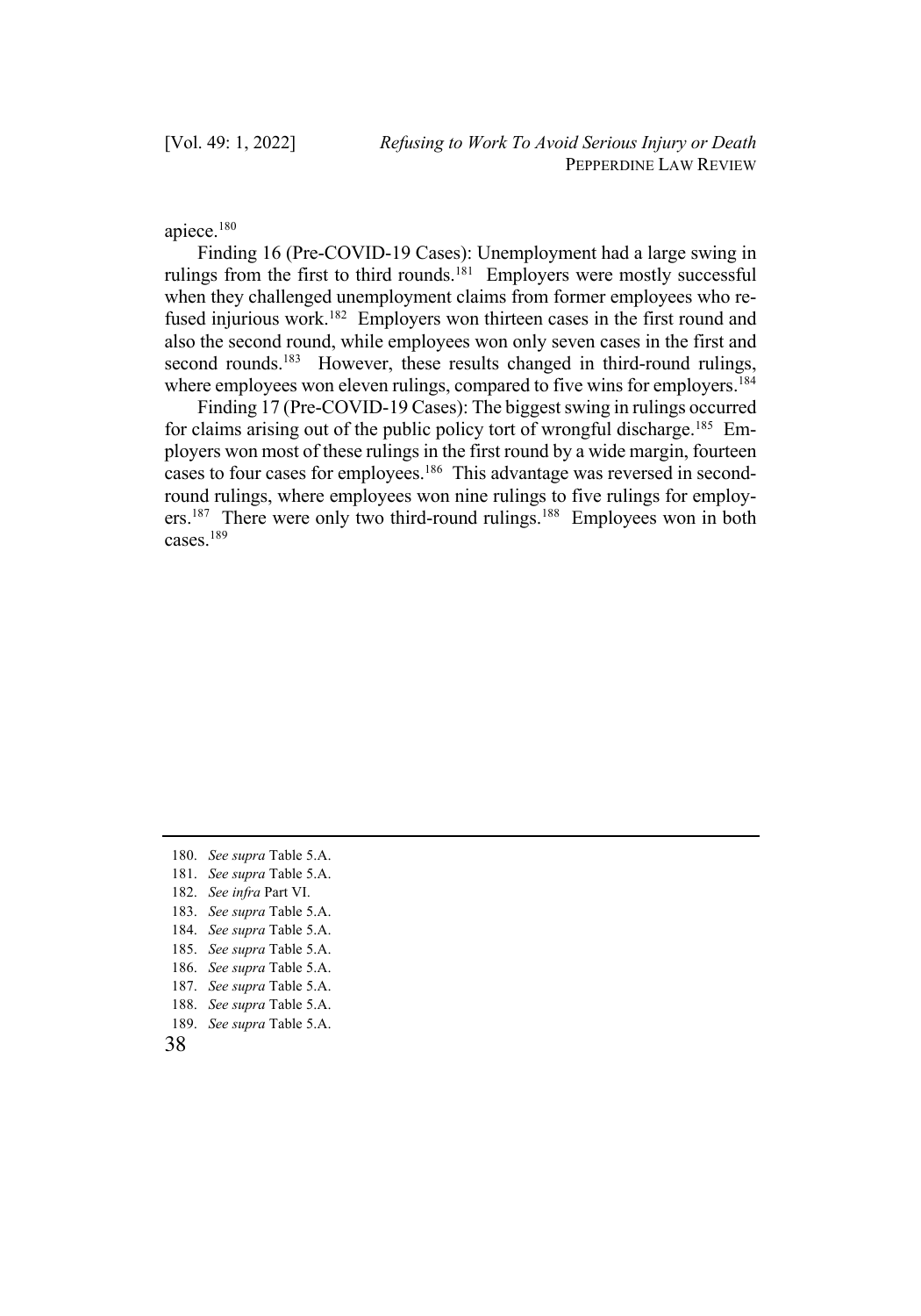apiece.[180]

Finding 16 (Pre-COVID-19 Cases): Unemployment had a large swing in rulings from the first to third rounds.[181] Employers were mostly successful when they challenged unemployment claims from former employees who refused injurious work.[182] Employers won thirteen cases in the first round and also the second round, while employees won only seven cases in the first and second rounds.[183] However, these results changed in third-round rulings, where employees won eleven rulings, compared to five wins for employers.[184]

Finding 17 (Pre-COVID-19 Cases): The biggest swing in rulings occurred for claims arising out of the public policy tort of wrongful discharge.[185] Employers won most of these rulings in the first round by a wide margin, fourteen cases to four cases for employees.[186] This advantage was reversed in second-round rulings, where employees won nine rulings to five rulings for employers.[187] There were only two third-round rulings.[188] Employees won in both cases.[189]

---

180. *See supra* Table 5.A.
181. *See supra* Table 5.A.
182. *See infra* Part VI.
183. *See supra* Table 5.A.
184. *See supra* Table 5.A.
185. *See supra* Table 5.A.
186. *See supra* Table 5.A.
187. *See supra* Table 5.A.
188. *See supra* Table 5.A.
189. *See supra* Table 5.A.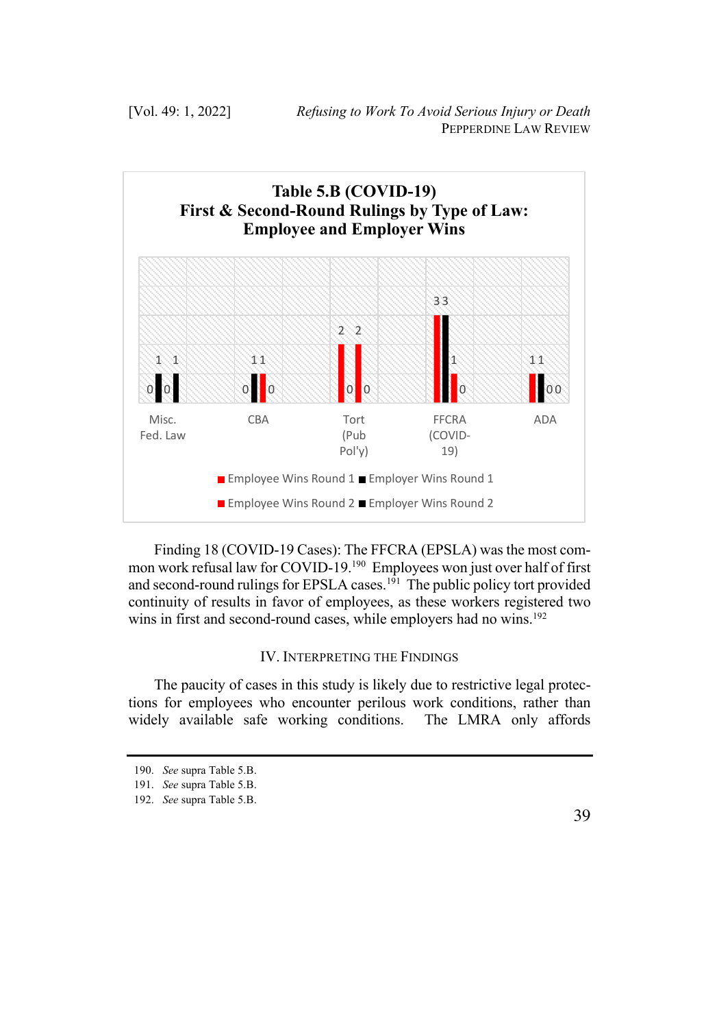**Table 5.B (COVID-19)**
**First & Second-Round Rulings by Type of Law: Employee and Employer Wins**

| Type of Law | Employee Wins Round 1 | Employer Wins Round 1 | Employee Wins Round 2 | Employer Wins Round 2 |
|---|---|---|---|---|
| Misc. Fed. Law | 0 | 1 | 0 | 1 |
| CBA | 0 | 1 | 1 | 0 |
| Tort (Pub Pol'y) | 2 | 0 | 2 | 0 |
| FFCRA (COVID-19) | 3 | 3 | 1 | 0 |
| ADA | 1 | 1 | 0 | 0 |

Finding 18 (COVID-19 Cases): The FFCRA (EPSLA) was the most common work refusal law for COVID-19.[190] Employees won just over half of first and second-round rulings for EPSLA cases.[191] The public policy tort provided continuity of results in favor of employees, as these workers registered two wins in first and second-round cases, while employers had no wins.[192]

## IV. Interpreting the Findings

The paucity of cases in this study is likely due to restrictive legal protections for employees who encounter perilous work conditions, rather than widely available safe working conditions. The LMRA only affords

---

190. *See* supra Table 5.B.

191. *See* supra Table 5.B.

192. *See* supra Table 5.B.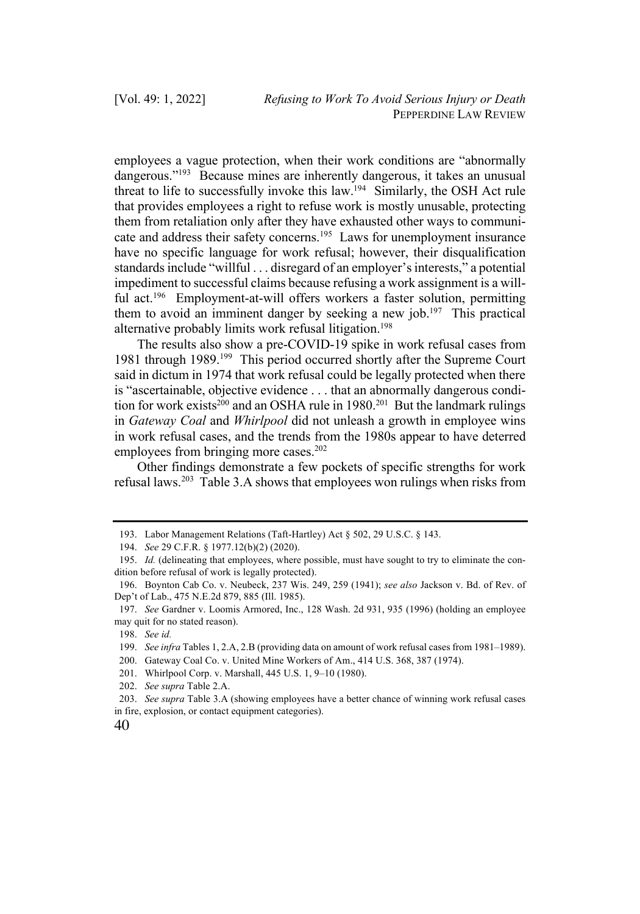employees a vague protection, when their work conditions are "abnormally dangerous."[193] Because mines are inherently dangerous, it takes an unusual threat to life to successfully invoke this law.[194] Similarly, the OSH Act rule that provides employees a right to refuse work is mostly unusable, protecting them from retaliation only after they have exhausted other ways to communicate and address their safety concerns.[195] Laws for unemployment insurance have no specific language for work refusal; however, their disqualification standards include "willful . . . disregard of an employer's interests," a potential impediment to successful claims because refusing a work assignment is a willful act.[196] Employment-at-will offers workers a faster solution, permitting them to avoid an imminent danger by seeking a new job.[197] This practical alternative probably limits work refusal litigation.[198]

The results also show a pre-COVID-19 spike in work refusal cases from 1981 through 1989.[199] This period occurred shortly after the Supreme Court said in dictum in 1974 that work refusal could be legally protected when there is "ascertainable, objective evidence . . . that an abnormally dangerous condition for work exists[200] and an OSHA rule in 1980.[201] But the landmark rulings in *Gateway Coal* and *Whirlpool* did not unleash a growth in employee wins in work refusal cases, and the trends from the 1980s appear to have deterred employees from bringing more cases.[202]

Other findings demonstrate a few pockets of specific strengths for work refusal laws.[203] Table 3.A shows that employees won rulings when risks from

---

193. Labor Management Relations (Taft-Hartley) Act § 502, 29 U.S.C. § 143.

194. *See* 29 C.F.R. § 1977.12(b)(2) (2020).

195. *Id.* (delineating that employees, where possible, must have sought to try to eliminate the condition before refusal of work is legally protected).

196. Boynton Cab Co. v. Neubeck, 237 Wis. 249, 259 (1941); *see also* Jackson v. Bd. of Rev. of Dep't of Lab., 475 N.E.2d 879, 885 (Ill. 1985).

197. *See* Gardner v. Loomis Armored, Inc., 128 Wash. 2d 931, 935 (1996) (holding an employee may quit for no stated reason).

198. *See id.*

199. *See infra* Tables 1, 2.A, 2.B (providing data on amount of work refusal cases from 1981–1989).

200. Gateway Coal Co. v. United Mine Workers of Am., 414 U.S. 368, 387 (1974).

201. Whirlpool Corp. v. Marshall, 445 U.S. 1, 9–10 (1980).

202. *See supra* Table 2.A.

203. *See supra* Table 3.A (showing employees have a better chance of winning work refusal cases in fire, explosion, or contact equipment categories).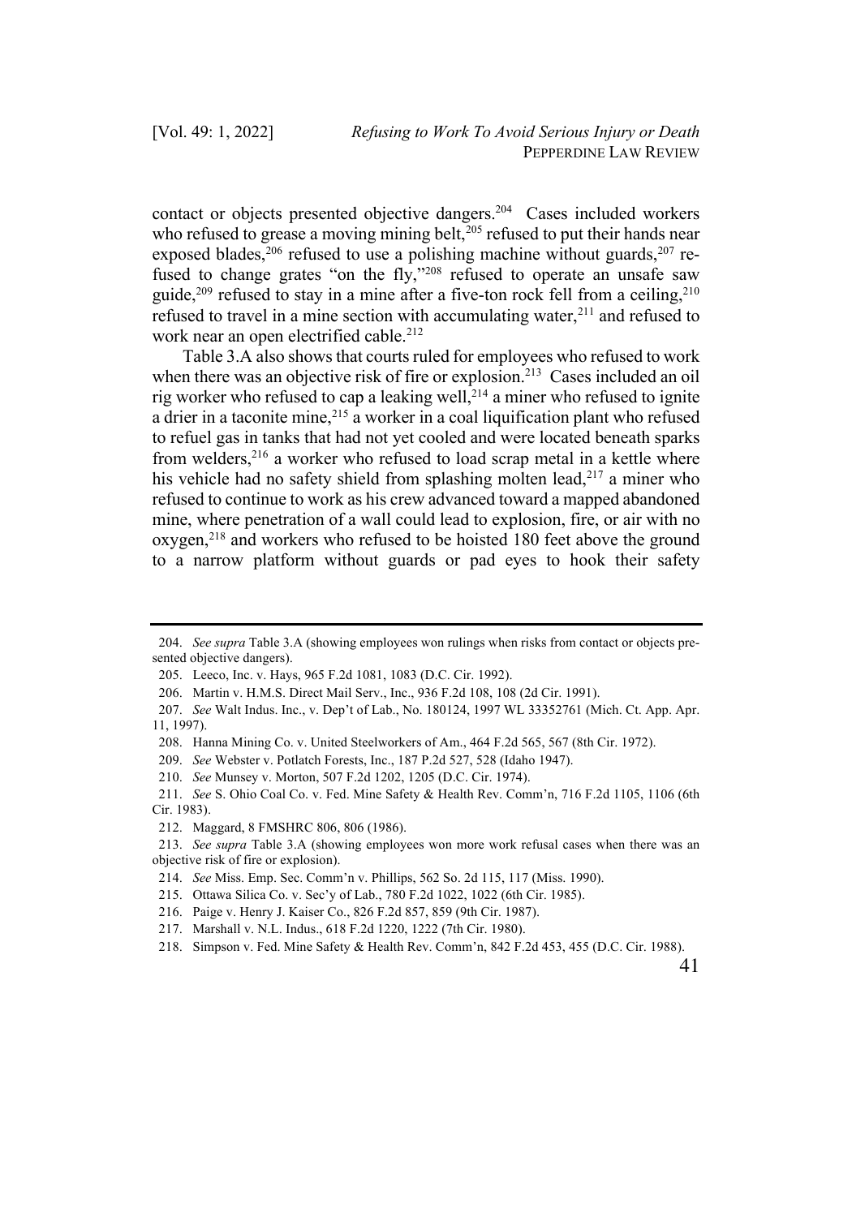contact or objects presented objective dangers.[204] Cases included workers who refused to grease a moving mining belt,[205] refused to put their hands near exposed blades,[206] refused to use a polishing machine without guards,[207] refused to change grates "on the fly,"[208] refused to operate an unsafe saw guide,[209] refused to stay in a mine after a five-ton rock fell from a ceiling,[210] refused to travel in a mine section with accumulating water,[211] and refused to work near an open electrified cable.[212]

Table 3.A also shows that courts ruled for employees who refused to work when there was an objective risk of fire or explosion.[213] Cases included an oil rig worker who refused to cap a leaking well,[214] a miner who refused to ignite a drier in a taconite mine,[215] a worker in a coal liquification plant who refused to refuel gas in tanks that had not yet cooled and were located beneath sparks from welders,[216] a worker who refused to load scrap metal in a kettle where his vehicle had no safety shield from splashing molten lead,[217] a miner who refused to continue to work as his crew advanced toward a mapped abandoned mine, where penetration of a wall could lead to explosion, fire, or air with no oxygen,[218] and workers who refused to be hoisted 180 feet above the ground to a narrow platform without guards or pad eyes to hook their safety

---

204. *See supra* Table 3.A (showing employees won rulings when risks from contact or objects presented objective dangers).

205. Leeco, Inc. v. Hays, 965 F.2d 1081, 1083 (D.C. Cir. 1992).

206. Martin v. H.M.S. Direct Mail Serv., Inc., 936 F.2d 108, 108 (2d Cir. 1991).

207. *See* Walt Indus. Inc., v. Dep't of Lab., No. 180124, 1997 WL 33352761 (Mich. Ct. App. Apr. 11, 1997).

208. Hanna Mining Co. v. United Steelworkers of Am., 464 F.2d 565, 567 (8th Cir. 1972).

209. *See* Webster v. Potlatch Forests, Inc., 187 P.2d 527, 528 (Idaho 1947).

210. *See* Munsey v. Morton, 507 F.2d 1202, 1205 (D.C. Cir. 1974).

211. *See* S. Ohio Coal Co. v. Fed. Mine Safety & Health Rev. Comm'n, 716 F.2d 1105, 1106 (6th Cir. 1983).

212. Maggard, 8 FMSHRC 806, 806 (1986).

213. *See supra* Table 3.A (showing employees won more work refusal cases when there was an objective risk of fire or explosion).

214. *See* Miss. Emp. Sec. Comm'n v. Phillips, 562 So. 2d 115, 117 (Miss. 1990).

215. Ottawa Silica Co. v. Sec'y of Lab., 780 F.2d 1022, 1022 (6th Cir. 1985).

216. Paige v. Henry J. Kaiser Co., 826 F.2d 857, 859 (9th Cir. 1987).

217. Marshall v. N.L. Indus., 618 F.2d 1220, 1222 (7th Cir. 1980).

218. Simpson v. Fed. Mine Safety & Health Rev. Comm'n, 842 F.2d 453, 455 (D.C. Cir. 1988).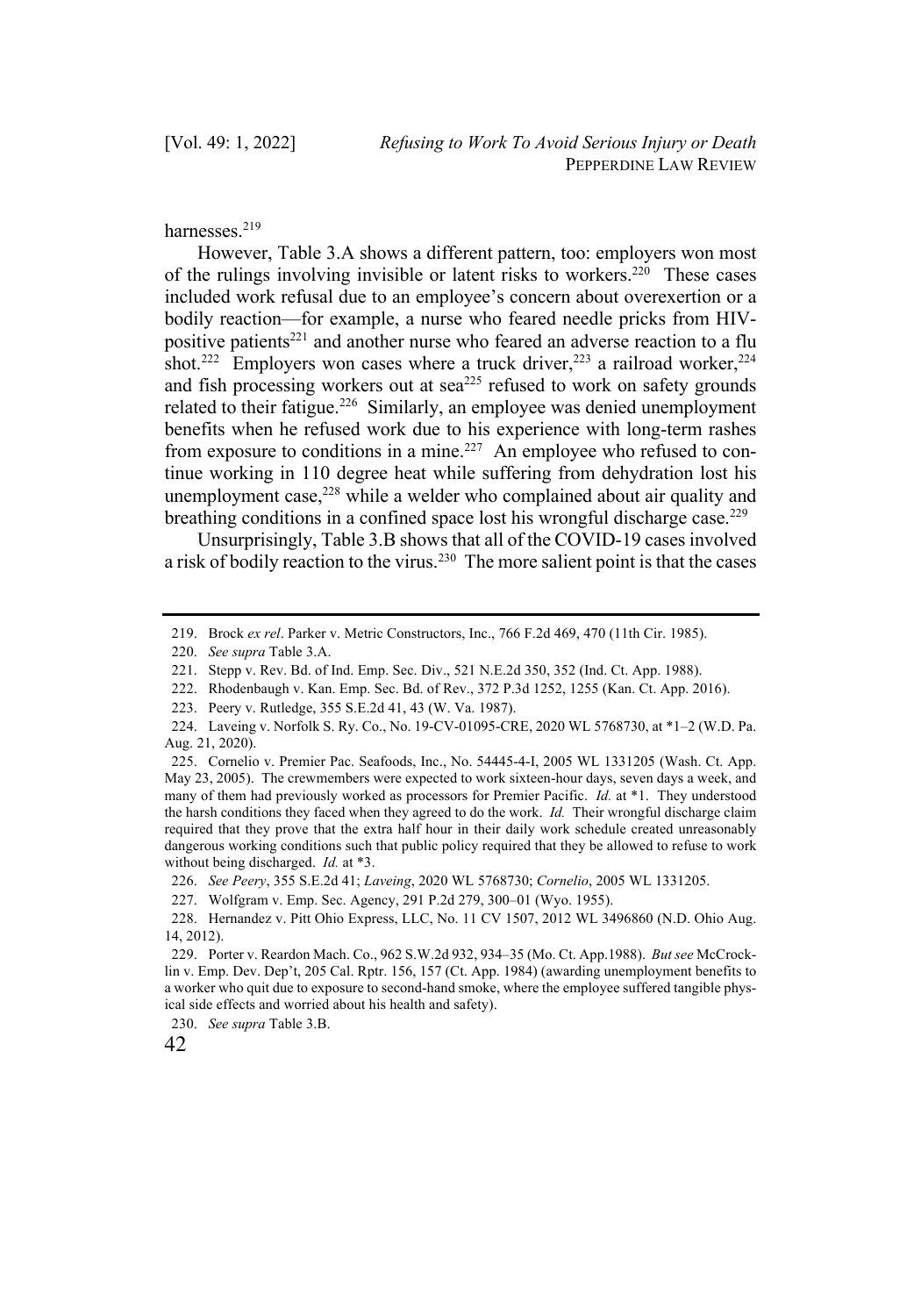harnesses.[219]

However, Table 3.A shows a different pattern, too: employers won most of the rulings involving invisible or latent risks to workers.[220] These cases included work refusal due to an employee's concern about overexertion or a bodily reaction—for example, a nurse who feared needle pricks from HIV-positive patients[221] and another nurse who feared an adverse reaction to a flu shot.[222] Employers won cases where a truck driver,[223] a railroad worker,[224] and fish processing workers out at sea[225] refused to work on safety grounds related to their fatigue.[226] Similarly, an employee was denied unemployment benefits when he refused work due to his experience with long-term rashes from exposure to conditions in a mine.[227] An employee who refused to continue working in 110 degree heat while suffering from dehydration lost his unemployment case,[228] while a welder who complained about air quality and breathing conditions in a confined space lost his wrongful discharge case.[229]

Unsurprisingly, Table 3.B shows that all of the COVID-19 cases involved a risk of bodily reaction to the virus.[230] The more salient point is that the cases

---

219. Brock *ex rel*. Parker v. Metric Constructors, Inc., 766 F.2d 469, 470 (11th Cir. 1985).

220. *See supra* Table 3.A.

221. Stepp v. Rev. Bd. of Ind. Emp. Sec. Div., 521 N.E.2d 350, 352 (Ind. Ct. App. 1988).

222. Rhodenbaugh v. Kan. Emp. Sec. Bd. of Rev., 372 P.3d 1252, 1255 (Kan. Ct. App. 2016).

223. Peery v. Rutledge, 355 S.E.2d 41, 43 (W. Va. 1987).

224. Laveing v. Norfolk S. Ry. Co., No. 19-CV-01095-CRE, 2020 WL 5768730, at *1–2 (W.D. Pa. Aug. 21, 2020).

225. Cornelio v. Premier Pac. Seafoods, Inc., No. 54445-4-I, 2005 WL 1331205 (Wash. Ct. App. May 23, 2005). The crewmembers were expected to work sixteen-hour days, seven days a week, and many of them had previously worked as processors for Premier Pacific. *Id.* at *1. They understood the harsh conditions they faced when they agreed to do the work. *Id.* Their wrongful discharge claim required that they prove that the extra half hour in their daily work schedule created unreasonably dangerous working conditions such that public policy required that they be allowed to refuse to work without being discharged. *Id.* at *3.

226. *See Peery*, 355 S.E.2d 41; *Laveing*, 2020 WL 5768730; *Cornelio*, 2005 WL 1331205.

227. Wolfgram v. Emp. Sec. Agency, 291 P.2d 279, 300–01 (Wyo. 1955).

228. Hernandez v. Pitt Ohio Express, LLC, No. 11 CV 1507, 2012 WL 3496860 (N.D. Ohio Aug. 14, 2012).

229. Porter v. Reardon Mach. Co., 962 S.W.2d 932, 934–35 (Mo. Ct. App.1988). *But see* McCrocklin v. Emp. Dev. Dep't, 205 Cal. Rptr. 156, 157 (Ct. App. 1984) (awarding unemployment benefits to a worker who quit due to exposure to second-hand smoke, where the employee suffered tangible physical side effects and worried about his health and safety).

230. *See supra* Table 3.B.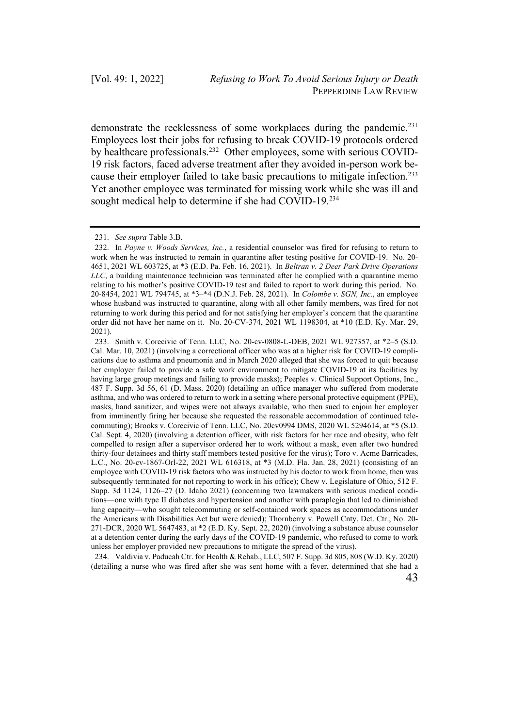demonstrate the recklessness of some workplaces during the pandemic.[231] Employees lost their jobs for refusing to break COVID-19 protocols ordered by healthcare professionals.[232] Other employees, some with serious COVID-19 risk factors, faced adverse treatment after they avoided in-person work because their employer failed to take basic precautions to mitigate infection.[233] Yet another employee was terminated for missing work while she was ill and sought medical help to determine if she had COVID-19.[234]

---

231. *See supra* Table 3.B.

232. In *Payne v. Woods Services, Inc.*, a residential counselor was fired for refusing to return to work when he was instructed to remain in quarantine after testing positive for COVID-19. No. 20-4651, 2021 WL 603725, at *3 (E.D. Pa. Feb. 16, 2021). In *Beltran v. 2 Deer Park Drive Operations LLC*, a building maintenance technician was terminated after he complied with a quarantine memo relating to his mother's positive COVID-19 test and failed to report to work during this period. No. 20-8454, 2021 WL 794745, at *3–*4 (D.N.J. Feb. 28, 2021). In *Colombe v. SGN, Inc.*, an employee whose husband was instructed to quarantine, along with all other family members, was fired for not returning to work during this period and for not satisfying her employer's concern that the quarantine order did not have her name on it. No. 20-CV-374, 2021 WL 1198304, at *10 (E.D. Ky. Mar. 29, 2021).

233. Smith v. Corecivic of Tenn. LLC, No. 20-cv-0808-L-DEB, 2021 WL 927357, at *2–5 (S.D. Cal. Mar. 10, 2021) (involving a correctional officer who was at a higher risk for COVID-19 complications due to asthma and pneumonia and in March 2020 alleged that she was forced to quit because her employer failed to provide a safe work environment to mitigate COVID-19 at its facilities by having large group meetings and failing to provide masks); Peeples v. Clinical Support Options, Inc., 487 F. Supp. 3d 56, 61 (D. Mass. 2020) (detailing an office manager who suffered from moderate asthma, and who was ordered to return to work in a setting where personal protective equipment (PPE), masks, hand sanitizer, and wipes were not always available, who then sued to enjoin her employer from imminently firing her because she requested the reasonable accommodation of continued telecommuting); Brooks v. Corecivic of Tenn. LLC, No. 20cv0994 DMS, 2020 WL 5294614, at *5 (S.D. Cal. Sept. 4, 2020) (involving a detention officer, with risk factors for her race and obesity, who felt compelled to resign after a supervisor ordered her to work without a mask, even after two hundred thirty-four detainees and thirty staff members tested positive for the virus); Toro v. Acme Barricades, L.C., No. 20-cv-1867-Orl-22, 2021 WL 616318, at *3 (M.D. Fla. Jan. 28, 2021) (consisting of an employee with COVID-19 risk factors who was instructed by his doctor to work from home, then was subsequently terminated for not reporting to work in his office); Chew v. Legislature of Ohio, 512 F. Supp. 3d 1124, 1126–27 (D. Idaho 2021) (concerning two lawmakers with serious medical conditions—one with type II diabetes and hypertension and another with paraplegia that led to diminished lung capacity—who sought telecommuting or self-contained work spaces as accommodations under the Americans with Disabilities Act but were denied); Thornberry v. Powell Cnty. Det. Ctr., No. 20-271-DCR, 2020 WL 5647483, at *2 (E.D. Ky. Sept. 22, 2020) (involving a substance abuse counselor at a detention center during the early days of the COVID-19 pandemic, who refused to come to work unless her employer provided new precautions to mitigate the spread of the virus).

234. Valdivia v. Paducah Ctr. for Health & Rehab., LLC, 507 F. Supp. 3d 805, 808 (W.D. Ky. 2020) (detailing a nurse who was fired after she was sent home with a fever, determined that she had a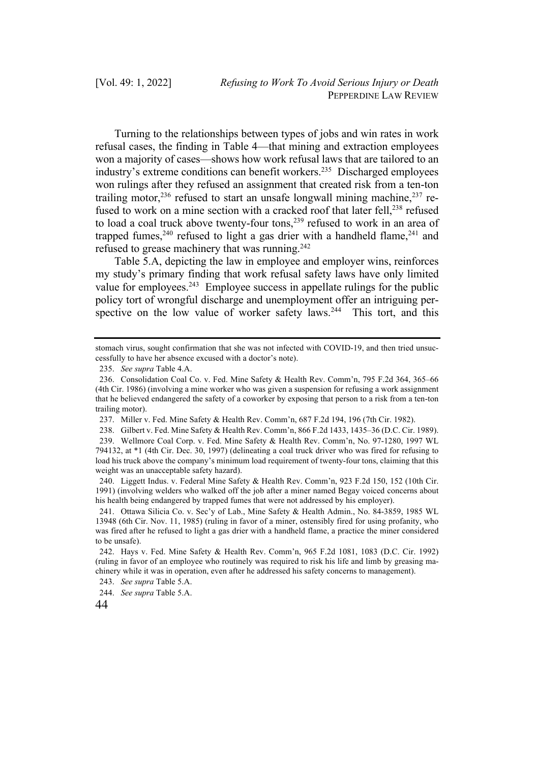Turning to the relationships between types of jobs and win rates in work refusal cases, the finding in Table 4—that mining and extraction employees won a majority of cases—shows how work refusal laws that are tailored to an industry's extreme conditions can benefit workers.[235] Discharged employees won rulings after they refused an assignment that created risk from a ten-ton trailing motor,[236] refused to start an unsafe longwall mining machine,[237] refused to work on a mine section with a cracked roof that later fell,[238] refused to load a coal truck above twenty-four tons,[239] refused to work in an area of trapped fumes,[240] refused to light a gas drier with a handheld flame,[241] and refused to grease machinery that was running.[242]

Table 5.A, depicting the law in employee and employer wins, reinforces my study's primary finding that work refusal safety laws have only limited value for employees.[243] Employee success in appellate rulings for the public policy tort of wrongful discharge and unemployment offer an intriguing perspective on the low value of worker safety laws.[244] This tort, and this

---

stomach virus, sought confirmation that she was not infected with COVID-19, and then tried unsuccessfully to have her absence excused with a doctor's note).

235. *See supra* Table 4.A.

236. Consolidation Coal Co. v. Fed. Mine Safety & Health Rev. Comm'n, 795 F.2d 364, 365–66 (4th Cir. 1986) (involving a mine worker who was given a suspension for refusing a work assignment that he believed endangered the safety of a coworker by exposing that person to a risk from a ten-ton trailing motor).

237. Miller v. Fed. Mine Safety & Health Rev. Comm'n, 687 F.2d 194, 196 (7th Cir. 1982).

238. Gilbert v. Fed. Mine Safety & Health Rev. Comm'n, 866 F.2d 1433, 1435–36 (D.C. Cir. 1989).

239. Wellmore Coal Corp. v. Fed. Mine Safety & Health Rev. Comm'n, No. 97-1280, 1997 WL 794132, at *1 (4th Cir. Dec. 30, 1997) (delineating a coal truck driver who was fired for refusing to load his truck above the company's minimum load requirement of twenty-four tons, claiming that this weight was an unacceptable safety hazard).

240. Liggett Indus. v. Federal Mine Safety & Health Rev. Comm'n, 923 F.2d 150, 152 (10th Cir. 1991) (involving welders who walked off the job after a miner named Begay voiced concerns about his health being endangered by trapped fumes that were not addressed by his employer).

241. Ottawa Silicia Co. v. Sec'y of Lab., Mine Safety & Health Admin., No. 84-3859, 1985 WL 13948 (6th Cir. Nov. 11, 1985) (ruling in favor of a miner, ostensibly fired for using profanity, who was fired after he refused to light a gas drier with a handheld flame, a practice the miner considered to be unsafe).

242. Hays v. Fed. Mine Safety & Health Rev. Comm'n, 965 F.2d 1081, 1083 (D.C. Cir. 1992) (ruling in favor of an employee who routinely was required to risk his life and limb by greasing machinery while it was in operation, even after he addressed his safety concerns to management).

243. *See supra* Table 5.A.

244. *See supra* Table 5.A.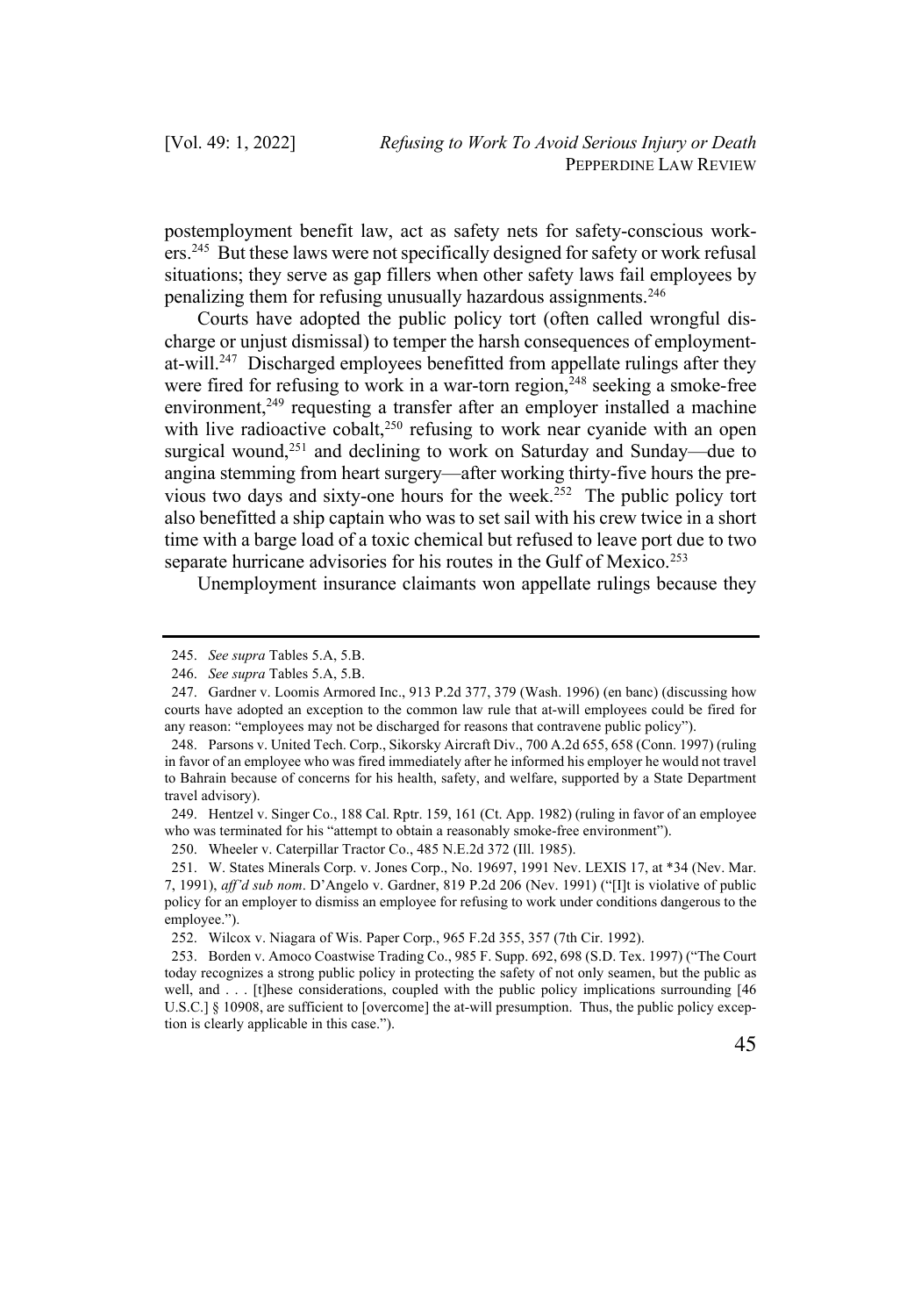postemployment benefit law, act as safety nets for safety-conscious workers.[245] But these laws were not specifically designed for safety or work refusal situations; they serve as gap fillers when other safety laws fail employees by penalizing them for refusing unusually hazardous assignments.[246]

Courts have adopted the public policy tort (often called wrongful discharge or unjust dismissal) to temper the harsh consequences of employment-at-will.[247] Discharged employees benefitted from appellate rulings after they were fired for refusing to work in a war-torn region,[248] seeking a smoke-free environment,[249] requesting a transfer after an employer installed a machine with live radioactive cobalt,[250] refusing to work near cyanide with an open surgical wound,[251] and declining to work on Saturday and Sunday—due to angina stemming from heart surgery—after working thirty-five hours the previous two days and sixty-one hours for the week.[252] The public policy tort also benefitted a ship captain who was to set sail with his crew twice in a short time with a barge load of a toxic chemical but refused to leave port due to two separate hurricane advisories for his routes in the Gulf of Mexico.[253]

Unemployment insurance claimants won appellate rulings because they

---

245. *See supra* Tables 5.A, 5.B.

246. *See supra* Tables 5.A, 5.B.

247. Gardner v. Loomis Armored Inc., 913 P.2d 377, 379 (Wash. 1996) (en banc) (discussing how courts have adopted an exception to the common law rule that at-will employees could be fired for any reason: "employees may not be discharged for reasons that contravene public policy").

248. Parsons v. United Tech. Corp., Sikorsky Aircraft Div., 700 A.2d 655, 658 (Conn. 1997) (ruling in favor of an employee who was fired immediately after he informed his employer he would not travel to Bahrain because of concerns for his health, safety, and welfare, supported by a State Department travel advisory).

249. Hentzel v. Singer Co., 188 Cal. Rptr. 159, 161 (Ct. App. 1982) (ruling in favor of an employee who was terminated for his "attempt to obtain a reasonably smoke-free environment").

250. Wheeler v. Caterpillar Tractor Co., 485 N.E.2d 372 (Ill. 1985).

251. W. States Minerals Corp. v. Jones Corp., No. 19697, 1991 Nev. LEXIS 17, at *34 (Nev. Mar. 7, 1991), *aff'd sub nom*. D'Angelo v. Gardner, 819 P.2d 206 (Nev. 1991) ("[I]t is violative of public policy for an employer to dismiss an employee for refusing to work under conditions dangerous to the employee.").

252. Wilcox v. Niagara of Wis. Paper Corp., 965 F.2d 355, 357 (7th Cir. 1992).

253. Borden v. Amoco Coastwise Trading Co., 985 F. Supp. 692, 698 (S.D. Tex. 1997) ("The Court today recognizes a strong public policy in protecting the safety of not only seamen, but the public as well, and . . . [t]hese considerations, coupled with the public policy implications surrounding [46 U.S.C.] § 10908, are sufficient to [overcome] the at-will presumption. Thus, the public policy exception is clearly applicable in this case.").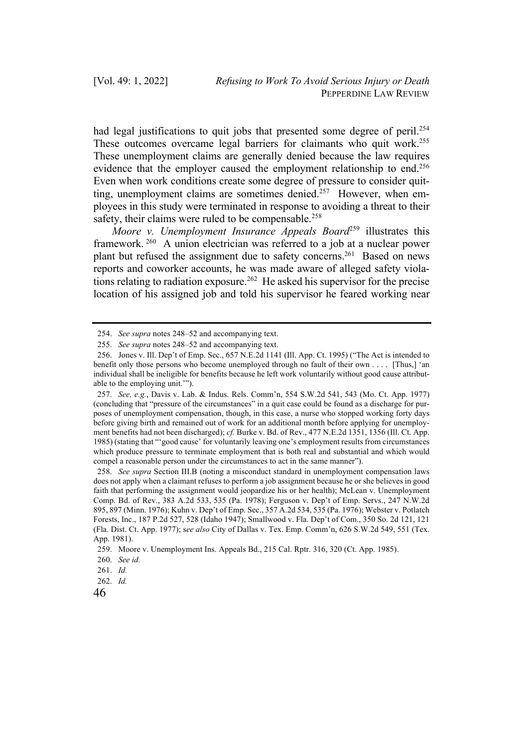had legal justifications to quit jobs that presented some degree of peril.[254] These outcomes overcame legal barriers for claimants who quit work.[255] These unemployment claims are generally denied because the law requires evidence that the employer caused the employment relationship to end.[256] Even when work conditions create some degree of pressure to consider quitting, unemployment claims are sometimes denied.[257] However, when employees in this study were terminated in response to avoiding a threat to their safety, their claims were ruled to be compensable.[258]

*Moore v. Unemployment Insurance Appeals Board*[259] illustrates this framework.[260] A union electrician was referred to a job at a nuclear power plant but refused the assignment due to safety concerns.[261] Based on news reports and coworker accounts, he was made aware of alleged safety violations relating to radiation exposure.[262] He asked his supervisor for the precise location of his assigned job and told his supervisor he feared working near

---

254. *See supra* notes 248–52 and accompanying text.

255. *See supra* notes 248–52 and accompanying text.

256. Jones v. Ill. Dep't of Emp. Sec., 657 N.E.2d 1141 (Ill. App. Ct. 1995) ("The Act is intended to benefit only those persons who become unemployed through no fault of their own . . . . [Thus,] 'an individual shall be ineligible for benefits because he left work voluntarily without good cause attributable to the employing unit.'").

257. *See, e.g.*, Davis v. Lab. & Indus. Rels. Comm'n, 554 S.W.2d 541, 543 (Mo. Ct. App. 1977) (concluding that "pressure of the circumstances" in a quit case could be found as a discharge for purposes of unemployment compensation, though, in this case, a nurse who stopped working forty days before giving birth and remained out of work for an additional month before applying for unemployment benefits had not been discharged); *cf.* Burke v. Bd. of Rev., 477 N.E.2d 1351, 1356 (Ill. Ct. App. 1985) (stating that "'good cause' for voluntarily leaving one's employment results from circumstances which produce pressure to terminate employment that is both real and substantial and which would compel a reasonable person under the circumstances to act in the same manner").

258. *See supra* Section III.B (noting a misconduct standard in unemployment compensation laws does not apply when a claimant refuses to perform a job assignment because he or she believes in good faith that performing the assignment would jeopardize his or her health); McLean v. Unemployment Comp. Bd. of Rev., 383 A.2d 533, 535 (Pa. 1978); Ferguson v. Dep't of Emp. Servs., 247 N.W.2d 895, 897 (Minn. 1976); Kuhn v. Dep't of Emp. Sec., 357 A.2d 534, 535 (Pa. 1976); Webster v. Potlatch Forests, Inc., 187 P.2d 527, 528 (Idaho 1947); Smallwood v. Fla. Dep't of Com., 350 So. 2d 121, 121 (Fla. Dist. Ct. App. 1977); s*ee also* City of Dallas v. Tex. Emp. Comm'n, 626 S.W.2d 549, 551 (Tex. App. 1981).

259. Moore v. Unemployment Ins. Appeals Bd., 215 Cal. Rptr. 316, 320 (Ct. App. 1985).

260. *See id.*

261. *Id.*

262. *Id.*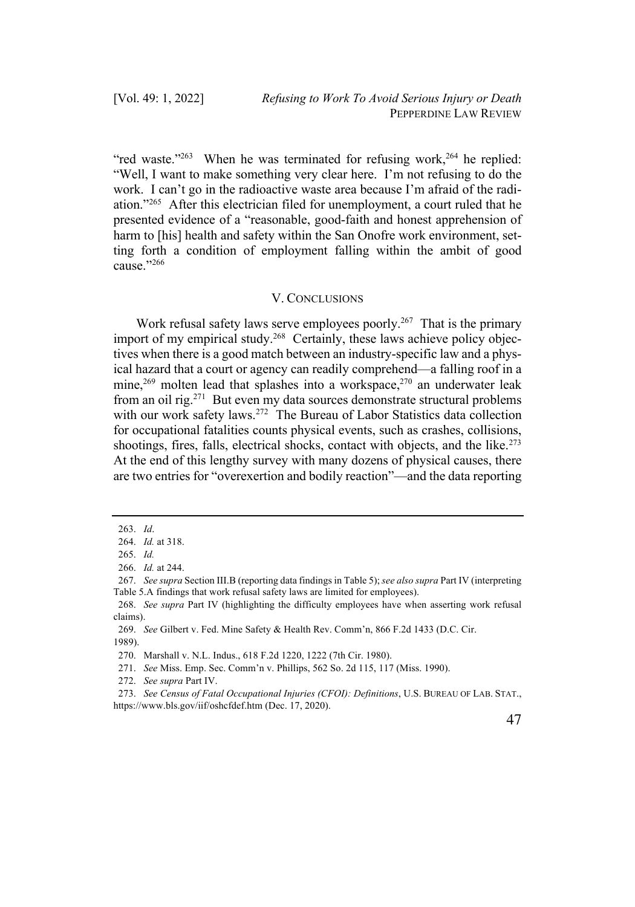"red waste."[263] When he was terminated for refusing work,[264] he replied: "Well, I want to make something very clear here. I'm not refusing to do the work. I can't go in the radioactive waste area because I'm afraid of the radiation."[265] After this electrician filed for unemployment, a court ruled that he presented evidence of a "reasonable, good-faith and honest apprehension of harm to [his] health and safety within the San Onofre work environment, setting forth a condition of employment falling within the ambit of good cause."[266]

## V. CONCLUSIONS

Work refusal safety laws serve employees poorly.[267] That is the primary import of my empirical study.[268] Certainly, these laws achieve policy objectives when there is a good match between an industry-specific law and a physical hazard that a court or agency can readily comprehend—a falling roof in a mine,[269] molten lead that splashes into a workspace,[270] an underwater leak from an oil rig.[271] But even my data sources demonstrate structural problems with our work safety laws.[272] The Bureau of Labor Statistics data collection for occupational fatalities counts physical events, such as crashes, collisions, shootings, fires, falls, electrical shocks, contact with objects, and the like.[273] At the end of this lengthy survey with many dozens of physical causes, there are two entries for "overexertion and bodily reaction"—and the data reporting

---

263. *Id*.

264. *Id.* at 318.

265. *Id.*

266. *Id.* at 244.

267. *See supra* Section III.B (reporting data findings in Table 5); *see also supra* Part IV (interpreting Table 5.A findings that work refusal safety laws are limited for employees).

268. *See supra* Part IV (highlighting the difficulty employees have when asserting work refusal claims).

269. *See* Gilbert v. Fed. Mine Safety & Health Rev. Comm'n, 866 F.2d 1433 (D.C. Cir. 1989).

270. Marshall v. N.L. Indus., 618 F.2d 1220, 1222 (7th Cir. 1980).

271. *See* Miss. Emp. Sec. Comm'n v. Phillips, 562 So. 2d 115, 117 (Miss. 1990).

272. *See supra* Part IV.

273. *See Census of Fatal Occupational Injuries (CFOI): Definitions*, U.S. BUREAU OF LAB. STAT., https://www.bls.gov/iif/oshcfdef.htm (Dec. 17, 2020).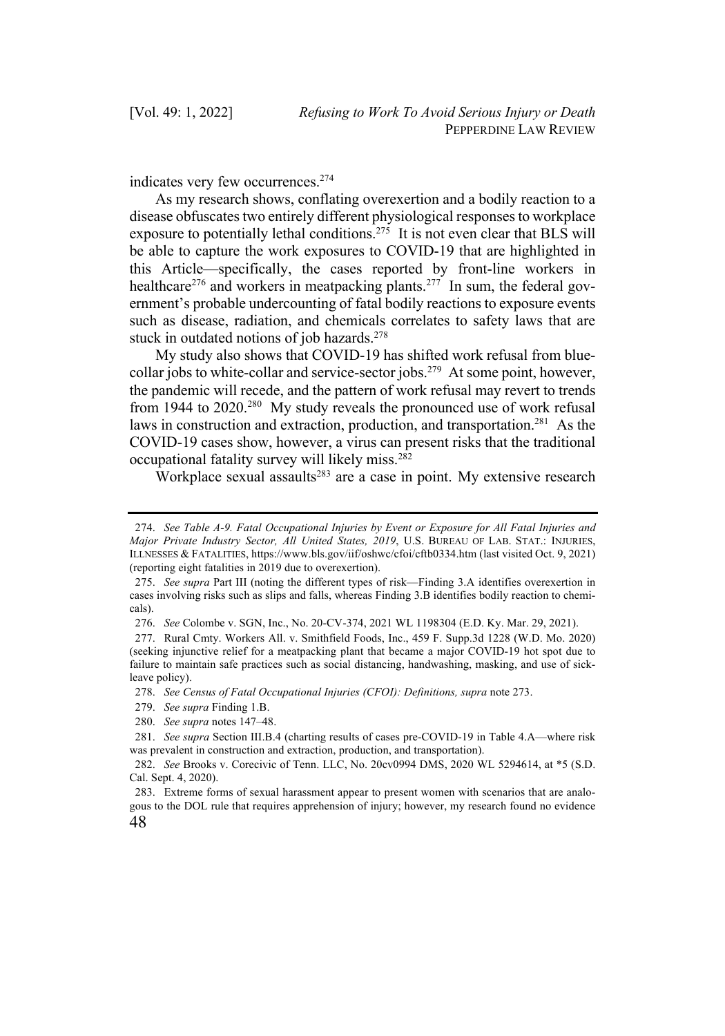indicates very few occurrences.[274]

As my research shows, conflating overexertion and a bodily reaction to a disease obfuscates two entirely different physiological responses to workplace exposure to potentially lethal conditions.[275] It is not even clear that BLS will be able to capture the work exposures to COVID-19 that are highlighted in this Article—specifically, the cases reported by front-line workers in healthcare[276] and workers in meatpacking plants.[277] In sum, the federal government's probable undercounting of fatal bodily reactions to exposure events such as disease, radiation, and chemicals correlates to safety laws that are stuck in outdated notions of job hazards.[278]

My study also shows that COVID-19 has shifted work refusal from blue-collar jobs to white-collar and service-sector jobs.[279] At some point, however, the pandemic will recede, and the pattern of work refusal may revert to trends from 1944 to 2020.[280] My study reveals the pronounced use of work refusal laws in construction and extraction, production, and transportation.[281] As the COVID-19 cases show, however, a virus can present risks that the traditional occupational fatality survey will likely miss.[282]

Workplace sexual assaults[283] are a case in point. My extensive research

---

274. *See Table A-9. Fatal Occupational Injuries by Event or Exposure for All Fatal Injuries and Major Private Industry Sector, All United States, 2019*, U.S. BUREAU OF LAB. STAT.: INJURIES, ILLNESSES & FATALITIES, https://www.bls.gov/iif/oshwc/cfoi/cftb0334.htm (last visited Oct. 9, 2021) (reporting eight fatalities in 2019 due to overexertion).

275. *See supra* Part III (noting the different types of risk—Finding 3.A identifies overexertion in cases involving risks such as slips and falls, whereas Finding 3.B identifies bodily reaction to chemicals).

276. *See* Colombe v. SGN, Inc., No. 20-CV-374, 2021 WL 1198304 (E.D. Ky. Mar. 29, 2021).

277. Rural Cmty. Workers All. v. Smithfield Foods, Inc., 459 F. Supp.3d 1228 (W.D. Mo. 2020) (seeking injunctive relief for a meatpacking plant that became a major COVID-19 hot spot due to failure to maintain safe practices such as social distancing, handwashing, masking, and use of sick-leave policy).

278. *See Census of Fatal Occupational Injuries (CFOI): Definitions, supra* note 273.

279. *See supra* Finding 1.B.

280. *See supra* notes 147–48.

281. *See supra* Section III.B.4 (charting results of cases pre-COVID-19 in Table 4.A—where risk was prevalent in construction and extraction, production, and transportation).

282. *See* Brooks v. Corecivic of Tenn. LLC, No. 20cv0994 DMS, 2020 WL 5294614, at *5 (S.D. Cal. Sept. 4, 2020).

283. Extreme forms of sexual harassment appear to present women with scenarios that are analogous to the DOL rule that requires apprehension of injury; however, my research found no evidence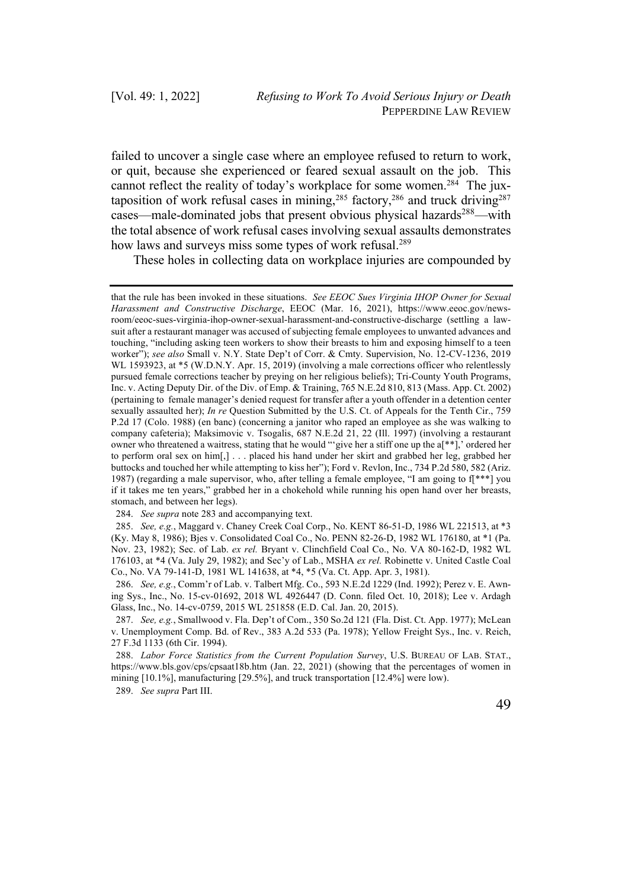failed to uncover a single case where an employee refused to return to work, or quit, because she experienced or feared sexual assault on the job. This cannot reflect the reality of today's workplace for some women.[284] The juxtaposition of work refusal cases in mining,[285] factory,[286] and truck driving[287] cases—male-dominated jobs that present obvious physical hazards[288]—with the total absence of work refusal cases involving sexual assaults demonstrates how laws and surveys miss some types of work refusal.[289]

These holes in collecting data on workplace injuries are compounded by

---

that the rule has been invoked in these situations. *See EEOC Sues Virginia IHOP Owner for Sexual Harassment and Constructive Discharge*, EEOC (Mar. 16, 2021), https://www.eeoc.gov/newsroom/eeoc-sues-virginia-ihop-owner-sexual-harassment-and-constructive-discharge (settling a lawsuit after a restaurant manager was accused of subjecting female employees to unwanted advances and touching, "including asking teen workers to show their breasts to him and exposing himself to a teen worker"); *see also* Small v. N.Y. State Dep't of Corr. & Cmty. Supervision, No. 12-CV-1236, 2019 WL 1593923, at *5 (W.D.N.Y. Apr. 15, 2019) (involving a male corrections officer who relentlessly pursued female corrections teacher by preying on her religious beliefs); Tri-County Youth Programs, Inc. v. Acting Deputy Dir. of the Div. of Emp. & Training, 765 N.E.2d 810, 813 (Mass. App. Ct. 2002) (pertaining to female manager's denied request for transfer after a youth offender in a detention center sexually assaulted her); *In re* Question Submitted by the U.S. Ct. of Appeals for the Tenth Cir., 759 P.2d 17 (Colo. 1988) (en banc) (concerning a janitor who raped an employee as she was walking to company cafeteria); Maksimovic v. Tsogalis, 687 N.E.2d 21, 22 (Ill. 1997) (involving a restaurant owner who threatened a waitress, stating that he would "'give her a stiff one up the a[**],' ordered her to perform oral sex on him[,] . . . placed his hand under her skirt and grabbed her leg, grabbed her buttocks and touched her while attempting to kiss her"); Ford v. Revlon, Inc., 734 P.2d 580, 582 (Ariz. 1987) (regarding a male supervisor, who, after telling a female employee, "I am going to f[***] you if it takes me ten years," grabbed her in a chokehold while running his open hand over her breasts, stomach, and between her legs).

284. *See supra* note 283 and accompanying text.

285. *See, e.g.*, Maggard v. Chaney Creek Coal Corp., No. KENT 86-51-D, 1986 WL 221513, at *3 (Ky. May 8, 1986); Bjes v. Consolidated Coal Co., No. PENN 82-26-D, 1982 WL 176180, at *1 (Pa. Nov. 23, 1982); Sec. of Lab. *ex rel.* Bryant v. Clinchfield Coal Co., No. VA 80-162-D, 1982 WL 176103, at *4 (Va. July 29, 1982); and Sec'y of Lab., MSHA *ex rel.* Robinette v. United Castle Coal Co., No. VA 79-141-D, 1981 WL 141638, at *4, *5 (Va. Ct. App. Apr. 3, 1981).

286. *See, e.g.*, Comm'r of Lab. v. Talbert Mfg. Co., 593 N.E.2d 1229 (Ind. 1992); Perez v. E. Awning Sys., Inc., No. 15-cv-01692, 2018 WL 4926447 (D. Conn. filed Oct. 10, 2018); Lee v. Ardagh Glass, Inc., No. 14-cv-0759, 2015 WL 251858 (E.D. Cal. Jan. 20, 2015).

287. *See, e.g.*, Smallwood v. Fla. Dep't of Com., 350 So.2d 121 (Fla. Dist. Ct. App. 1977); McLean v. Unemployment Comp. Bd. of Rev., 383 A.2d 533 (Pa. 1978); Yellow Freight Sys., Inc. v. Reich, 27 F.3d 1133 (6th Cir. 1994).

288. *Labor Force Statistics from the Current Population Survey*, U.S. BUREAU OF LAB. STAT., https://www.bls.gov/cps/cpsaat18b.htm (Jan. 22, 2021) (showing that the percentages of women in mining [10.1%], manufacturing [29.5%], and truck transportation [12.4%] were low).

289. *See supra* Part III.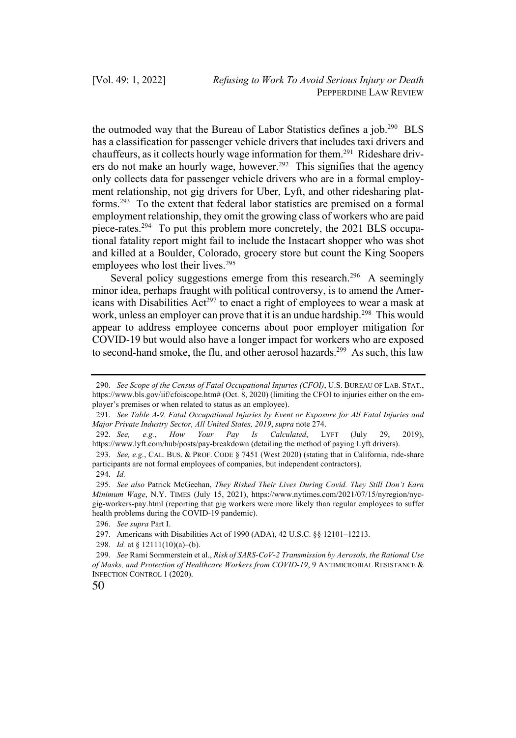the outmoded way that the Bureau of Labor Statistics defines a job.[290] BLS has a classification for passenger vehicle drivers that includes taxi drivers and chauffeurs, as it collects hourly wage information for them.[291] Rideshare drivers do not make an hourly wage, however.[292] This signifies that the agency only collects data for passenger vehicle drivers who are in a formal employment relationship, not gig drivers for Uber, Lyft, and other ridesharing platforms.[293] To the extent that federal labor statistics are premised on a formal employment relationship, they omit the growing class of workers who are paid piece-rates.[294] To put this problem more concretely, the 2021 BLS occupational fatality report might fail to include the Instacart shopper who was shot and killed at a Boulder, Colorado, grocery store but count the King Soopers employees who lost their lives.[295]

Several policy suggestions emerge from this research.[296] A seemingly minor idea, perhaps fraught with political controversy, is to amend the Americans with Disabilities Act[297] to enact a right of employees to wear a mask at work, unless an employer can prove that it is an undue hardship.[298] This would appear to address employee concerns about poor employer mitigation for COVID-19 but would also have a longer impact for workers who are exposed to second-hand smoke, the flu, and other aerosol hazards.[299] As such, this law

---

290. *See Scope of the Census of Fatal Occupational Injuries (CFOI)*, U.S. BUREAU OF LAB. STAT., https://www.bls.gov/iif/cfoiscope.htm# (Oct. 8, 2020) (limiting the CFOI to injuries either on the employer's premises or when related to status as an employee).

291. *See Table A-9. Fatal Occupational Injuries by Event or Exposure for All Fatal Injuries and Major Private Industry Sector, All United States, 2019*, *supra* note 274.

292. *See, e.g.*, *How Your Pay Is Calculated*, LYFT (July 29, 2019), https://www.lyft.com/hub/posts/pay-breakdown (detailing the method of paying Lyft drivers).

293. *See, e.g.*, CAL. BUS. & PROF. CODE § 7451 (West 2020) (stating that in California, ride-share participants are not formal employees of companies, but independent contractors).

294. *Id.*

295. *See also* Patrick McGeehan, *They Risked Their Lives During Covid. They Still Don't Earn Minimum Wage*, N.Y. TIMES (July 15, 2021), https://www.nytimes.com/2021/07/15/nyregion/nyc-gig-workers-pay.html (reporting that gig workers were more likely than regular employees to suffer health problems during the COVID-19 pandemic).

296. *See supra* Part I.

297. Americans with Disabilities Act of 1990 (ADA), 42 U.S.C. §§ 12101–12213.

298. *Id.* at § 12111(10)(a)–(b).

299. *See* Rami Sommerstein et al., *Risk of SARS-CoV-2 Transmission by Aerosols, the Rational Use of Masks, and Protection of Healthcare Workers from COVID-19*, 9 ANTIMICROBIAL RESISTANCE & INFECTION CONTROL 1 (2020).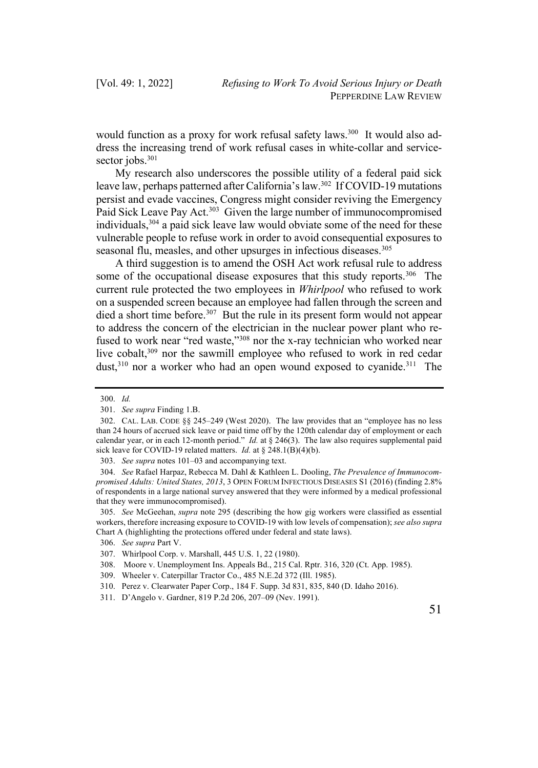would function as a proxy for work refusal safety laws.[300] It would also address the increasing trend of work refusal cases in white-collar and service-sector jobs.[301]

My research also underscores the possible utility of a federal paid sick leave law, perhaps patterned after California's law.[302] If COVID-19 mutations persist and evade vaccines, Congress might consider reviving the Emergency Paid Sick Leave Pay Act.[303] Given the large number of immunocompromised individuals,[304] a paid sick leave law would obviate some of the need for these vulnerable people to refuse work in order to avoid consequential exposures to seasonal flu, measles, and other upsurges in infectious diseases.[305]

A third suggestion is to amend the OSH Act work refusal rule to address some of the occupational disease exposures that this study reports.[306] The current rule protected the two employees in *Whirlpool* who refused to work on a suspended screen because an employee had fallen through the screen and died a short time before.[307] But the rule in its present form would not appear to address the concern of the electrician in the nuclear power plant who refused to work near "red waste,"[308] nor the x-ray technician who worked near live cobalt,[309] nor the sawmill employee who refused to work in red cedar dust,[310] nor a worker who had an open wound exposed to cyanide.[311] The

---

300. *Id.*

301. *See supra* Finding 1.B.

302. CAL. LAB. CODE §§ 245–249 (West 2020). The law provides that an "employee has no less than 24 hours of accrued sick leave or paid time off by the 120th calendar day of employment or each calendar year, or in each 12-month period." *Id.* at § 246(3). The law also requires supplemental paid sick leave for COVID-19 related matters. *Id.* at § 248.1(B)(4)(b).

303. *See supra* notes 101–03 and accompanying text.

304. *See* Rafael Harpaz, Rebecca M. Dahl & Kathleen L. Dooling, *The Prevalence of Immunocompromised Adults: United States, 2013*, 3 OPEN FORUM INFECTIOUS DISEASES S1 (2016) (finding 2.8% of respondents in a large national survey answered that they were informed by a medical professional that they were immunocompromised).

305. *See* McGeehan, *supra* note 295 (describing the how gig workers were classified as essential workers, therefore increasing exposure to COVID-19 with low levels of compensation); *see also supra* Chart A (highlighting the protections offered under federal and state laws).

306. *See supra* Part V.

307. Whirlpool Corp. v. Marshall, 445 U.S. 1, 22 (1980).

308. Moore v. Unemployment Ins. Appeals Bd., 215 Cal. Rptr. 316, 320 (Ct. App. 1985).

309. Wheeler v. Caterpillar Tractor Co., 485 N.E.2d 372 (Ill. 1985).

310. Perez v. Clearwater Paper Corp., 184 F. Supp. 3d 831, 835, 840 (D. Idaho 2016).

311. D'Angelo v. Gardner, 819 P.2d 206, 207–09 (Nev. 1991).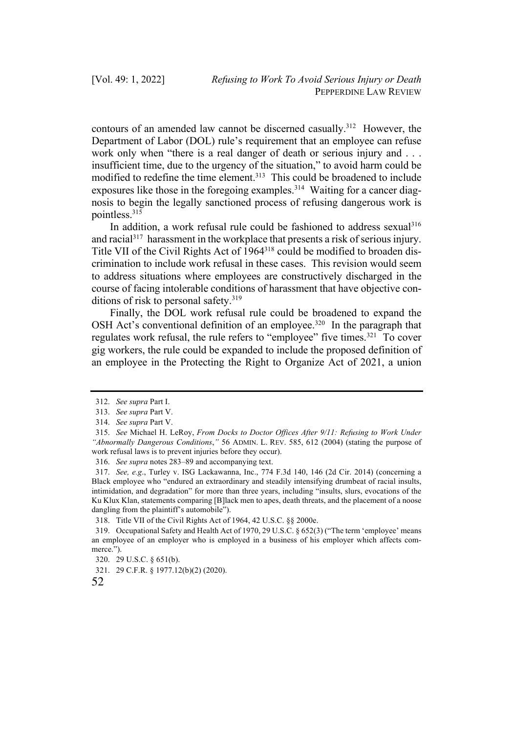contours of an amended law cannot be discerned casually.[312] However, the Department of Labor (DOL) rule's requirement that an employee can refuse work only when "there is a real danger of death or serious injury and . . . insufficient time, due to the urgency of the situation," to avoid harm could be modified to redefine the time element.[313] This could be broadened to include exposures like those in the foregoing examples.[314] Waiting for a cancer diagnosis to begin the legally sanctioned process of refusing dangerous work is pointless.[315]

In addition, a work refusal rule could be fashioned to address sexual[316] and racial[317] harassment in the workplace that presents a risk of serious injury. Title VII of the Civil Rights Act of 1964[318] could be modified to broaden discrimination to include work refusal in these cases. This revision would seem to address situations where employees are constructively discharged in the course of facing intolerable conditions of harassment that have objective conditions of risk to personal safety.[319]

Finally, the DOL work refusal rule could be broadened to expand the OSH Act's conventional definition of an employee.[320] In the paragraph that regulates work refusal, the rule refers to "employee" five times.[321] To cover gig workers, the rule could be expanded to include the proposed definition of an employee in the Protecting the Right to Organize Act of 2021, a union

---

312. *See supra* Part I.

313. *See supra* Part V.

314. *See supra* Part V.

315. *See* Michael H. LeRoy, *From Docks to Doctor Offices After 9/11: Refusing to Work Under "Abnormally Dangerous Conditions*,*"* 56 ADMIN. L. REV. 585, 612 (2004) (stating the purpose of work refusal laws is to prevent injuries before they occur).

316. *See supra* notes 283–89 and accompanying text.

317. *See, e.g.*, Turley v. ISG Lackawanna, Inc., 774 F.3d 140, 146 (2d Cir. 2014) (concerning a Black employee who "endured an extraordinary and steadily intensifying drumbeat of racial insults, intimidation, and degradation" for more than three years, including "insults, slurs, evocations of the Ku Klux Klan, statements comparing [B]lack men to apes, death threats, and the placement of a noose dangling from the plaintiff's automobile").

318. Title VII of the Civil Rights Act of 1964, 42 U.S.C. §§ 2000e.

319. Occupational Safety and Health Act of 1970, 29 U.S.C. § 652(3) ("The term 'employee' means an employee of an employer who is employed in a business of his employer which affects commerce.").

320. 29 U.S.C. § 651(b).

321. 29 C.F.R. § 1977.12(b)(2) (2020).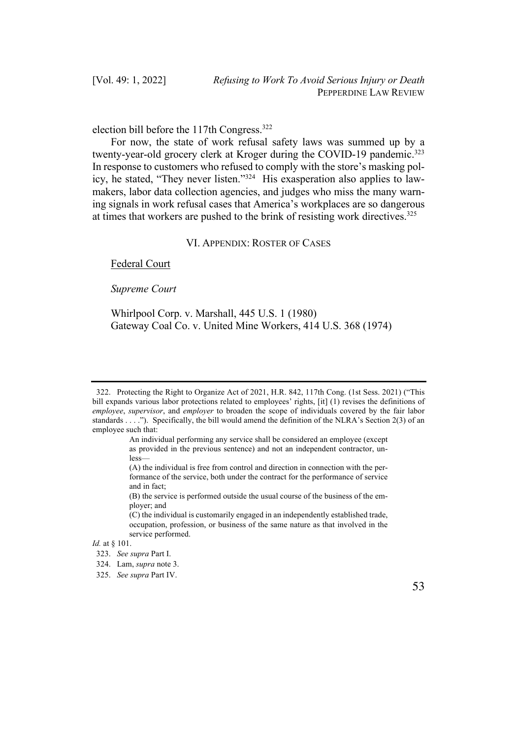election bill before the 117th Congress.[322]

For now, the state of work refusal safety laws was summed up by a twenty-year-old grocery clerk at Kroger during the COVID-19 pandemic.[323] In response to customers who refused to comply with the store's masking policy, he stated, "They never listen."[324] His exasperation also applies to lawmakers, labor data collection agencies, and judges who miss the many warning signals in work refusal cases that America's workplaces are so dangerous at times that workers are pushed to the brink of resisting work directives.[325]

## VI. APPENDIX: ROSTER OF CASES

Federal Court

*Supreme Court*

Whirlpool Corp. v. Marshall, 445 U.S. 1 (1980)
Gateway Coal Co. v. United Mine Workers, 414 U.S. 368 (1974)

---

322. Protecting the Right to Organize Act of 2021, H.R. 842, 117th Cong. (1st Sess. 2021) ("This bill expands various labor protections related to employees' rights, [it] (1) revises the definitions of *employee*, *supervisor*, and *employer* to broaden the scope of individuals covered by the fair labor standards . . . ."). Specifically, the bill would amend the definition of the NLRA's Section 2(3) of an employee such that:

> An individual performing any service shall be considered an employee (except as provided in the previous sentence) and not an independent contractor, unless—
>
> (A) the individual is free from control and direction in connection with the performance of the service, both under the contract for the performance of service and in fact;
>
> (B) the service is performed outside the usual course of the business of the employer; and
>
> (C) the individual is customarily engaged in an independently established trade, occupation, profession, or business of the same nature as that involved in the service performed.

*Id.* at § 101.

323. *See supra* Part I.

324. Lam, *supra* note 3.

325. *See supra* Part IV.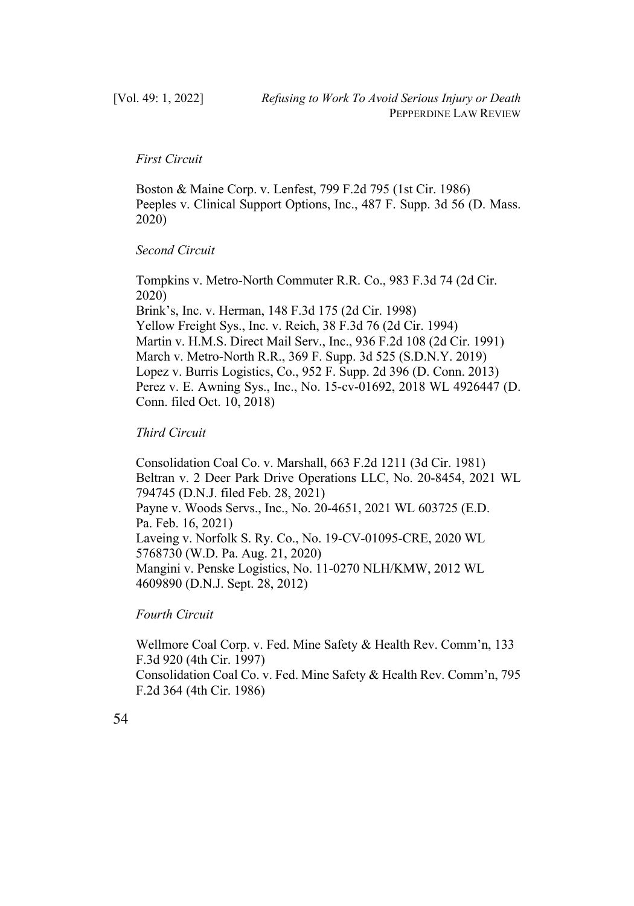*First Circuit*

Boston & Maine Corp. v. Lenfest, 799 F.2d 795 (1st Cir. 1986)
Peeples v. Clinical Support Options, Inc., 487 F. Supp. 3d 56 (D. Mass. 2020)

*Second Circuit*

Tompkins v. Metro-North Commuter R.R. Co., 983 F.3d 74 (2d Cir. 2020)
Brink's, Inc. v. Herman, 148 F.3d 175 (2d Cir. 1998)
Yellow Freight Sys., Inc. v. Reich, 38 F.3d 76 (2d Cir. 1994)
Martin v. H.M.S. Direct Mail Serv., Inc., 936 F.2d 108 (2d Cir. 1991)
March v. Metro-North R.R., 369 F. Supp. 3d 525 (S.D.N.Y. 2019)
Lopez v. Burris Logistics, Co., 952 F. Supp. 2d 396 (D. Conn. 2013)
Perez v. E. Awning Sys., Inc., No. 15-cv-01692, 2018 WL 4926447 (D. Conn. filed Oct. 10, 2018)

*Third Circuit*

Consolidation Coal Co. v. Marshall, 663 F.2d 1211 (3d Cir. 1981)
Beltran v. 2 Deer Park Drive Operations LLC, No. 20-8454, 2021 WL 794745 (D.N.J. filed Feb. 28, 2021)
Payne v. Woods Servs., Inc., No. 20-4651, 2021 WL 603725 (E.D. Pa. Feb. 16, 2021)
Laveing v. Norfolk S. Ry. Co., No. 19-CV-01095-CRE, 2020 WL 5768730 (W.D. Pa. Aug. 21, 2020)
Mangini v. Penske Logistics, No. 11-0270 NLH/KMW, 2012 WL 4609890 (D.N.J. Sept. 28, 2012)

*Fourth Circuit*

Wellmore Coal Corp. v. Fed. Mine Safety & Health Rev. Comm'n, 133 F.3d 920 (4th Cir. 1997)
Consolidation Coal Co. v. Fed. Mine Safety & Health Rev. Comm'n, 795 F.2d 364 (4th Cir. 1986)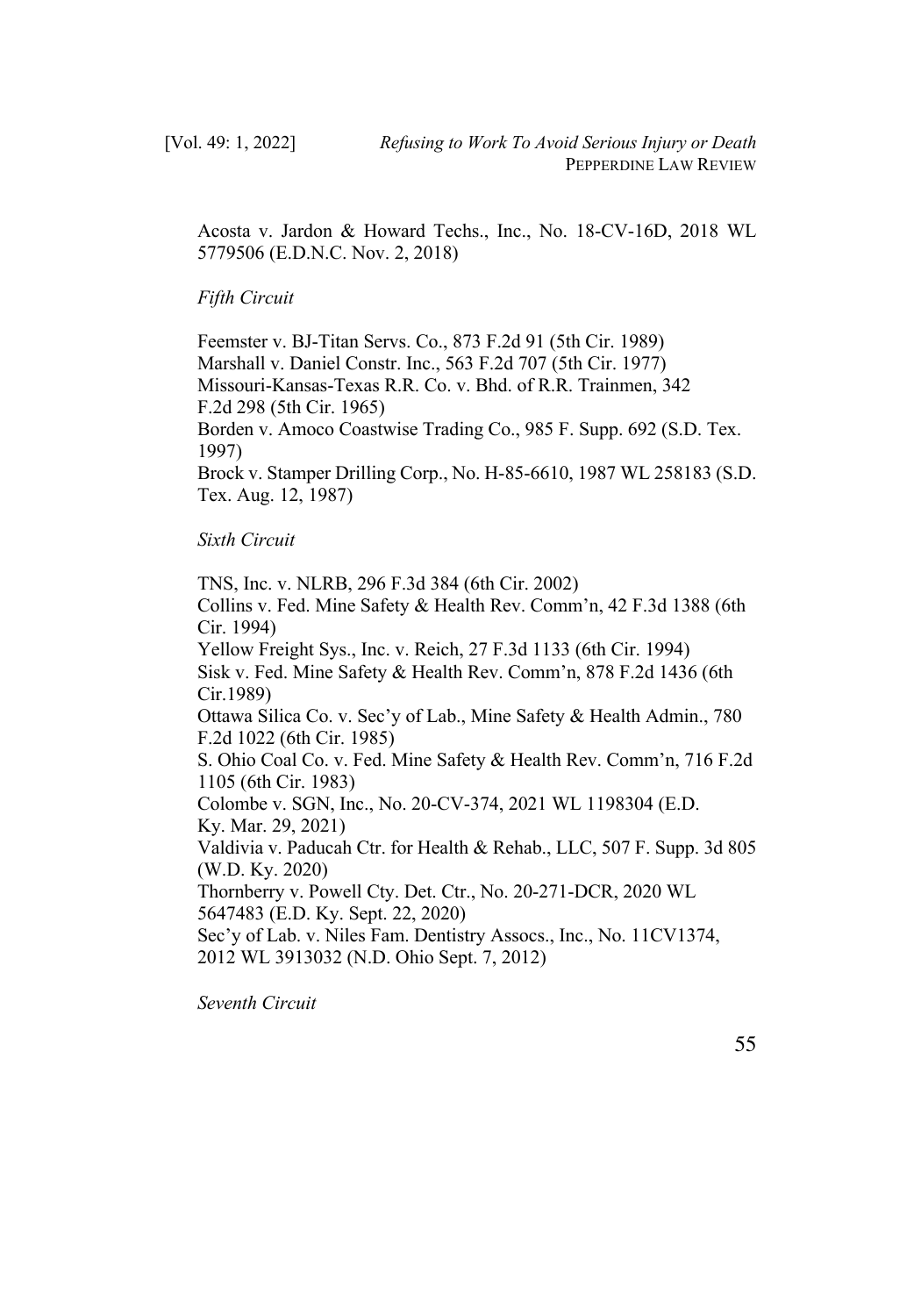Acosta v. Jardon & Howard Techs., Inc., No. 18-CV-16D, 2018 WL 5779506 (E.D.N.C. Nov. 2, 2018)

*Fifth Circuit*

Feemster v. BJ-Titan Servs. Co., 873 F.2d 91 (5th Cir. 1989)
Marshall v. Daniel Constr. Inc., 563 F.2d 707 (5th Cir. 1977)
Missouri-Kansas-Texas R.R. Co. v. Bhd. of R.R. Trainmen, 342 F.2d 298 (5th Cir. 1965)
Borden v. Amoco Coastwise Trading Co., 985 F. Supp. 692 (S.D. Tex. 1997)
Brock v. Stamper Drilling Corp., No. H-85-6610, 1987 WL 258183 (S.D. Tex. Aug. 12, 1987)

*Sixth Circuit*

TNS, Inc. v. NLRB, 296 F.3d 384 (6th Cir. 2002)
Collins v. Fed. Mine Safety & Health Rev. Comm'n, 42 F.3d 1388 (6th Cir. 1994)
Yellow Freight Sys., Inc. v. Reich, 27 F.3d 1133 (6th Cir. 1994)
Sisk v. Fed. Mine Safety & Health Rev. Comm'n, 878 F.2d 1436 (6th Cir.1989)
Ottawa Silica Co. v. Sec'y of Lab., Mine Safety & Health Admin., 780 F.2d 1022 (6th Cir. 1985)
S. Ohio Coal Co. v. Fed. Mine Safety & Health Rev. Comm'n, 716 F.2d 1105 (6th Cir. 1983)
Colombe v. SGN, Inc., No. 20-CV-374, 2021 WL 1198304 (E.D. Ky. Mar. 29, 2021)
Valdivia v. Paducah Ctr. for Health & Rehab., LLC, 507 F. Supp. 3d 805 (W.D. Ky. 2020)
Thornberry v. Powell Cty. Det. Ctr., No. 20-271-DCR, 2020 WL 5647483 (E.D. Ky. Sept. 22, 2020)
Sec'y of Lab. v. Niles Fam. Dentistry Assocs., Inc., No. 11CV1374, 2012 WL 3913032 (N.D. Ohio Sept. 7, 2012)

*Seventh Circuit*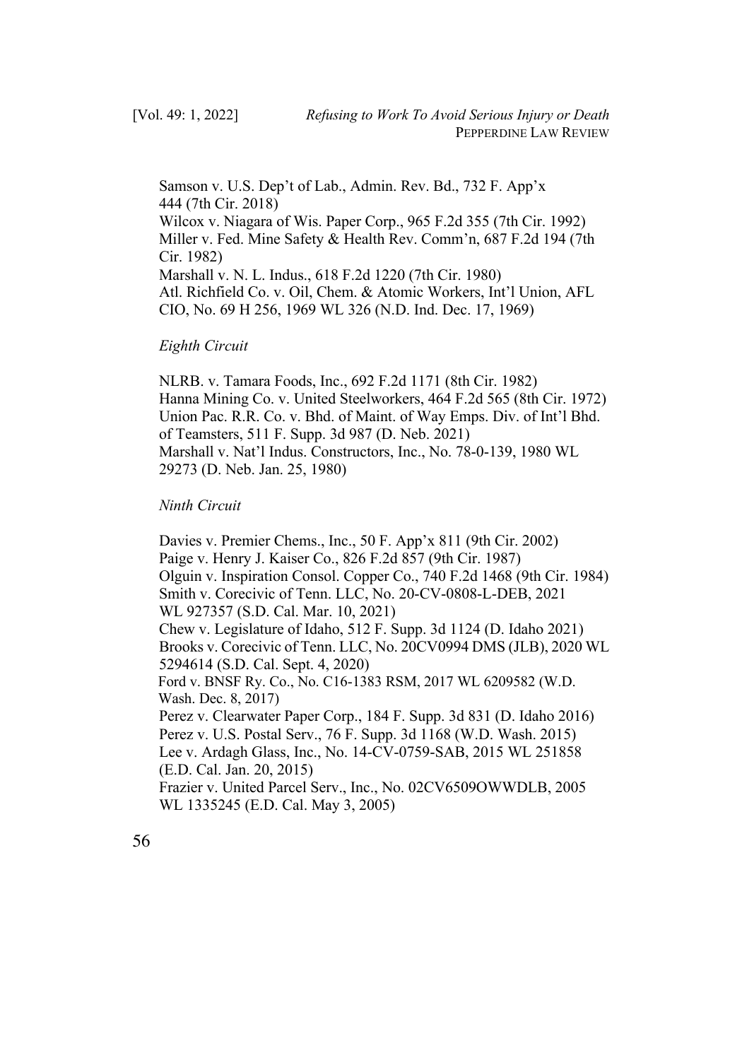Samson v. U.S. Dep't of Lab., Admin. Rev. Bd., 732 F. App'x 444 (7th Cir. 2018)
Wilcox v. Niagara of Wis. Paper Corp., 965 F.2d 355 (7th Cir. 1992)
Miller v. Fed. Mine Safety & Health Rev. Comm'n, 687 F.2d 194 (7th Cir. 1982)
Marshall v. N. L. Indus., 618 F.2d 1220 (7th Cir. 1980)
Atl. Richfield Co. v. Oil, Chem. & Atomic Workers, Int'l Union, AFL CIO, No. 69 H 256, 1969 WL 326 (N.D. Ind. Dec. 17, 1969)

*Eighth Circuit*

NLRB. v. Tamara Foods, Inc., 692 F.2d 1171 (8th Cir. 1982)
Hanna Mining Co. v. United Steelworkers, 464 F.2d 565 (8th Cir. 1972)
Union Pac. R.R. Co. v. Bhd. of Maint. of Way Emps. Div. of Int'l Bhd. of Teamsters, 511 F. Supp. 3d 987 (D. Neb. 2021)
Marshall v. Nat'l Indus. Constructors, Inc., No. 78-0-139, 1980 WL 29273 (D. Neb. Jan. 25, 1980)

*Ninth Circuit*

Davies v. Premier Chems., Inc., 50 F. App'x 811 (9th Cir. 2002)
Paige v. Henry J. Kaiser Co., 826 F.2d 857 (9th Cir. 1987)
Olguin v. Inspiration Consol. Copper Co., 740 F.2d 1468 (9th Cir. 1984)
Smith v. Corecivic of Tenn. LLC, No. 20-CV-0808-L-DEB, 2021 WL 927357 (S.D. Cal. Mar. 10, 2021)
Chew v. Legislature of Idaho, 512 F. Supp. 3d 1124 (D. Idaho 2021)
Brooks v. Corecivic of Tenn. LLC, No. 20CV0994 DMS (JLB), 2020 WL 5294614 (S.D. Cal. Sept. 4, 2020)
Ford v. BNSF Ry. Co., No. C16-1383 RSM, 2017 WL 6209582 (W.D. Wash. Dec. 8, 2017)
Perez v. Clearwater Paper Corp., 184 F. Supp. 3d 831 (D. Idaho 2016)
Perez v. U.S. Postal Serv., 76 F. Supp. 3d 1168 (W.D. Wash. 2015)
Lee v. Ardagh Glass, Inc., No. 14-CV-0759-SAB, 2015 WL 251858 (E.D. Cal. Jan. 20, 2015)
Frazier v. United Parcel Serv., Inc., No. 02CV6509OWWDLB, 2005 WL 1335245 (E.D. Cal. May 3, 2005)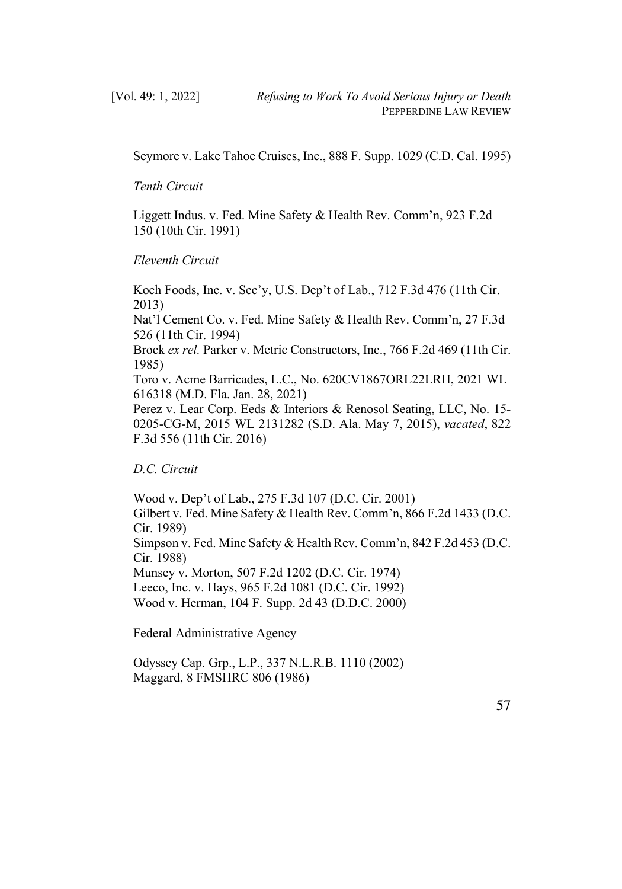Seymore v. Lake Tahoe Cruises, Inc., 888 F. Supp. 1029 (C.D. Cal. 1995)

*Tenth Circuit*

Liggett Indus. v. Fed. Mine Safety & Health Rev. Comm'n, 923 F.2d 150 (10th Cir. 1991)

*Eleventh Circuit*

Koch Foods, Inc. v. Sec'y, U.S. Dep't of Lab., 712 F.3d 476 (11th Cir. 2013)
Nat'l Cement Co. v. Fed. Mine Safety & Health Rev. Comm'n, 27 F.3d 526 (11th Cir. 1994)
Brock *ex rel.* Parker v. Metric Constructors, Inc., 766 F.2d 469 (11th Cir. 1985)
Toro v. Acme Barricades, L.C., No. 620CV1867ORL22LRH, 2021 WL 616318 (M.D. Fla. Jan. 28, 2021)
Perez v. Lear Corp. Eeds & Interiors & Renosol Seating, LLC, No. 15-0205-CG-M, 2015 WL 2131282 (S.D. Ala. May 7, 2015), *vacated*, 822 F.3d 556 (11th Cir. 2016)

*D.C. Circuit*

Wood v. Dep't of Lab., 275 F.3d 107 (D.C. Cir. 2001)
Gilbert v. Fed. Mine Safety & Health Rev. Comm'n, 866 F.2d 1433 (D.C. Cir. 1989)
Simpson v. Fed. Mine Safety & Health Rev. Comm'n, 842 F.2d 453 (D.C. Cir. 1988)
Munsey v. Morton, 507 F.2d 1202 (D.C. Cir. 1974)
Leeco, Inc. v. Hays, 965 F.2d 1081 (D.C. Cir. 1992)
Wood v. Herman, 104 F. Supp. 2d 43 (D.D.C. 2000)

<u>Federal Administrative Agency</u>

Odyssey Cap. Grp., L.P., 337 N.L.R.B. 1110 (2002)
Maggard, 8 FMSHRC 806 (1986)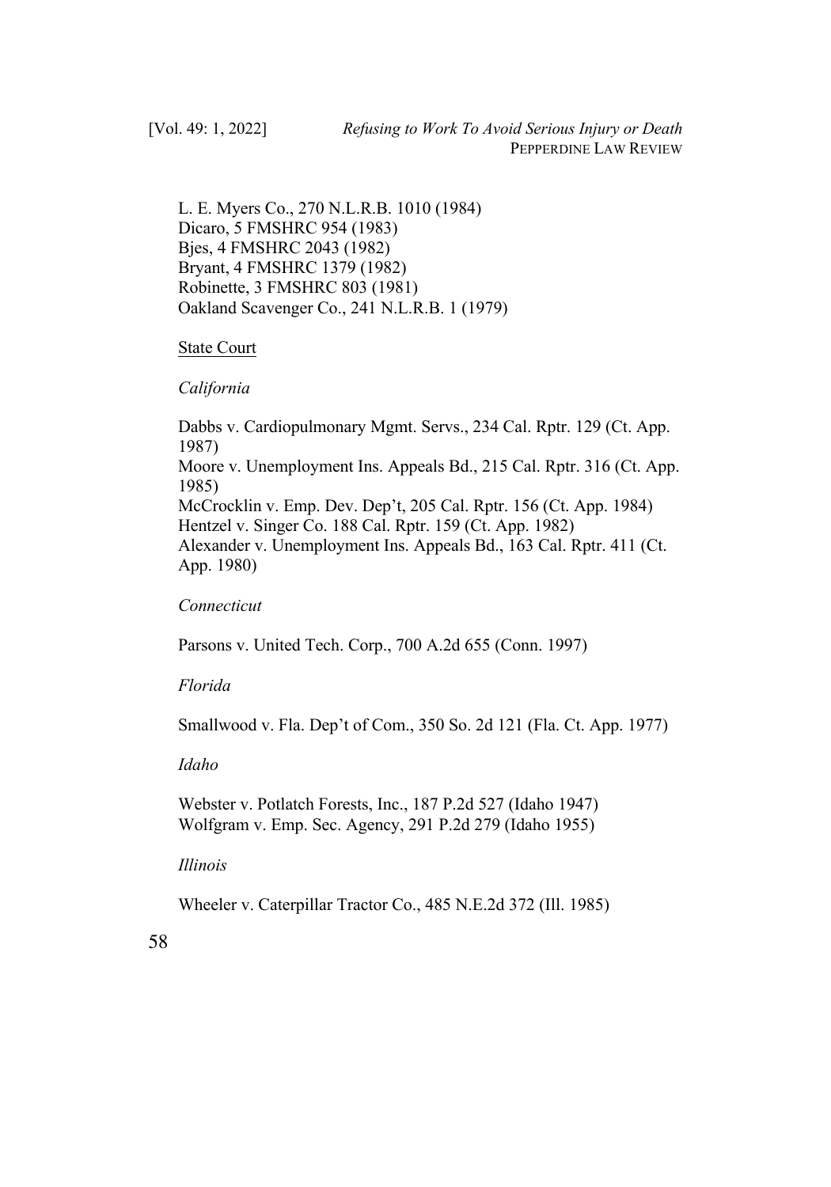L. E. Myers Co., 270 N.L.R.B. 1010 (1984)
Dicaro, 5 FMSHRC 954 (1983)
Bjes, 4 FMSHRC 2043 (1982)
Bryant, 4 FMSHRC 1379 (1982)
Robinette, 3 FMSHRC 803 (1981)
Oakland Scavenger Co., 241 N.L.R.B. 1 (1979)

State Court

*California*

Dabbs v. Cardiopulmonary Mgmt. Servs., 234 Cal. Rptr. 129 (Ct. App. 1987)
Moore v. Unemployment Ins. Appeals Bd., 215 Cal. Rptr. 316 (Ct. App. 1985)
McCrocklin v. Emp. Dev. Dep't, 205 Cal. Rptr. 156 (Ct. App. 1984)
Hentzel v. Singer Co. 188 Cal. Rptr. 159 (Ct. App. 1982)
Alexander v. Unemployment Ins. Appeals Bd., 163 Cal. Rptr. 411 (Ct. App. 1980)

*Connecticut*

Parsons v. United Tech. Corp., 700 A.2d 655 (Conn. 1997)

*Florida*

Smallwood v. Fla. Dep't of Com., 350 So. 2d 121 (Fla. Ct. App. 1977)

*Idaho*

Webster v. Potlatch Forests, Inc., 187 P.2d 527 (Idaho 1947)
Wolfgram v. Emp. Sec. Agency, 291 P.2d 279 (Idaho 1955)

*Illinois*

Wheeler v. Caterpillar Tractor Co., 485 N.E.2d 372 (Ill. 1985)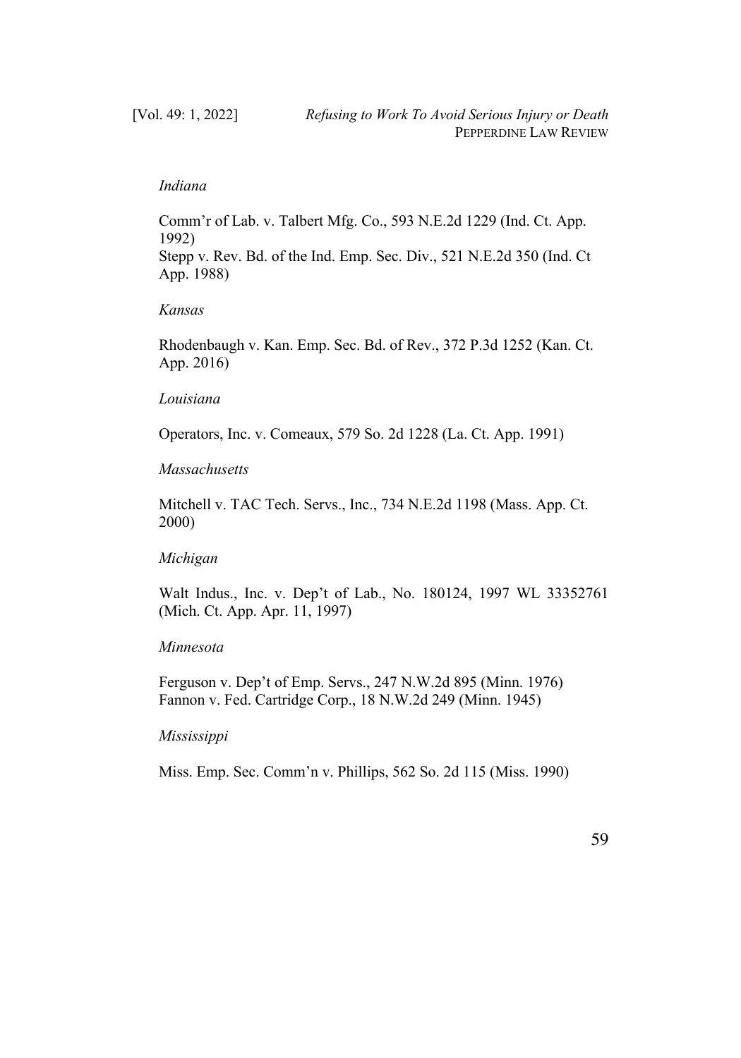*Indiana*

Comm'r of Lab. v. Talbert Mfg. Co., 593 N.E.2d 1229 (Ind. Ct. App. 1992)
Stepp v. Rev. Bd. of the Ind. Emp. Sec. Div., 521 N.E.2d 350 (Ind. Ct App. 1988)

*Kansas*

Rhodenbaugh v. Kan. Emp. Sec. Bd. of Rev., 372 P.3d 1252 (Kan. Ct. App. 2016)

*Louisiana*

Operators, Inc. v. Comeaux, 579 So. 2d 1228 (La. Ct. App. 1991)

*Massachusetts*

Mitchell v. TAC Tech. Servs., Inc., 734 N.E.2d 1198 (Mass. App. Ct. 2000)

*Michigan*

Walt Indus., Inc. v. Dep't of Lab., No. 180124, 1997 WL 33352761 (Mich. Ct. App. Apr. 11, 1997)

*Minnesota*

Ferguson v. Dep't of Emp. Servs., 247 N.W.2d 895 (Minn. 1976)
Fannon v. Fed. Cartridge Corp., 18 N.W.2d 249 (Minn. 1945)

*Mississippi*

Miss. Emp. Sec. Comm'n v. Phillips, 562 So. 2d 115 (Miss. 1990)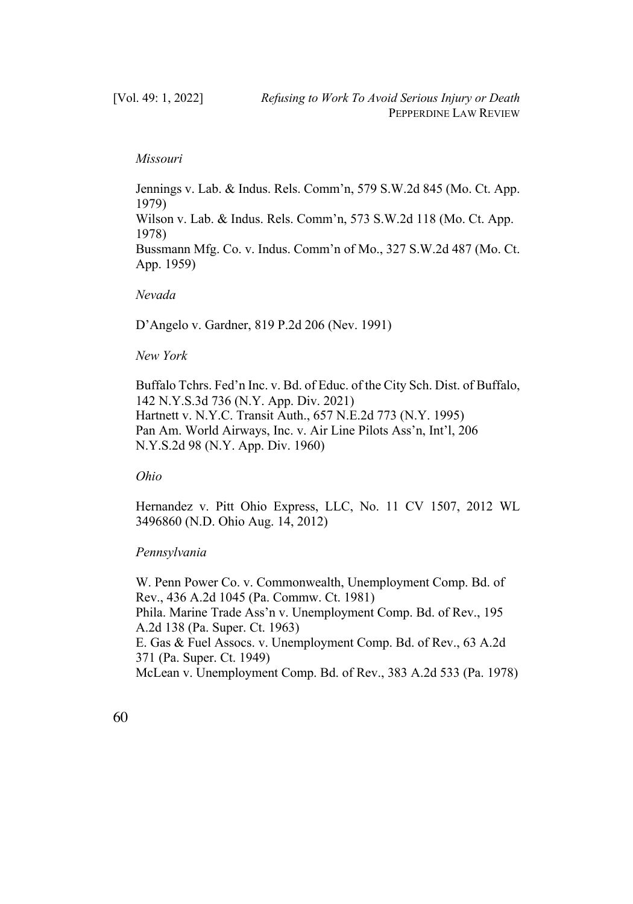*Missouri*

Jennings v. Lab. & Indus. Rels. Comm'n, 579 S.W.2d 845 (Mo. Ct. App. 1979)
Wilson v. Lab. & Indus. Rels. Comm'n, 573 S.W.2d 118 (Mo. Ct. App. 1978)
Bussmann Mfg. Co. v. Indus. Comm'n of Mo., 327 S.W.2d 487 (Mo. Ct. App. 1959)

*Nevada*

D'Angelo v. Gardner, 819 P.2d 206 (Nev. 1991)

*New York*

Buffalo Tchrs. Fed'n Inc. v. Bd. of Educ. of the City Sch. Dist. of Buffalo, 142 N.Y.S.3d 736 (N.Y. App. Div. 2021)
Hartnett v. N.Y.C. Transit Auth., 657 N.E.2d 773 (N.Y. 1995)
Pan Am. World Airways, Inc. v. Air Line Pilots Ass'n, Int'l, 206 N.Y.S.2d 98 (N.Y. App. Div. 1960)

*Ohio*

Hernandez v. Pitt Ohio Express, LLC, No. 11 CV 1507, 2012 WL 3496860 (N.D. Ohio Aug. 14, 2012)

*Pennsylvania*

W. Penn Power Co. v. Commonwealth, Unemployment Comp. Bd. of Rev., 436 A.2d 1045 (Pa. Commw. Ct. 1981)
Phila. Marine Trade Ass'n v. Unemployment Comp. Bd. of Rev., 195 A.2d 138 (Pa. Super. Ct. 1963)
E. Gas & Fuel Assocs. v. Unemployment Comp. Bd. of Rev., 63 A.2d 371 (Pa. Super. Ct. 1949)
McLean v. Unemployment Comp. Bd. of Rev., 383 A.2d 533 (Pa. 1978)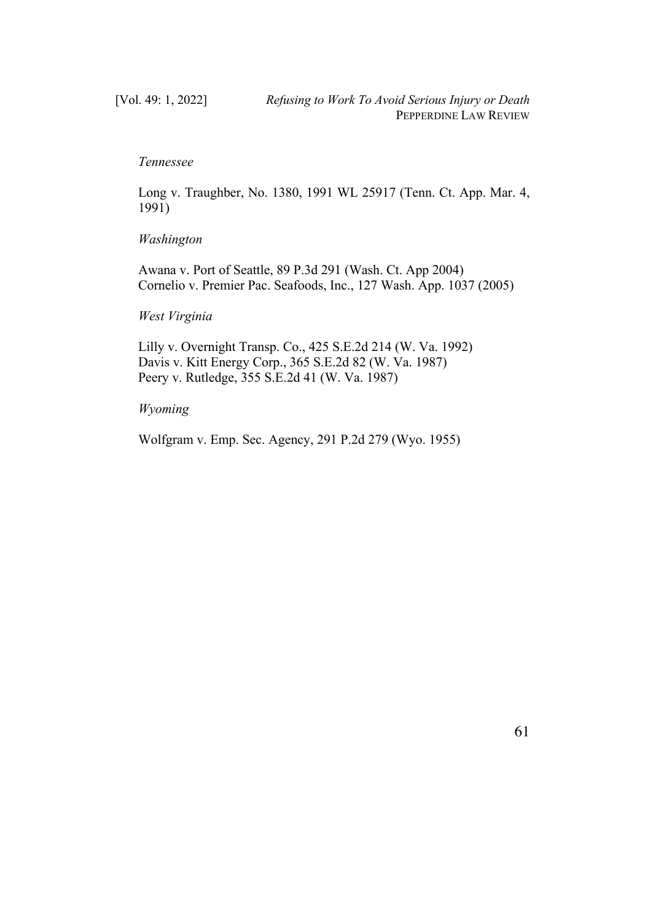*Tennessee*

Long v. Traughber, No. 1380, 1991 WL 25917 (Tenn. Ct. App. Mar. 4, 1991)

*Washington*

Awana v. Port of Seattle, 89 P.3d 291 (Wash. Ct. App 2004)
Cornelio v. Premier Pac. Seafoods, Inc., 127 Wash. App. 1037 (2005)

*West Virginia*

Lilly v. Overnight Transp. Co., 425 S.E.2d 214 (W. Va. 1992)
Davis v. Kitt Energy Corp., 365 S.E.2d 82 (W. Va. 1987)
Peery v. Rutledge, 355 S.E.2d 41 (W. Va. 1987)

*Wyoming*

Wolfgram v. Emp. Sec. Agency, 291 P.2d 279 (Wyo. 1955)